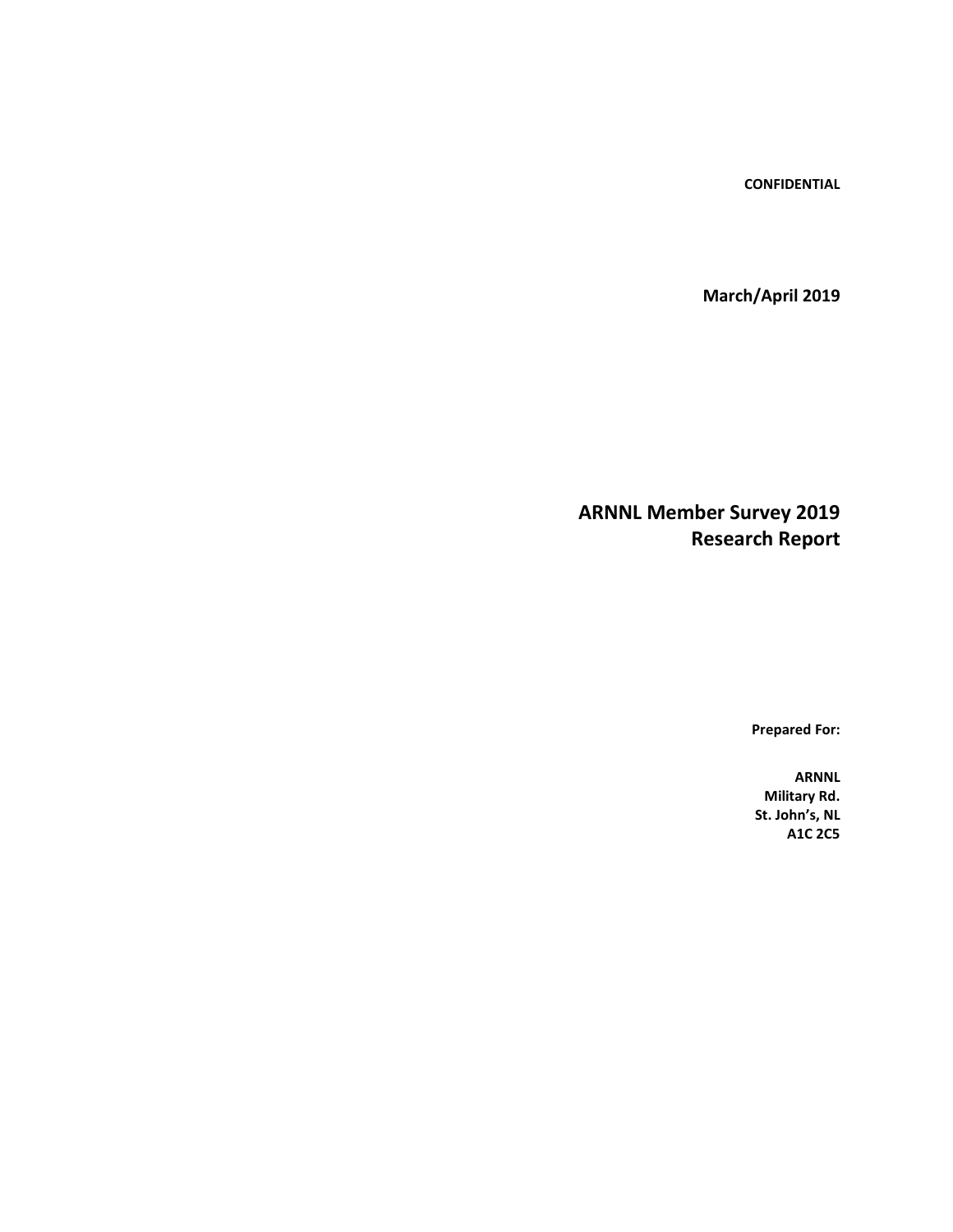**CONFIDENTIAL**

**March/April 2019**

# ARNNL Member Survey 2019
# Research Report

**Prepared For:**

**ARNNL**
**Military Rd.**
**St. John's, NL**
**A1C 2C5**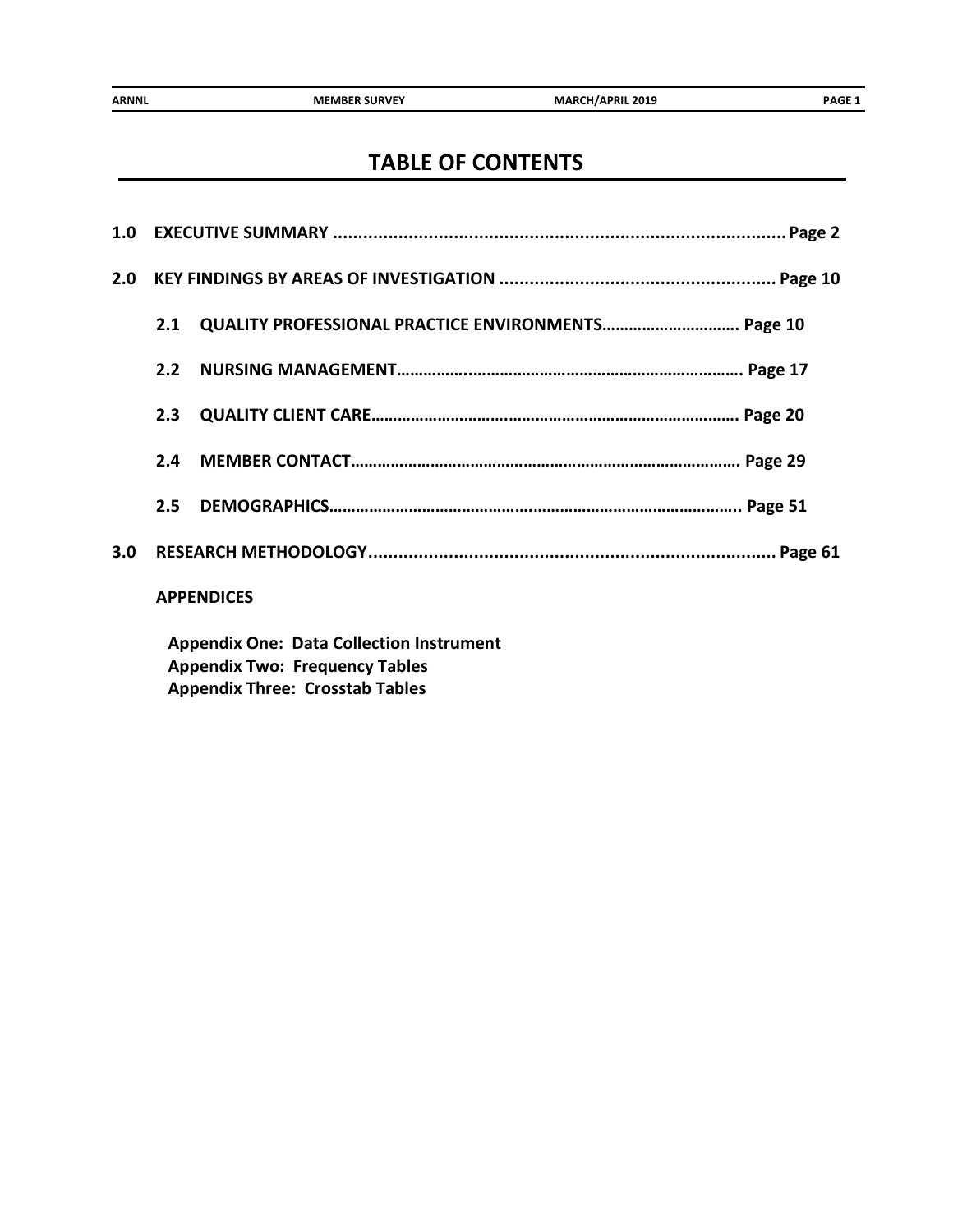# TABLE OF CONTENTS

**1.0 EXECUTIVE SUMMARY .......................................................................................... Page 2**

**2.0 KEY FINDINGS BY AREAS OF INVESTIGATION ...................................................... Page 10**

- **2.1 QUALITY PROFESSIONAL PRACTICE ENVIRONMENTS………………………… Page 10**
- **2.2 NURSING MANAGEMENT…………..………………………………………………… Page 17**
- **2.3 QUALITY CLIENT CARE………………………………………………………………… Page 20**
- **2.4 MEMBER CONTACT……………………………………………………………………… Page 29**
- **2.5 DEMOGRAPHICS………………………………………………………………………….. Page 51**

**3.0 RESEARCH METHODOLOGY................................................................................ Page 61**

**APPENDICES**

**Appendix One: Data Collection Instrument**
**Appendix Two: Frequency Tables**
**Appendix Three: Crosstab Tables**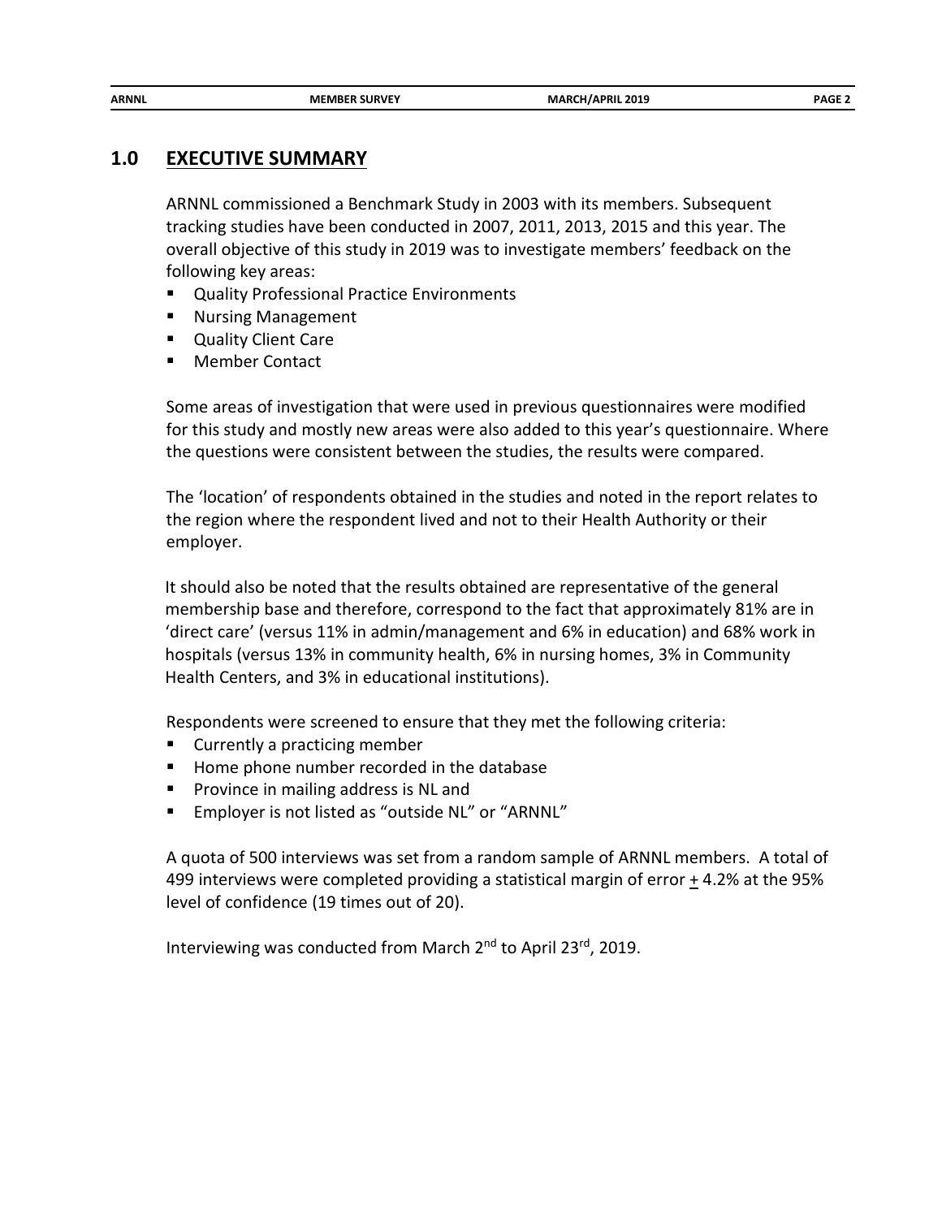## 1.0 EXECUTIVE SUMMARY

ARNNL commissioned a Benchmark Study in 2003 with its members. Subsequent tracking studies have been conducted in 2007, 2011, 2013, 2015 and this year. The overall objective of this study in 2019 was to investigate members' feedback on the following key areas:

- Quality Professional Practice Environments
- Nursing Management
- Quality Client Care
- Member Contact

Some areas of investigation that were used in previous questionnaires were modified for this study and mostly new areas were also added to this year's questionnaire. Where the questions were consistent between the studies, the results were compared.

The 'location' of respondents obtained in the studies and noted in the report relates to the region where the respondent lived and not to their Health Authority or their employer.

It should also be noted that the results obtained are representative of the general membership base and therefore, correspond to the fact that approximately 81% are in 'direct care' (versus 11% in admin/management and 6% in education) and 68% work in hospitals (versus 13% in community health, 6% in nursing homes, 3% in Community Health Centers, and 3% in educational institutions).

Respondents were screened to ensure that they met the following criteria:

- Currently a practicing member
- Home phone number recorded in the database
- Province in mailing address is NL and
- Employer is not listed as "outside NL" or "ARNNL"

A quota of 500 interviews was set from a random sample of ARNNL members. A total of 499 interviews were completed providing a statistical margin of error ± 4.2% at the 95% level of confidence (19 times out of 20).

Interviewing was conducted from March 2nd to April 23rd, 2019.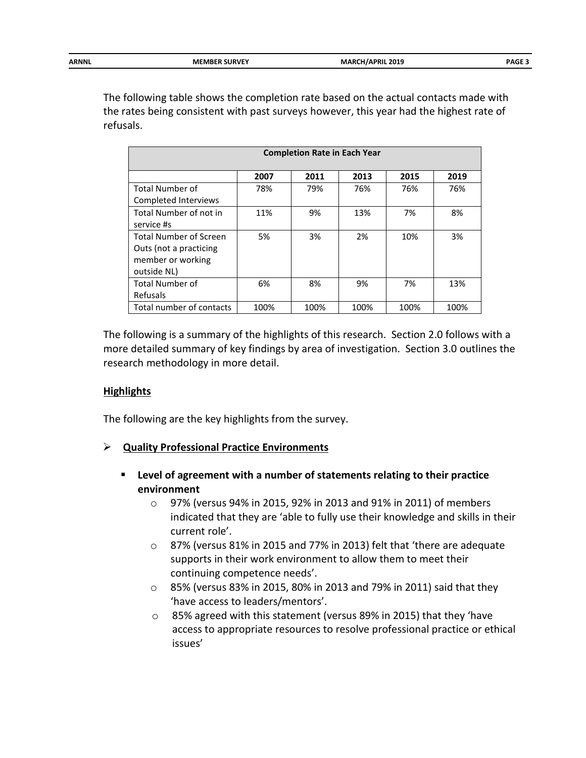The following table shows the completion rate based on the actual contacts made with the rates being consistent with past surveys however, this year had the highest rate of refusals.

| Completion Rate in Each Year | | | | | |
|---|---|---|---|---|---|
| | **2007** | **2011** | **2013** | **2015** | **2019** |
| Total Number of Completed Interviews | 78% | 79% | 76% | 76% | 76% |
| Total Number of not in service #s | 11% | 9% | 13% | 7% | 8% |
| Total Number of Screen Outs (not a practicing member or working outside NL) | 5% | 3% | 2% | 10% | 3% |
| Total Number of Refusals | 6% | 8% | 9% | 7% | 13% |
| Total number of contacts | 100% | 100% | 100% | 100% | 100% |

The following is a summary of the highlights of this research. Section 2.0 follows with a more detailed summary of key findings by area of investigation. Section 3.0 outlines the research methodology in more detail.

**Highlights**

The following are the key highlights from the survey.

- **Quality Professional Practice Environments**
  - **Level of agreement with a number of statements relating to their practice environment**
    - 97% (versus 94% in 2015, 92% in 2013 and 91% in 2011) of members indicated that they are 'able to fully use their knowledge and skills in their current role'.
    - 87% (versus 81% in 2015 and 77% in 2013) felt that 'there are adequate supports in their work environment to allow them to meet their continuing competence needs'.
    - 85% (versus 83% in 2015, 80% in 2013 and 79% in 2011) said that they 'have access to leaders/mentors'.
    - 85% agreed with this statement (versus 89% in 2015) that they 'have access to appropriate resources to resolve professional practice or ethical issues'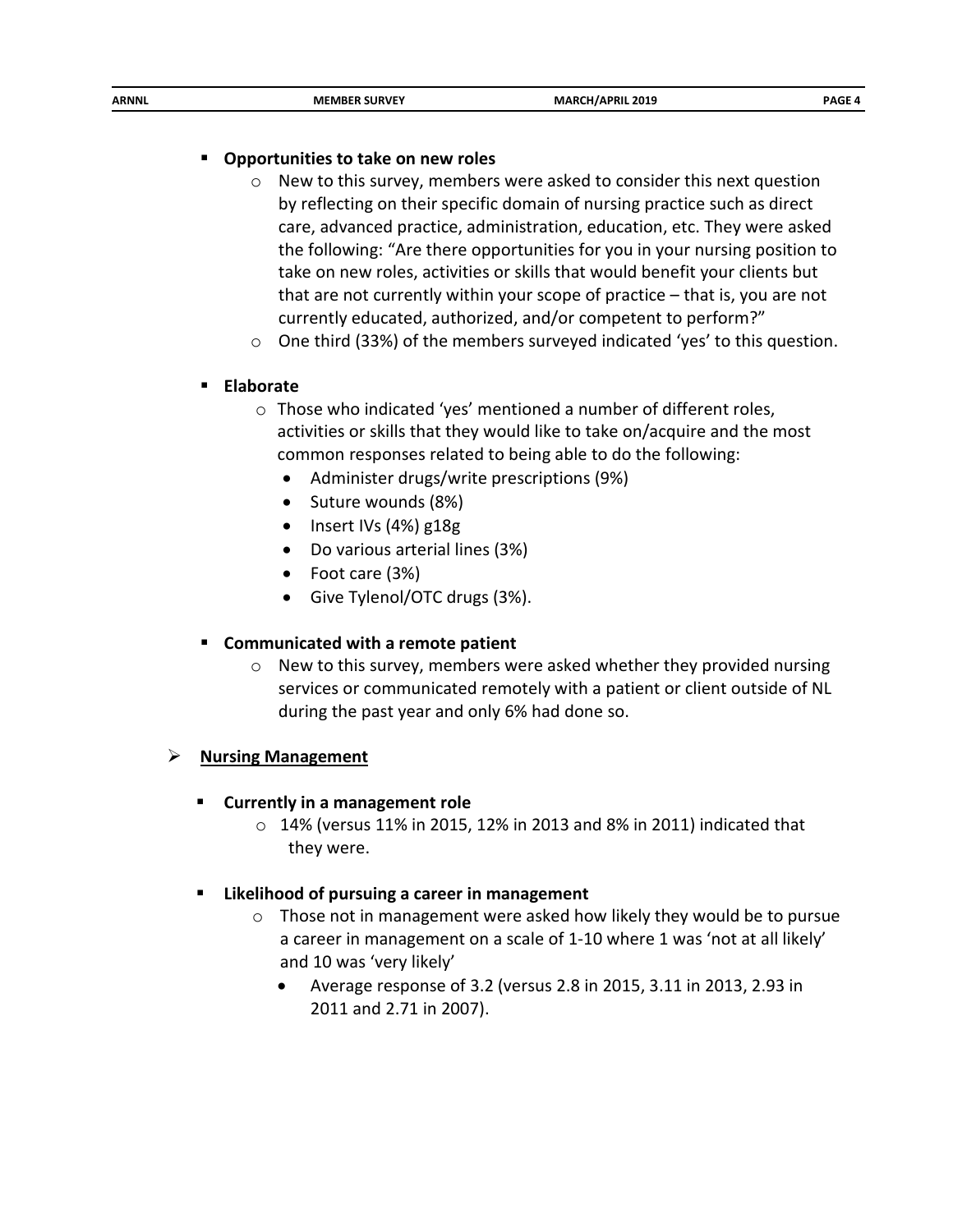- **Opportunities to take on new roles**
  - New to this survey, members were asked to consider this next question by reflecting on their specific domain of nursing practice such as direct care, advanced practice, administration, education, etc. They were asked the following: "Are there opportunities for you in your nursing position to take on new roles, activities or skills that would benefit your clients but that are not currently within your scope of practice – that is, you are not currently educated, authorized, and/or competent to perform?"
  - One third (33%) of the members surveyed indicated 'yes' to this question.

- **Elaborate**
  - Those who indicated 'yes' mentioned a number of different roles, activities or skills that they would like to take on/acquire and the most common responses related to being able to do the following:
    - Administer drugs/write prescriptions (9%)
    - Suture wounds (8%)
    - Insert IVs (4%) g18g
    - Do various arterial lines (3%)
    - Foot care (3%)
    - Give Tylenol/OTC drugs (3%).

- **Communicated with a remote patient**
  - New to this survey, members were asked whether they provided nursing services or communicated remotely with a patient or client outside of NL during the past year and only 6% had done so.

## Nursing Management

- **Currently in a management role**
  - 14% (versus 11% in 2015, 12% in 2013 and 8% in 2011) indicated that they were.

- **Likelihood of pursuing a career in management**
  - Those not in management were asked how likely they would be to pursue a career in management on a scale of 1-10 where 1 was 'not at all likely' and 10 was 'very likely'
    - Average response of 3.2 (versus 2.8 in 2015, 3.11 in 2013, 2.93 in 2011 and 2.71 in 2007).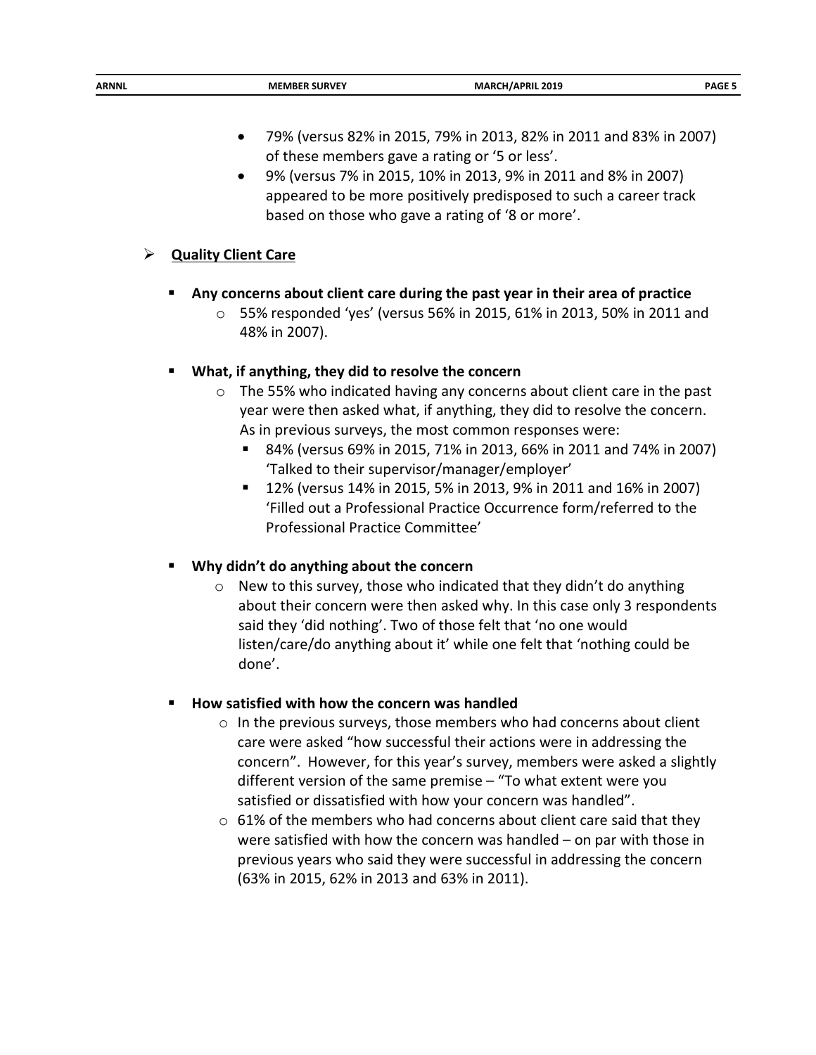- 79% (versus 82% in 2015, 79% in 2013, 82% in 2011 and 83% in 2007) of these members gave a rating or '5 or less'.
- 9% (versus 7% in 2015, 10% in 2013, 9% in 2011 and 8% in 2007) appeared to be more positively predisposed to such a career track based on those who gave a rating of '8 or more'.

## **Quality Client Care**

- **Any concerns about client care during the past year in their area of practice**
  - 55% responded 'yes' (versus 56% in 2015, 61% in 2013, 50% in 2011 and 48% in 2007).

- **What, if anything, they did to resolve the concern**
  - The 55% who indicated having any concerns about client care in the past year were then asked what, if anything, they did to resolve the concern. As in previous surveys, the most common responses were:
    - 84% (versus 69% in 2015, 71% in 2013, 66% in 2011 and 74% in 2007) 'Talked to their supervisor/manager/employer'
    - 12% (versus 14% in 2015, 5% in 2013, 9% in 2011 and 16% in 2007) 'Filled out a Professional Practice Occurrence form/referred to the Professional Practice Committee'

- **Why didn't do anything about the concern**
  - New to this survey, those who indicated that they didn't do anything about their concern were then asked why. In this case only 3 respondents said they 'did nothing'. Two of those felt that 'no one would listen/care/do anything about it' while one felt that 'nothing could be done'.

- **How satisfied with how the concern was handled**
  - In the previous surveys, those members who had concerns about client care were asked "how successful their actions were in addressing the concern". However, for this year's survey, members were asked a slightly different version of the same premise – "To what extent were you satisfied or dissatisfied with how your concern was handled".
  - 61% of the members who had concerns about client care said that they were satisfied with how the concern was handled – on par with those in previous years who said they were successful in addressing the concern (63% in 2015, 62% in 2013 and 63% in 2011).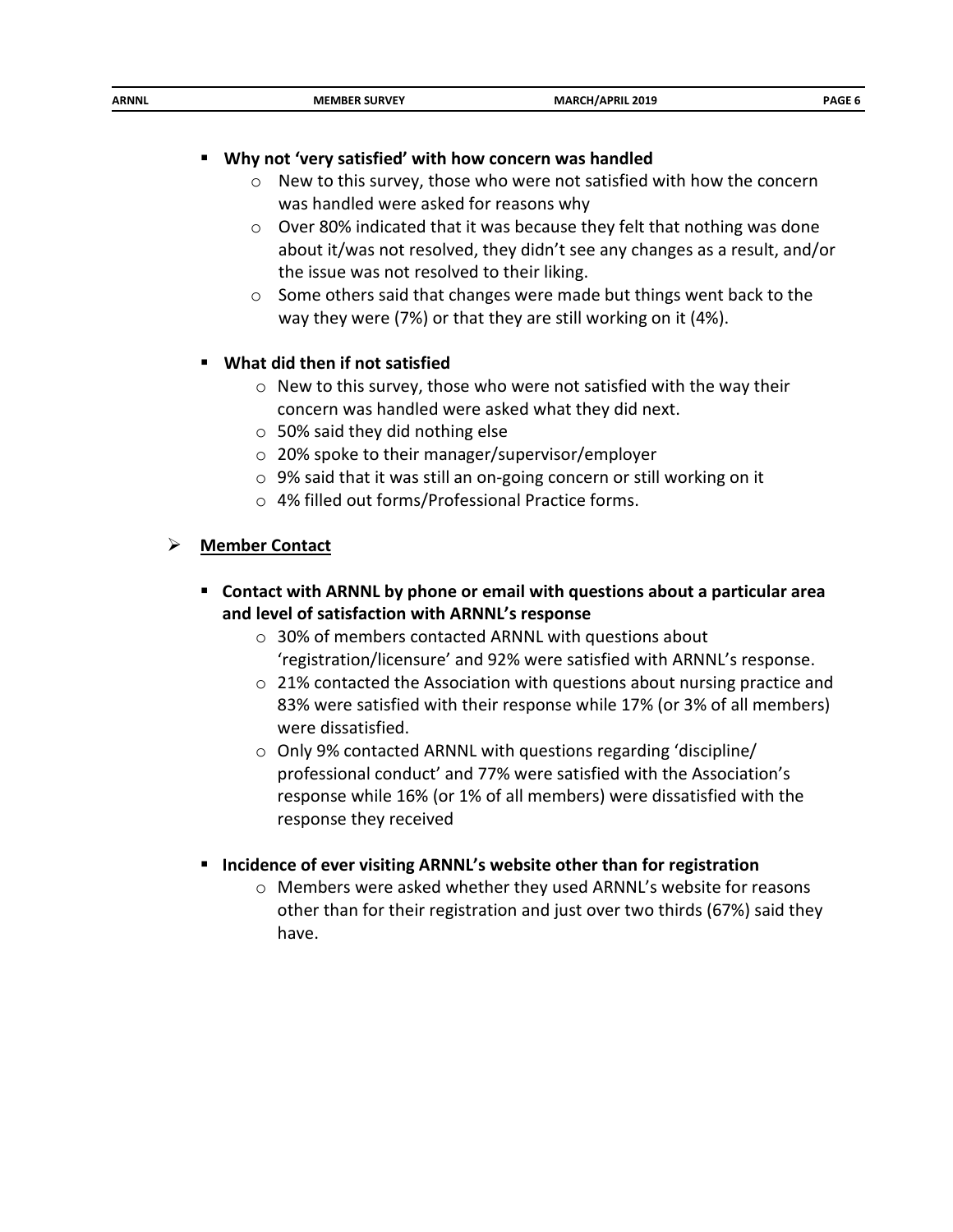- **Why not 'very satisfied' with how concern was handled**
  - New to this survey, those who were not satisfied with how the concern was handled were asked for reasons why
  - Over 80% indicated that it was because they felt that nothing was done about it/was not resolved, they didn't see any changes as a result, and/or the issue was not resolved to their liking.
  - Some others said that changes were made but things went back to the way they were (7%) or that they are still working on it (4%).

- **What did then if not satisfied**
  - New to this survey, those who were not satisfied with the way their concern was handled were asked what they did next.
  - 50% said they did nothing else
  - 20% spoke to their manager/supervisor/employer
  - 9% said that it was still an on-going concern or still working on it
  - 4% filled out forms/Professional Practice forms.

## <u>Member Contact</u>

- **Contact with ARNNL by phone or email with questions about a particular area and level of satisfaction with ARNNL's response**
  - 30% of members contacted ARNNL with questions about 'registration/licensure' and 92% were satisfied with ARNNL's response.
  - 21% contacted the Association with questions about nursing practice and 83% were satisfied with their response while 17% (or 3% of all members) were dissatisfied.
  - Only 9% contacted ARNNL with questions regarding 'discipline/ professional conduct' and 77% were satisfied with the Association's response while 16% (or 1% of all members) were dissatisfied with the response they received

- **Incidence of ever visiting ARNNL's website other than for registration**
  - Members were asked whether they used ARNNL's website for reasons other than for their registration and just over two thirds (67%) said they have.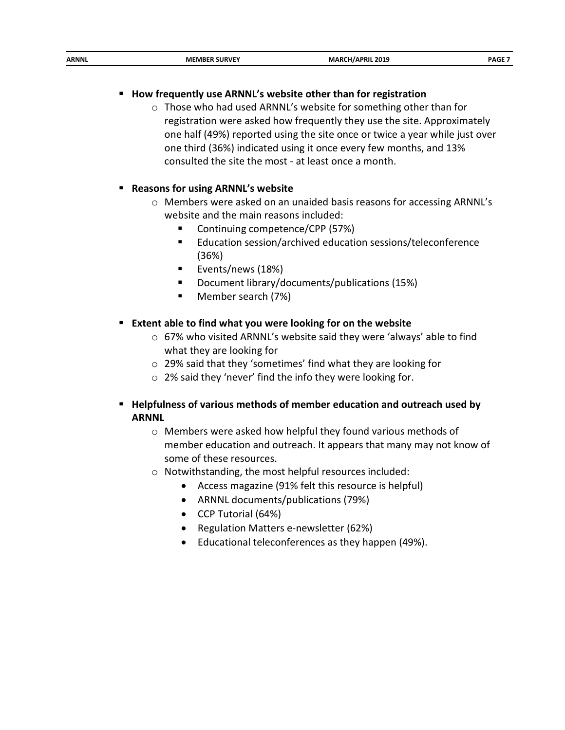- **How frequently use ARNNL's website other than for registration**
    - Those who had used ARNNL's website for something other than for registration were asked how frequently they use the site. Approximately one half (49%) reported using the site once or twice a year while just over one third (36%) indicated using it once every few months, and 13% consulted the site the most - at least once a month.

- **Reasons for using ARNNL's website**
    - Members were asked on an unaided basis reasons for accessing ARNNL's website and the main reasons included:
        - Continuing competence/CPP (57%)
        - Education session/archived education sessions/teleconference (36%)
        - Events/news (18%)
        - Document library/documents/publications (15%)
        - Member search (7%)

- **Extent able to find what you were looking for on the website**
    - 67% who visited ARNNL's website said they were 'always' able to find what they are looking for
    - 29% said that they 'sometimes' find what they are looking for
    - 2% said they 'never' find the info they were looking for.

- **Helpfulness of various methods of member education and outreach used by ARNNL**
    - Members were asked how helpful they found various methods of member education and outreach. It appears that many may not know of some of these resources.
    - Notwithstanding, the most helpful resources included:
        - Access magazine (91% felt this resource is helpful)
        - ARNNL documents/publications (79%)
        - CCP Tutorial (64%)
        - Regulation Matters e-newsletter (62%)
        - Educational teleconferences as they happen (49%).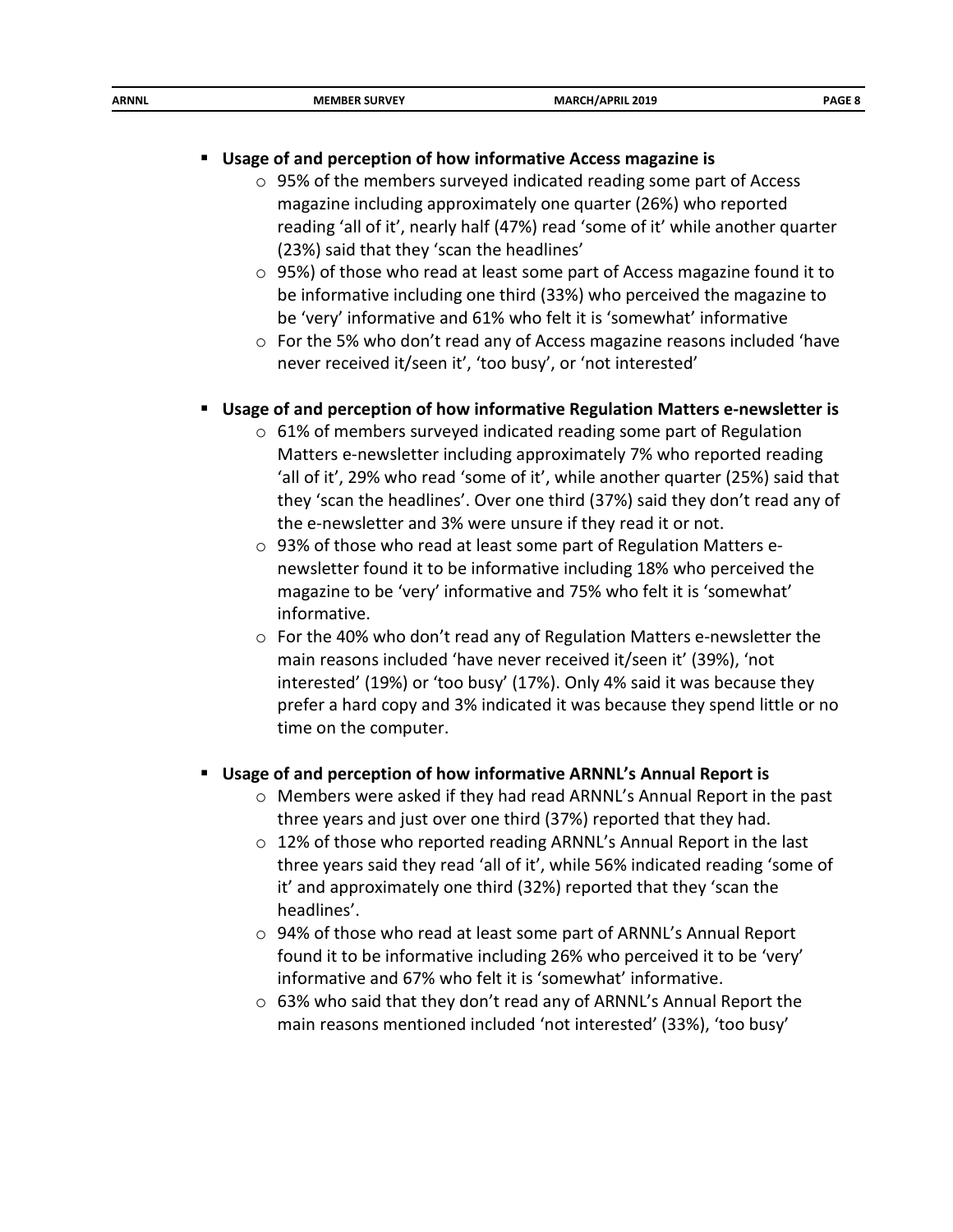- **Usage of and perception of how informative Access magazine is**
  - 95% of the members surveyed indicated reading some part of Access magazine including approximately one quarter (26%) who reported reading 'all of it', nearly half (47%) read 'some of it' while another quarter (23%) said that they 'scan the headlines'
  - 95%) of those who read at least some part of Access magazine found it to be informative including one third (33%) who perceived the magazine to be 'very' informative and 61% who felt it is 'somewhat' informative
  - For the 5% who don't read any of Access magazine reasons included 'have never received it/seen it', 'too busy', or 'not interested'

- **Usage of and perception of how informative Regulation Matters e-newsletter is**
  - 61% of members surveyed indicated reading some part of Regulation Matters e-newsletter including approximately 7% who reported reading 'all of it', 29% who read 'some of it', while another quarter (25%) said that they 'scan the headlines'. Over one third (37%) said they don't read any of the e-newsletter and 3% were unsure if they read it or not.
  - 93% of those who read at least some part of Regulation Matters e-newsletter found it to be informative including 18% who perceived the magazine to be 'very' informative and 75% who felt it is 'somewhat' informative.
  - For the 40% who don't read any of Regulation Matters e-newsletter the main reasons included 'have never received it/seen it' (39%), 'not interested' (19%) or 'too busy' (17%). Only 4% said it was because they prefer a hard copy and 3% indicated it was because they spend little or no time on the computer.

- **Usage of and perception of how informative ARNNL's Annual Report is**
  - Members were asked if they had read ARNNL's Annual Report in the past three years and just over one third (37%) reported that they had.
  - 12% of those who reported reading ARNNL's Annual Report in the last three years said they read 'all of it', while 56% indicated reading 'some of it' and approximately one third (32%) reported that they 'scan the headlines'.
  - 94% of those who read at least some part of ARNNL's Annual Report found it to be informative including 26% who perceived it to be 'very' informative and 67% who felt it is 'somewhat' informative.
  - 63% who said that they don't read any of ARNNL's Annual Report the main reasons mentioned included 'not interested' (33%), 'too busy'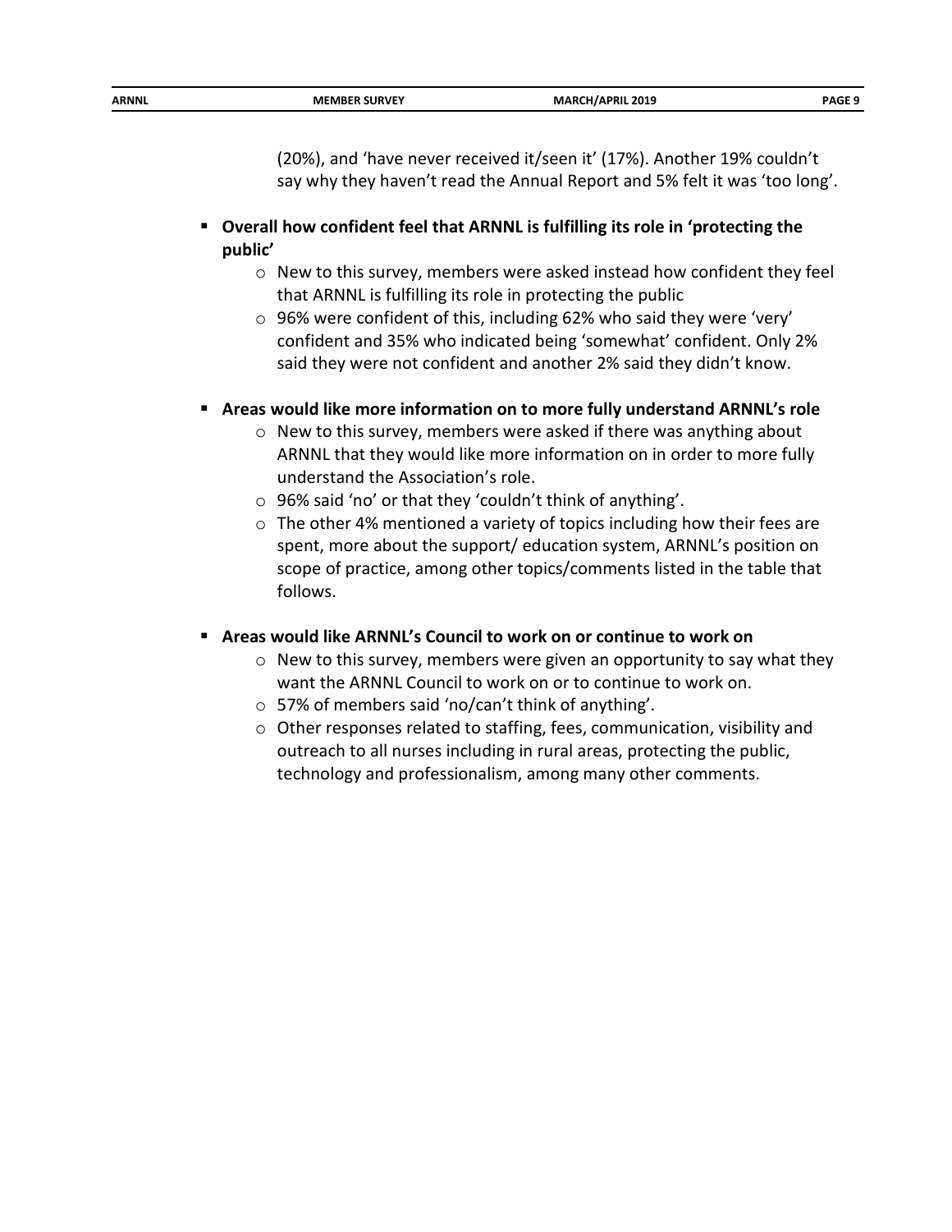(20%), and 'have never received it/seen it' (17%). Another 19% couldn't say why they haven't read the Annual Report and 5% felt it was 'too long'.

- **Overall how confident feel that ARNNL is fulfilling its role in 'protecting the public'**
  - New to this survey, members were asked instead how confident they feel that ARNNL is fulfilling its role in protecting the public
  - 96% were confident of this, including 62% who said they were 'very' confident and 35% who indicated being 'somewhat' confident. Only 2% said they were not confident and another 2% said they didn't know.

- **Areas would like more information on to more fully understand ARNNL's role**
  - New to this survey, members were asked if there was anything about ARNNL that they would like more information on in order to more fully understand the Association's role.
  - 96% said 'no' or that they 'couldn't think of anything'.
  - The other 4% mentioned a variety of topics including how their fees are spent, more about the support/ education system, ARNNL's position on scope of practice, among other topics/comments listed in the table that follows.

- **Areas would like ARNNL's Council to work on or continue to work on**
  - New to this survey, members were given an opportunity to say what they want the ARNNL Council to work on or to continue to work on.
  - 57% of members said 'no/can't think of anything'.
  - Other responses related to staffing, fees, communication, visibility and outreach to all nurses including in rural areas, protecting the public, technology and professionalism, among many other comments.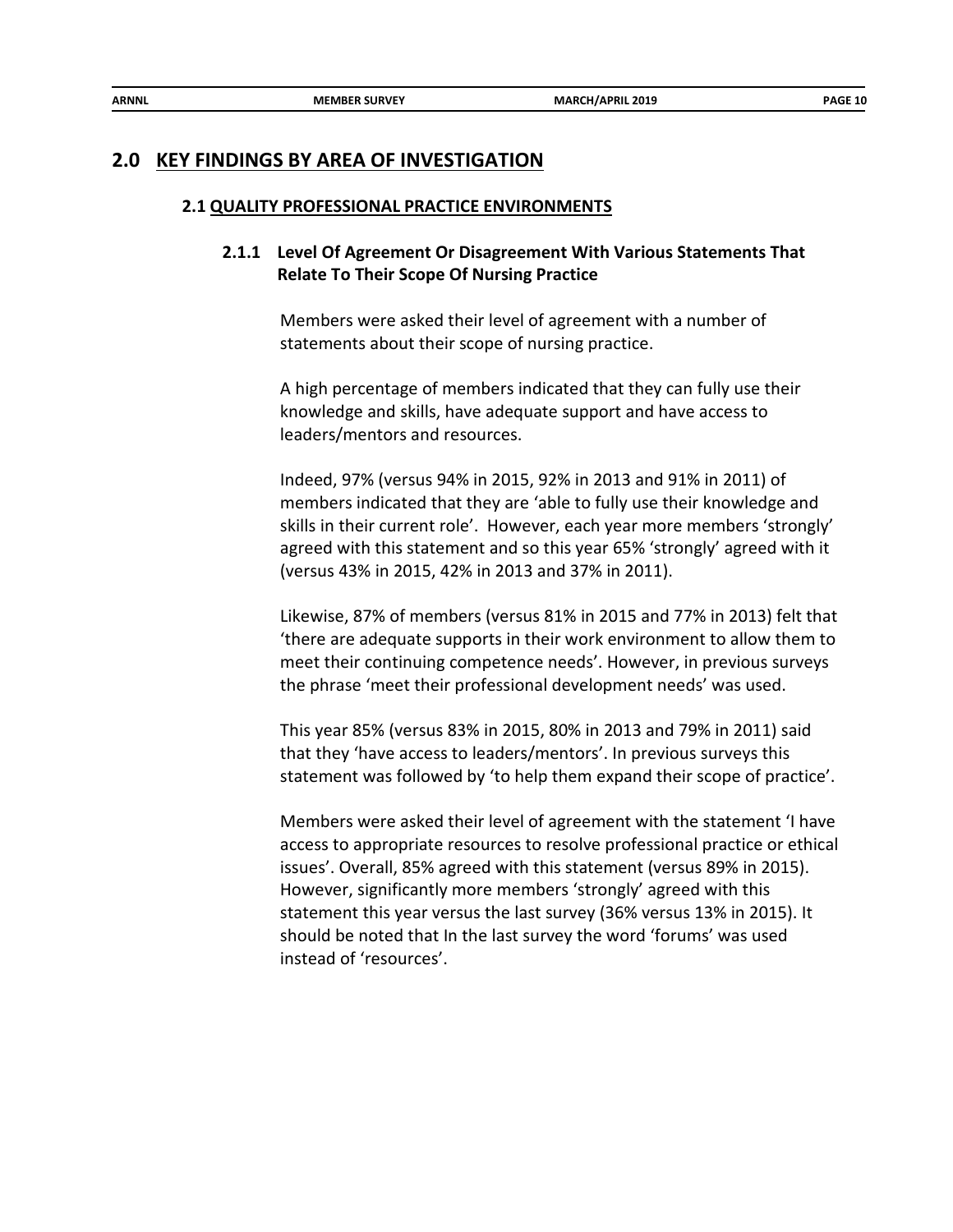## 2.0 KEY FINDINGS BY AREA OF INVESTIGATION

### 2.1 QUALITY PROFESSIONAL PRACTICE ENVIRONMENTS

#### 2.1.1 Level Of Agreement Or Disagreement With Various Statements That Relate To Their Scope Of Nursing Practice

Members were asked their level of agreement with a number of statements about their scope of nursing practice.

A high percentage of members indicated that they can fully use their knowledge and skills, have adequate support and have access to leaders/mentors and resources.

Indeed, 97% (versus 94% in 2015, 92% in 2013 and 91% in 2011) of members indicated that they are 'able to fully use their knowledge and skills in their current role'. However, each year more members 'strongly' agreed with this statement and so this year 65% 'strongly' agreed with it (versus 43% in 2015, 42% in 2013 and 37% in 2011).

Likewise, 87% of members (versus 81% in 2015 and 77% in 2013) felt that 'there are adequate supports in their work environment to allow them to meet their continuing competence needs'. However, in previous surveys the phrase 'meet their professional development needs' was used.

This year 85% (versus 83% in 2015, 80% in 2013 and 79% in 2011) said that they 'have access to leaders/mentors'. In previous surveys this statement was followed by 'to help them expand their scope of practice'.

Members were asked their level of agreement with the statement 'I have access to appropriate resources to resolve professional practice or ethical issues'. Overall, 85% agreed with this statement (versus 89% in 2015). However, significantly more members 'strongly' agreed with this statement this year versus the last survey (36% versus 13% in 2015). It should be noted that In the last survey the word 'forums' was used instead of 'resources'.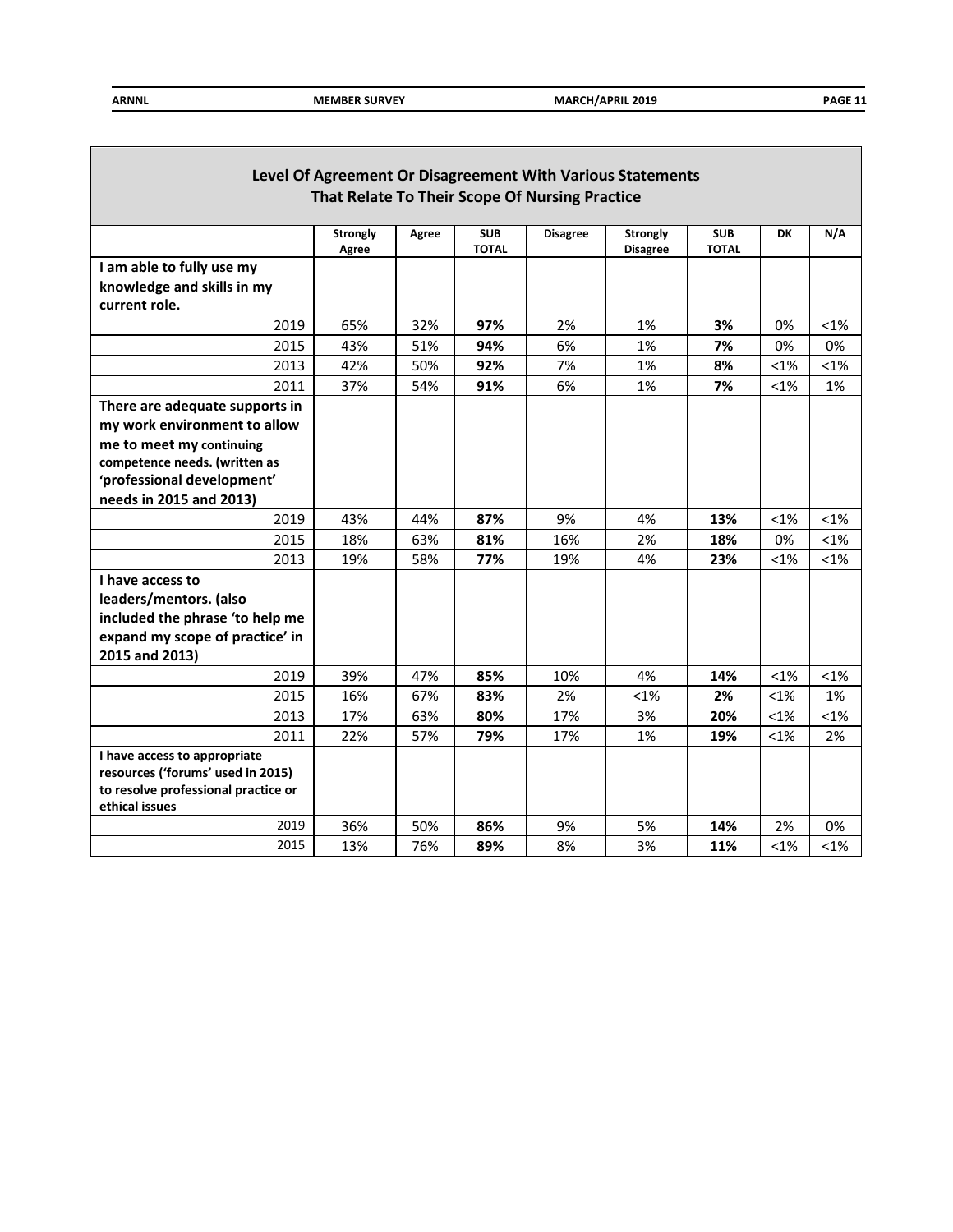## Level Of Agreement Or Disagreement With Various Statements That Relate To Their Scope Of Nursing Practice

| | Strongly Agree | Agree | SUB TOTAL | Disagree | Strongly Disagree | SUB TOTAL | DK | N/A |
|---|---|---|---|---|---|---|---|---|
| **I am able to fully use my knowledge and skills in my current role.** | | | | | | | | |
| 2019 | 65% | 32% | **97%** | 2% | 1% | **3%** | 0% | <1% |
| 2015 | 43% | 51% | **94%** | 6% | 1% | **7%** | 0% | 0% |
| 2013 | 42% | 50% | **92%** | 7% | 1% | **8%** | <1% | <1% |
| 2011 | 37% | 54% | **91%** | 6% | 1% | **7%** | <1% | 1% |
| **There are adequate supports in my work environment to allow me to meet my continuing competence needs. (written as 'professional development' needs in 2015 and 2013)** | | | | | | | | |
| 2019 | 43% | 44% | **87%** | 9% | 4% | **13%** | <1% | <1% |
| 2015 | 18% | 63% | **81%** | 16% | 2% | **18%** | 0% | <1% |
| 2013 | 19% | 58% | **77%** | 19% | 4% | **23%** | <1% | <1% |
| **I have access to leaders/mentors. (also included the phrase 'to help me expand my scope of practice' in 2015 and 2013)** | | | | | | | | |
| 2019 | 39% | 47% | **85%** | 10% | 4% | **14%** | <1% | <1% |
| 2015 | 16% | 67% | **83%** | 2% | <1% | **2%** | <1% | 1% |
| 2013 | 17% | 63% | **80%** | 17% | 3% | **20%** | <1% | <1% |
| 2011 | 22% | 57% | **79%** | 17% | 1% | **19%** | <1% | 2% |
| **I have access to appropriate resources ('forums' used in 2015) to resolve professional practice or ethical issues** | | | | | | | | |
| 2019 | 36% | 50% | **86%** | 9% | 5% | **14%** | 2% | 0% |
| 2015 | 13% | 76% | **89%** | 8% | 3% | **11%** | <1% | <1% |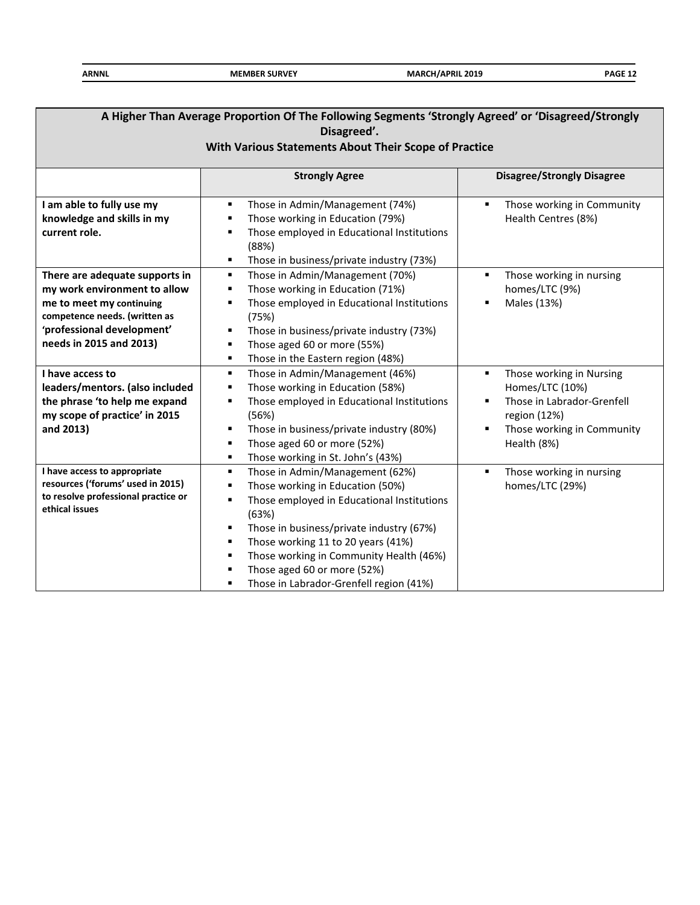| A Higher Than Average Proportion Of The Following Segments 'Strongly Agreed' or 'Disagreed/Strongly Disagreed'. With Various Statements About Their Scope of Practice | | |
|---|---|---|
| | **Strongly Agree** | **Disagree/Strongly Disagree** |
| **I am able to fully use my knowledge and skills in my current role.** | ▪ Those in Admin/Management (74%)<br>▪ Those working in Education (79%)<br>▪ Those employed in Educational Institutions (88%)<br>▪ Those in business/private industry (73%) | ▪ Those working in Community Health Centres (8%) |
| **There are adequate supports in my work environment to allow me to meet my continuing competence needs. (written as 'professional development' needs in 2015 and 2013)** | ▪ Those in Admin/Management (70%)<br>▪ Those working in Education (71%)<br>▪ Those employed in Educational Institutions (75%)<br>▪ Those in business/private industry (73%)<br>▪ Those aged 60 or more (55%)<br>▪ Those in the Eastern region (48%) | ▪ Those working in nursing homes/LTC (9%)<br>▪ Males (13%) |
| **I have access to leaders/mentors. (also included the phrase 'to help me expand my scope of practice' in 2015 and 2013)** | ▪ Those in Admin/Management (46%)<br>▪ Those working in Education (58%)<br>▪ Those employed in Educational Institutions (56%)<br>▪ Those in business/private industry (80%)<br>▪ Those aged 60 or more (52%)<br>▪ Those working in St. John's (43%) | ▪ Those working in Nursing Homes/LTC (10%)<br>▪ Those in Labrador-Grenfell region (12%)<br>▪ Those working in Community Health (8%) |
| **I have access to appropriate resources ('forums' used in 2015) to resolve professional practice or ethical issues** | ▪ Those in Admin/Management (62%)<br>▪ Those working in Education (50%)<br>▪ Those employed in Educational Institutions (63%)<br>▪ Those in business/private industry (67%)<br>▪ Those working 11 to 20 years (41%)<br>▪ Those working in Community Health (46%)<br>▪ Those aged 60 or more (52%)<br>▪ Those in Labrador-Grenfell region (41%) | ▪ Those working in nursing homes/LTC (29%) |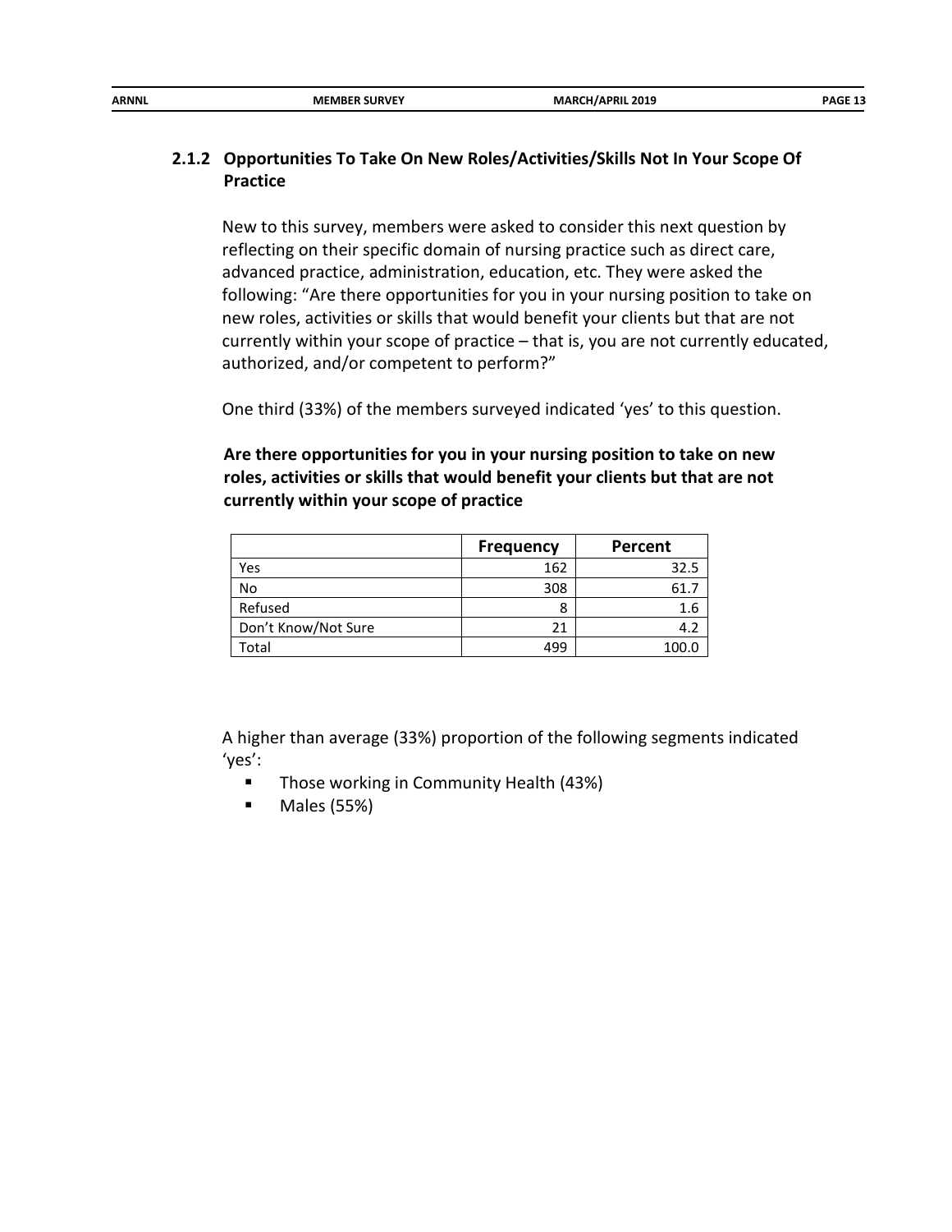### 2.1.2 Opportunities To Take On New Roles/Activities/Skills Not In Your Scope Of Practice

New to this survey, members were asked to consider this next question by reflecting on their specific domain of nursing practice such as direct care, advanced practice, administration, education, etc. They were asked the following: "Are there opportunities for you in your nursing position to take on new roles, activities or skills that would benefit your clients but that are not currently within your scope of practice – that is, you are not currently educated, authorized, and/or competent to perform?"

One third (33%) of the members surveyed indicated 'yes' to this question.

**Are there opportunities for you in your nursing position to take on new roles, activities or skills that would benefit your clients but that are not currently within your scope of practice**

| | Frequency | Percent |
|---|---|---|
| Yes | 162 | 32.5 |
| No | 308 | 61.7 |
| Refused | 8 | 1.6 |
| Don't Know/Not Sure | 21 | 4.2 |
| Total | 499 | 100.0 |

A higher than average (33%) proportion of the following segments indicated 'yes':

- Those working in Community Health (43%)
- Males (55%)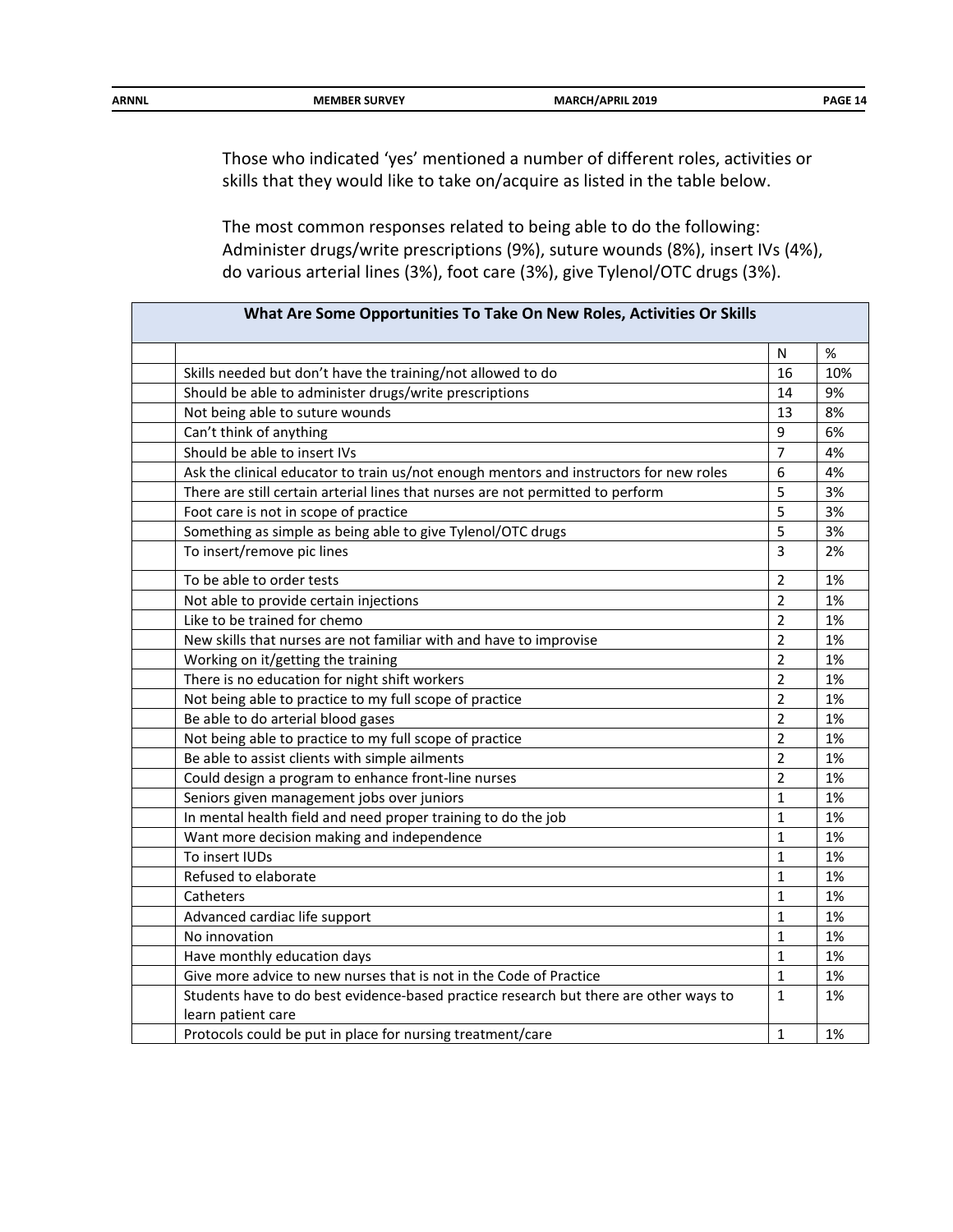Those who indicated 'yes' mentioned a number of different roles, activities or skills that they would like to take on/acquire as listed in the table below.

The most common responses related to being able to do the following: Administer drugs/write prescriptions (9%), suture wounds (8%), insert IVs (4%), do various arterial lines (3%), foot care (3%), give Tylenol/OTC drugs (3%).

| What Are Some Opportunities To Take On New Roles, Activities Or Skills | | | |
|---|---|---|---|
| | | N | % |
| | Skills needed but don't have the training/not allowed to do | 16 | 10% |
| | Should be able to administer drugs/write prescriptions | 14 | 9% |
| | Not being able to suture wounds | 13 | 8% |
| | Can't think of anything | 9 | 6% |
| | Should be able to insert IVs | 7 | 4% |
| | Ask the clinical educator to train us/not enough mentors and instructors for new roles | 6 | 4% |
| | There are still certain arterial lines that nurses are not permitted to perform | 5 | 3% |
| | Foot care is not in scope of practice | 5 | 3% |
| | Something as simple as being able to give Tylenol/OTC drugs | 5 | 3% |
| | To insert/remove pic lines | 3 | 2% |
| | To be able to order tests | 2 | 1% |
| | Not able to provide certain injections | 2 | 1% |
| | Like to be trained for chemo | 2 | 1% |
| | New skills that nurses are not familiar with and have to improvise | 2 | 1% |
| | Working on it/getting the training | 2 | 1% |
| | There is no education for night shift workers | 2 | 1% |
| | Not being able to practice to my full scope of practice | 2 | 1% |
| | Be able to do arterial blood gases | 2 | 1% |
| | Not being able to practice to my full scope of practice | 2 | 1% |
| | Be able to assist clients with simple ailments | 2 | 1% |
| | Could design a program to enhance front-line nurses | 2 | 1% |
| | Seniors given management jobs over juniors | 1 | 1% |
| | In mental health field and need proper training to do the job | 1 | 1% |
| | Want more decision making and independence | 1 | 1% |
| | To insert IUDs | 1 | 1% |
| | Refused to elaborate | 1 | 1% |
| | Catheters | 1 | 1% |
| | Advanced cardiac life support | 1 | 1% |
| | No innovation | 1 | 1% |
| | Have monthly education days | 1 | 1% |
| | Give more advice to new nurses that is not in the Code of Practice | 1 | 1% |
| | Students have to do best evidence-based practice research but there are other ways to learn patient care | 1 | 1% |
| | Protocols could be put in place for nursing treatment/care | 1 | 1% |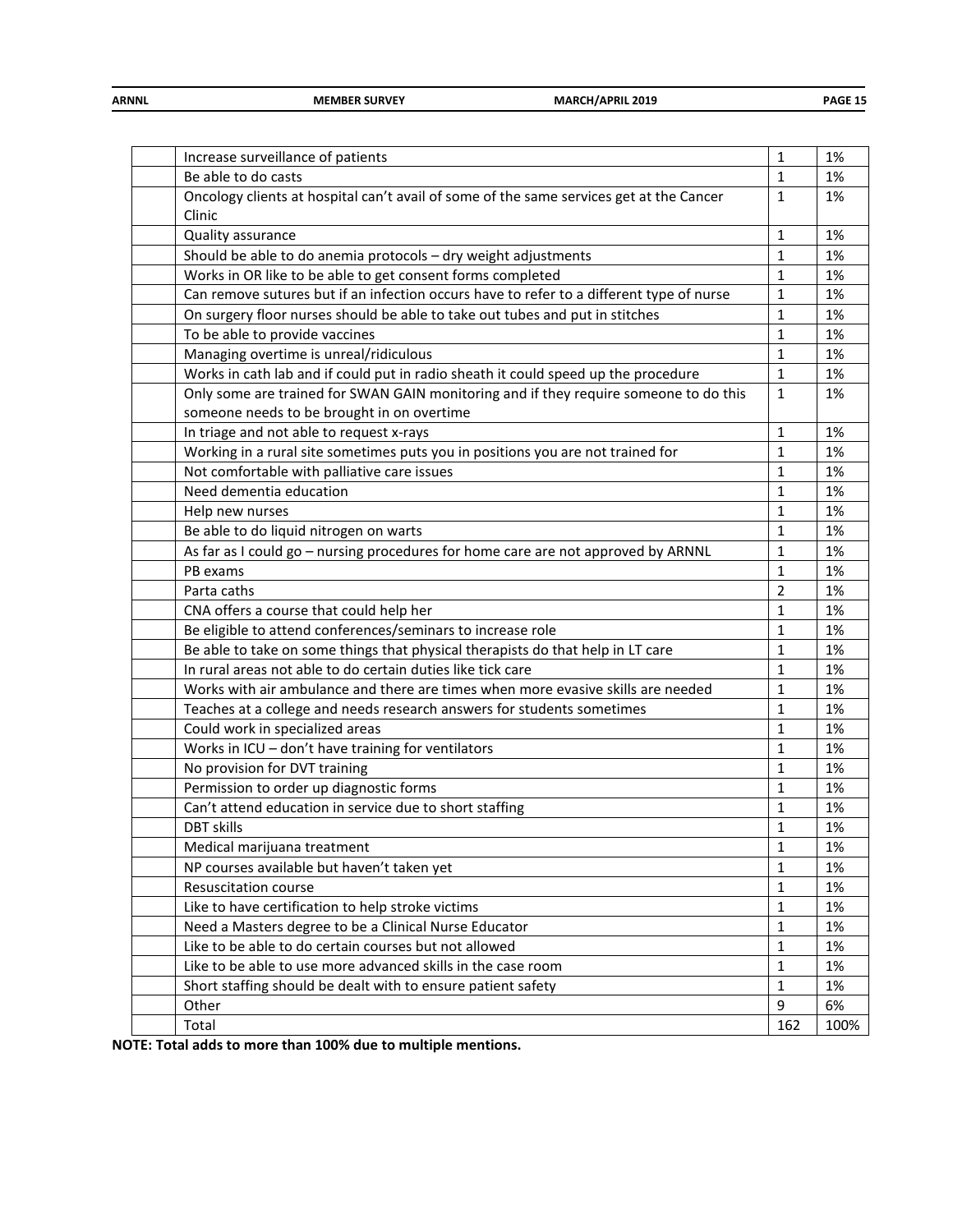| | | | |
|---|---|---|---|
| | Increase surveillance of patients | 1 | 1% |
| | Be able to do casts | 1 | 1% |
| | Oncology clients at hospital can't avail of some of the same services get at the Cancer Clinic | 1 | 1% |
| | Quality assurance | 1 | 1% |
| | Should be able to do anemia protocols – dry weight adjustments | 1 | 1% |
| | Works in OR like to be able to get consent forms completed | 1 | 1% |
| | Can remove sutures but if an infection occurs have to refer to a different type of nurse | 1 | 1% |
| | On surgery floor nurses should be able to take out tubes and put in stitches | 1 | 1% |
| | To be able to provide vaccines | 1 | 1% |
| | Managing overtime is unreal/ridiculous | 1 | 1% |
| | Works in cath lab and if could put in radio sheath it could speed up the procedure | 1 | 1% |
| | Only some are trained for SWAN GAIN monitoring and if they require someone to do this someone needs to be brought in on overtime | 1 | 1% |
| | In triage and not able to request x-rays | 1 | 1% |
| | Working in a rural site sometimes puts you in positions you are not trained for | 1 | 1% |
| | Not comfortable with palliative care issues | 1 | 1% |
| | Need dementia education | 1 | 1% |
| | Help new nurses | 1 | 1% |
| | Be able to do liquid nitrogen on warts | 1 | 1% |
| | As far as I could go – nursing procedures for home care are not approved by ARNNL | 1 | 1% |
| | PB exams | 1 | 1% |
| | Parta caths | 2 | 1% |
| | CNA offers a course that could help her | 1 | 1% |
| | Be eligible to attend conferences/seminars to increase role | 1 | 1% |
| | Be able to take on some things that physical therapists do that help in LT care | 1 | 1% |
| | In rural areas not able to do certain duties like tick care | 1 | 1% |
| | Works with air ambulance and there are times when more evasive skills are needed | 1 | 1% |
| | Teaches at a college and needs research answers for students sometimes | 1 | 1% |
| | Could work in specialized areas | 1 | 1% |
| | Works in ICU – don't have training for ventilators | 1 | 1% |
| | No provision for DVT training | 1 | 1% |
| | Permission to order up diagnostic forms | 1 | 1% |
| | Can't attend education in service due to short staffing | 1 | 1% |
| | DBT skills | 1 | 1% |
| | Medical marijuana treatment | 1 | 1% |
| | NP courses available but haven't taken yet | 1 | 1% |
| | Resuscitation course | 1 | 1% |
| | Like to have certification to help stroke victims | 1 | 1% |
| | Need a Masters degree to be a Clinical Nurse Educator | 1 | 1% |
| | Like to be able to do certain courses but not allowed | 1 | 1% |
| | Like to be able to use more advanced skills in the case room | 1 | 1% |
| | Short staffing should be dealt with to ensure patient safety | 1 | 1% |
| | Other | 9 | 6% |
| | Total | 162 | 100% |

**NOTE: Total adds to more than 100% due to multiple mentions.**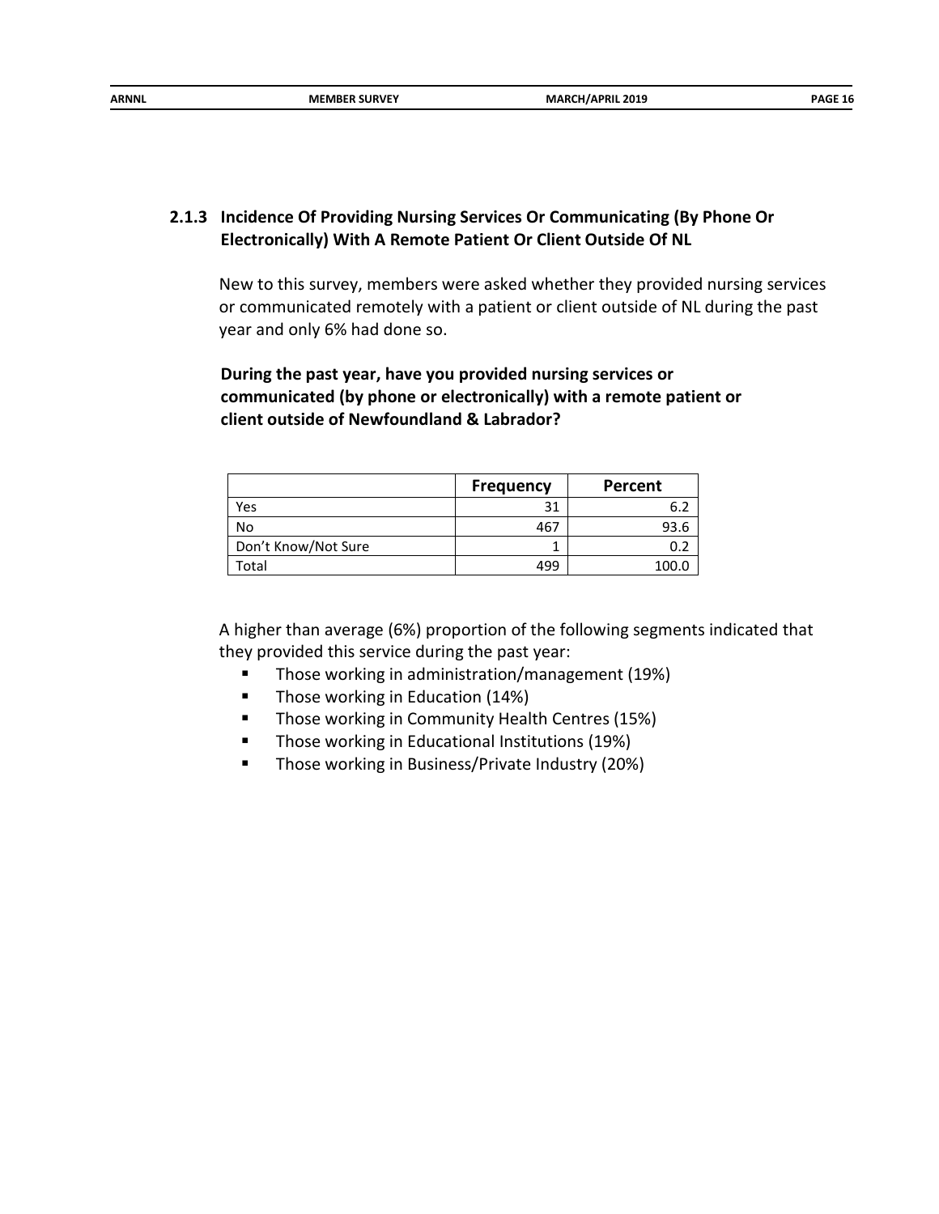### 2.1.3 Incidence Of Providing Nursing Services Or Communicating (By Phone Or Electronically) With A Remote Patient Or Client Outside Of NL

New to this survey, members were asked whether they provided nursing services or communicated remotely with a patient or client outside of NL during the past year and only 6% had done so.

**During the past year, have you provided nursing services or communicated (by phone or electronically) with a remote patient or client outside of Newfoundland & Labrador?**

| | Frequency | Percent |
|---|---|---|
| Yes | 31 | 6.2 |
| No | 467 | 93.6 |
| Don't Know/Not Sure | 1 | 0.2 |
| Total | 499 | 100.0 |

A higher than average (6%) proportion of the following segments indicated that they provided this service during the past year:

- Those working in administration/management (19%)
- Those working in Education (14%)
- Those working in Community Health Centres (15%)
- Those working in Educational Institutions (19%)
- Those working in Business/Private Industry (20%)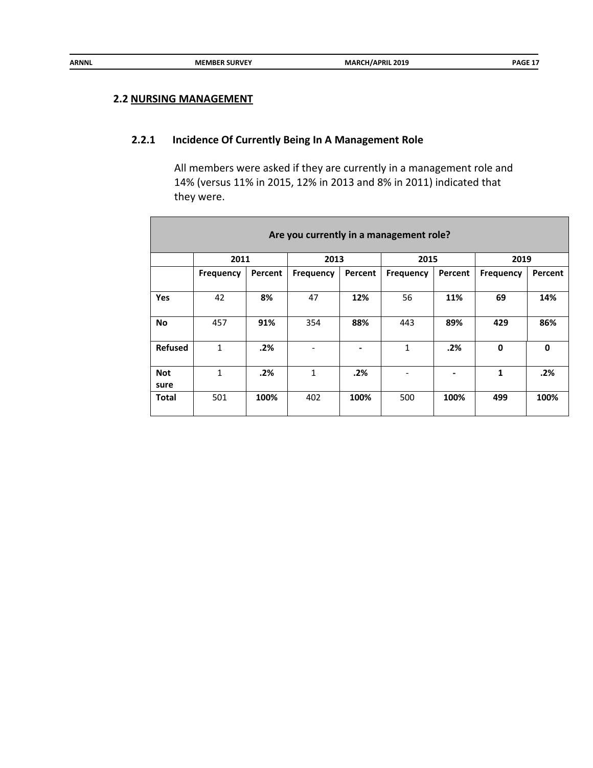## 2.2 NURSING MANAGEMENT

### 2.2.1 Incidence Of Currently Being In A Management Role

All members were asked if they are currently in a management role and 14% (versus 11% in 2015, 12% in 2013 and 8% in 2011) indicated that they were.

| Are you currently in a management role? | | | | | | | | |
|---|---|---|---|---|---|---|---|---|
| | 2011 | | 2013 | | 2015 | | 2019 | |
| | Frequency | Percent | Frequency | Percent | Frequency | Percent | Frequency | Percent |
| **Yes** | 42 | **8%** | 47 | **12%** | 56 | **11%** | **69** | **14%** |
| **No** | 457 | **91%** | 354 | **88%** | 443 | **89%** | **429** | **86%** |
| **Refused** | 1 | **.2%** | - | **-** | 1 | **.2%** | **0** | **0** |
| **Not sure** | 1 | **.2%** | 1 | **.2%** | - | **-** | **1** | **.2%** |
| **Total** | 501 | **100%** | 402 | **100%** | 500 | **100%** | **499** | **100%** |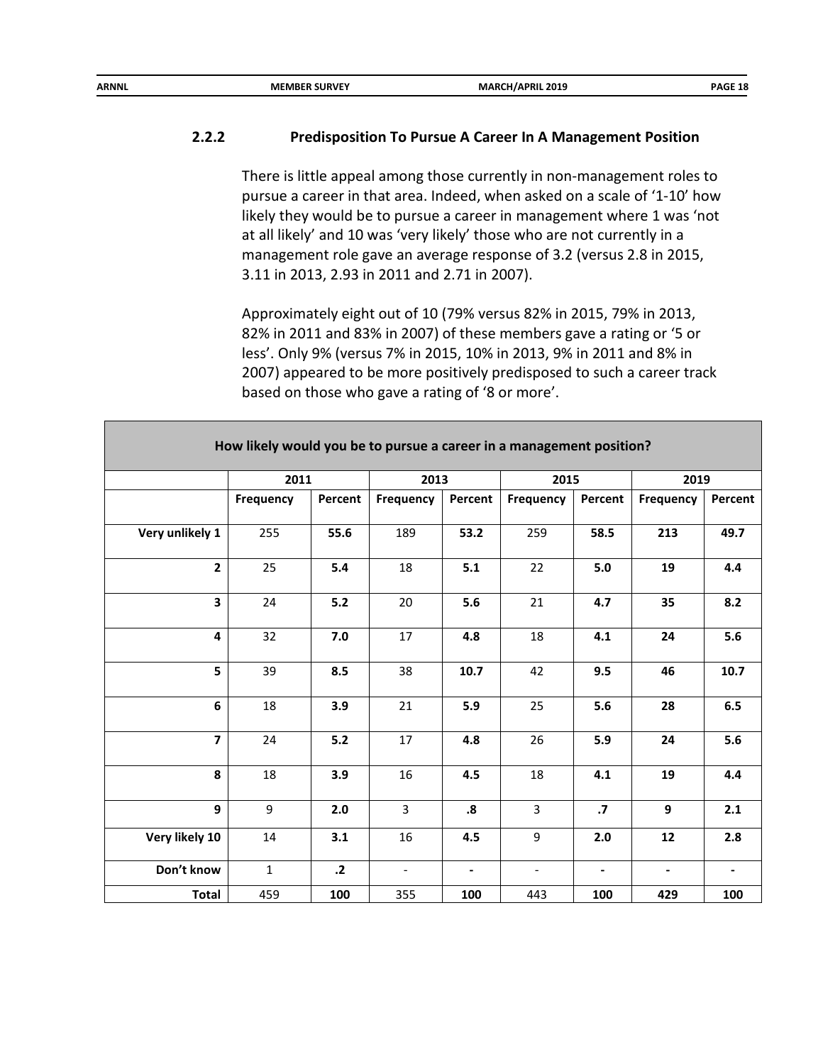### 2.2.2 Predisposition To Pursue A Career In A Management Position

There is little appeal among those currently in non-management roles to pursue a career in that area. Indeed, when asked on a scale of '1-10' how likely they would be to pursue a career in management where 1 was 'not at all likely' and 10 was 'very likely' those who are not currently in a management role gave an average response of 3.2 (versus 2.8 in 2015, 3.11 in 2013, 2.93 in 2011 and 2.71 in 2007).

Approximately eight out of 10 (79% versus 82% in 2015, 79% in 2013, 82% in 2011 and 83% in 2007) of these members gave a rating or '5 or less'. Only 9% (versus 7% in 2015, 10% in 2013, 9% in 2011 and 8% in 2007) appeared to be more positively predisposed to such a career track based on those who gave a rating of '8 or more'.

**How likely would you be to pursue a career in a management position?**

| | 2011 | | 2013 | | 2015 | | 2019 | |
|---|---|---|---|---|---|---|---|---|
| | Frequency | Percent | Frequency | Percent | Frequency | Percent | Frequency | Percent |
| Very unlikely 1 | 255 | **55.6** | 189 | **53.2** | 259 | **58.5** | **213** | **49.7** |
| 2 | 25 | **5.4** | 18 | **5.1** | 22 | **5.0** | **19** | **4.4** |
| 3 | 24 | **5.2** | 20 | **5.6** | 21 | **4.7** | **35** | **8.2** |
| 4 | 32 | **7.0** | 17 | **4.8** | 18 | **4.1** | **24** | **5.6** |
| 5 | 39 | **8.5** | 38 | **10.7** | 42 | **9.5** | **46** | **10.7** |
| 6 | 18 | **3.9** | 21 | **5.9** | 25 | **5.6** | **28** | **6.5** |
| 7 | 24 | **5.2** | 17 | **4.8** | 26 | **5.9** | **24** | **5.6** |
| 8 | 18 | **3.9** | 16 | **4.5** | 18 | **4.1** | **19** | **4.4** |
| 9 | 9 | **2.0** | 3 | **.8** | 3 | **.7** | **9** | **2.1** |
| Very likely 10 | 14 | **3.1** | 16 | **4.5** | 9 | **2.0** | **12** | **2.8** |
| Don't know | 1 | **.2** | - | **-** | - | **-** | **-** | **-** |
| Total | 459 | **100** | 355 | **100** | 443 | **100** | **429** | **100** |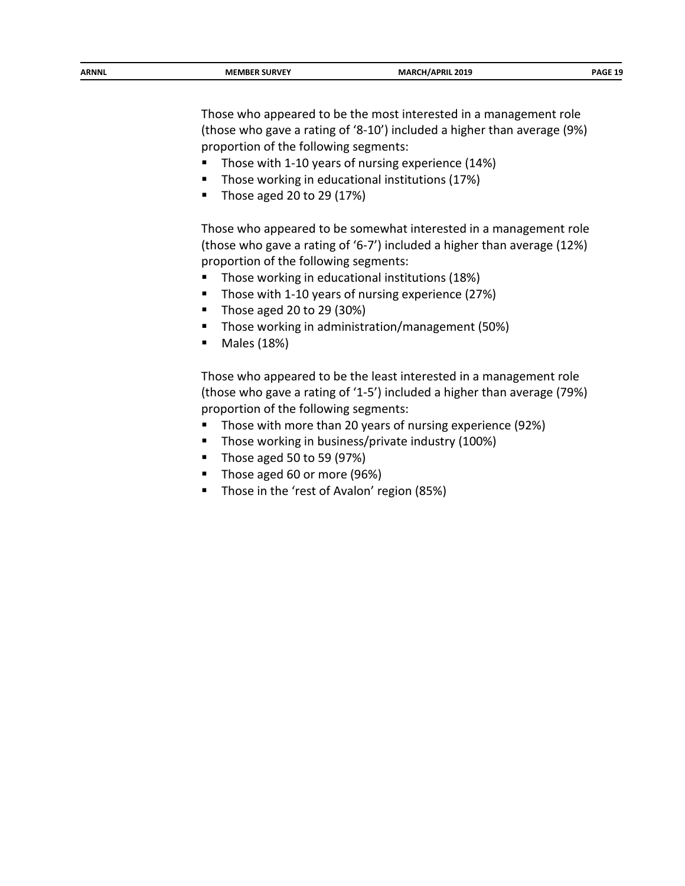Those who appeared to be the most interested in a management role (those who gave a rating of '8-10') included a higher than average (9%) proportion of the following segments:

- Those with 1-10 years of nursing experience (14%)
- Those working in educational institutions (17%)
- Those aged 20 to 29 (17%)

Those who appeared to be somewhat interested in a management role (those who gave a rating of '6-7') included a higher than average (12%) proportion of the following segments:

- Those working in educational institutions (18%)
- Those with 1-10 years of nursing experience (27%)
- Those aged 20 to 29 (30%)
- Those working in administration/management (50%)
- Males (18%)

Those who appeared to be the least interested in a management role (those who gave a rating of '1-5') included a higher than average (79%) proportion of the following segments:

- Those with more than 20 years of nursing experience (92%)
- Those working in business/private industry (100%)
- Those aged 50 to 59 (97%)
- Those aged 60 or more (96%)
- Those in the 'rest of Avalon' region (85%)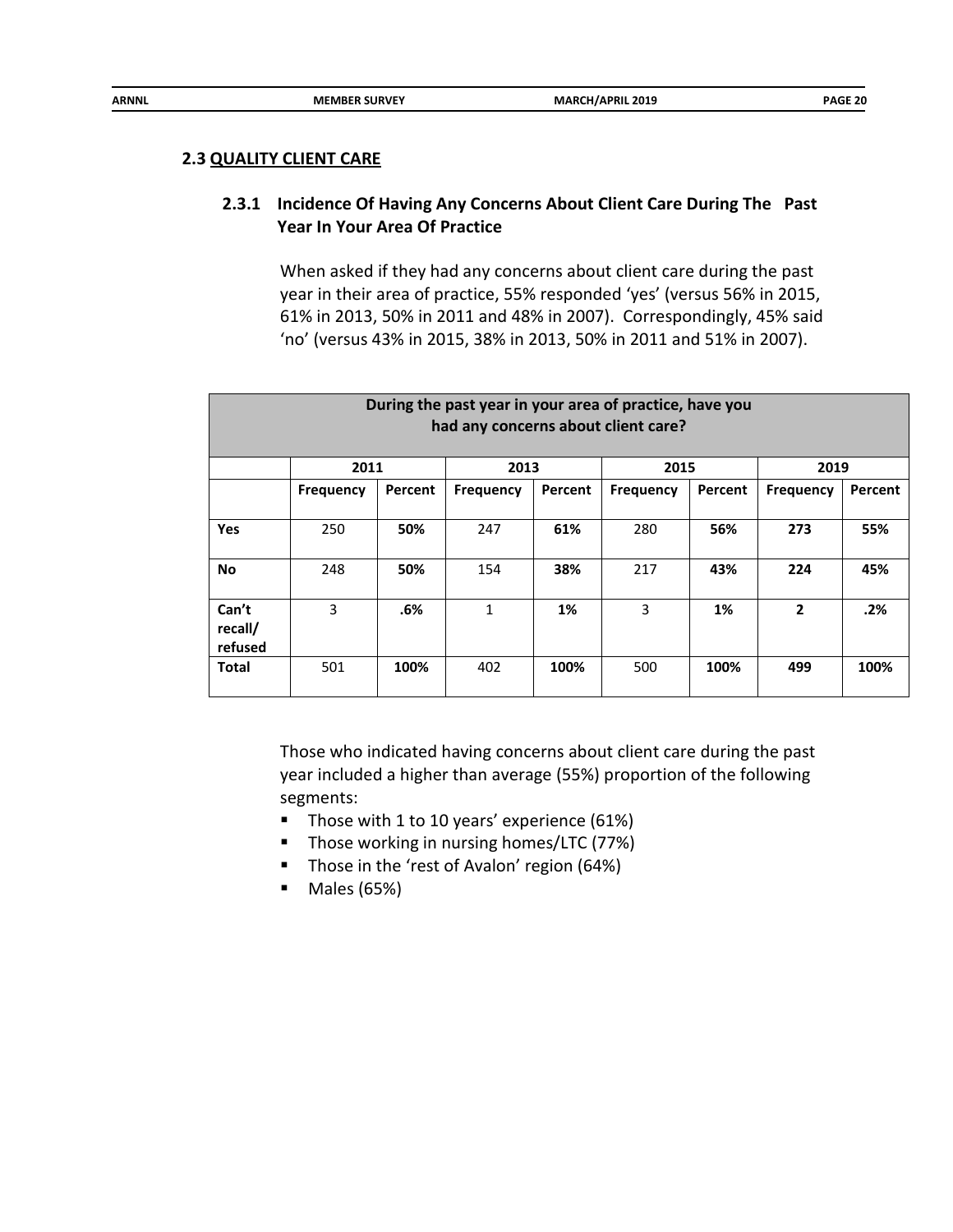## 2.3 QUALITY CLIENT CARE

### 2.3.1 Incidence Of Having Any Concerns About Client Care During The Past Year In Your Area Of Practice

When asked if they had any concerns about client care during the past year in their area of practice, 55% responded 'yes' (versus 56% in 2015, 61% in 2013, 50% in 2011 and 48% in 2007). Correspondingly, 45% said 'no' (versus 43% in 2015, 38% in 2013, 50% in 2011 and 51% in 2007).

| During the past year in your area of practice, have you had any concerns about client care? | | | | | | | | |
|---|---|---|---|---|---|---|---|---|
| | 2011 | | 2013 | | 2015 | | 2019 | |
| | Frequency | Percent | Frequency | Percent | Frequency | Percent | Frequency | Percent |
| **Yes** | 250 | **50%** | 247 | **61%** | 280 | **56%** | **273** | **55%** |
| **No** | 248 | **50%** | 154 | **38%** | 217 | **43%** | **224** | **45%** |
| **Can't recall/ refused** | 3 | **.6%** | 1 | **1%** | 3 | **1%** | **2** | **.2%** |
| **Total** | 501 | **100%** | 402 | **100%** | 500 | **100%** | **499** | **100%** |

Those who indicated having concerns about client care during the past year included a higher than average (55%) proportion of the following segments:

- Those with 1 to 10 years' experience (61%)
- Those working in nursing homes/LTC (77%)
- Those in the 'rest of Avalon' region (64%)
- Males (65%)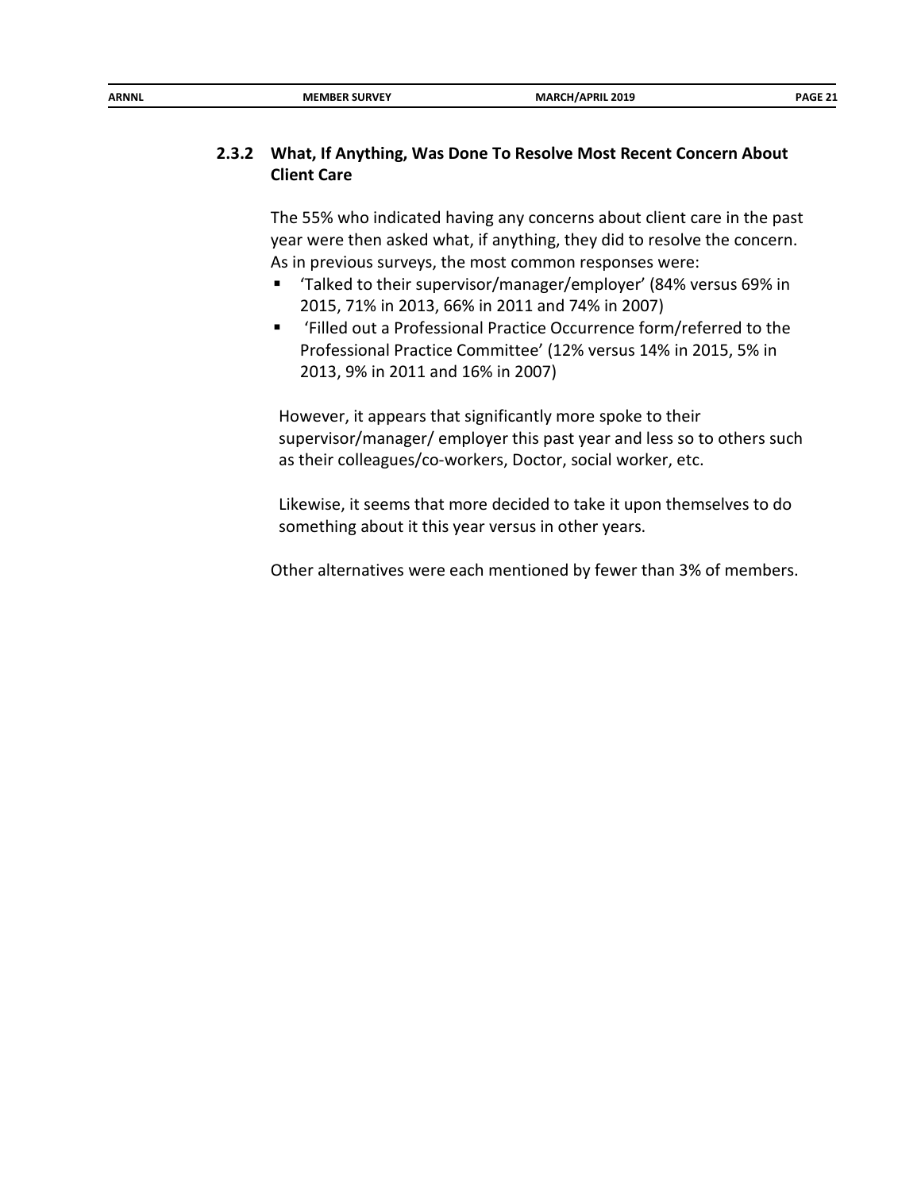### 2.3.2 What, If Anything, Was Done To Resolve Most Recent Concern About Client Care

The 55% who indicated having any concerns about client care in the past year were then asked what, if anything, they did to resolve the concern. As in previous surveys, the most common responses were:

- 'Talked to their supervisor/manager/employer' (84% versus 69% in 2015, 71% in 2013, 66% in 2011 and 74% in 2007)
- 'Filled out a Professional Practice Occurrence form/referred to the Professional Practice Committee' (12% versus 14% in 2015, 5% in 2013, 9% in 2011 and 16% in 2007)

However, it appears that significantly more spoke to their supervisor/manager/ employer this past year and less so to others such as their colleagues/co-workers, Doctor, social worker, etc.

Likewise, it seems that more decided to take it upon themselves to do something about it this year versus in other years.

Other alternatives were each mentioned by fewer than 3% of members.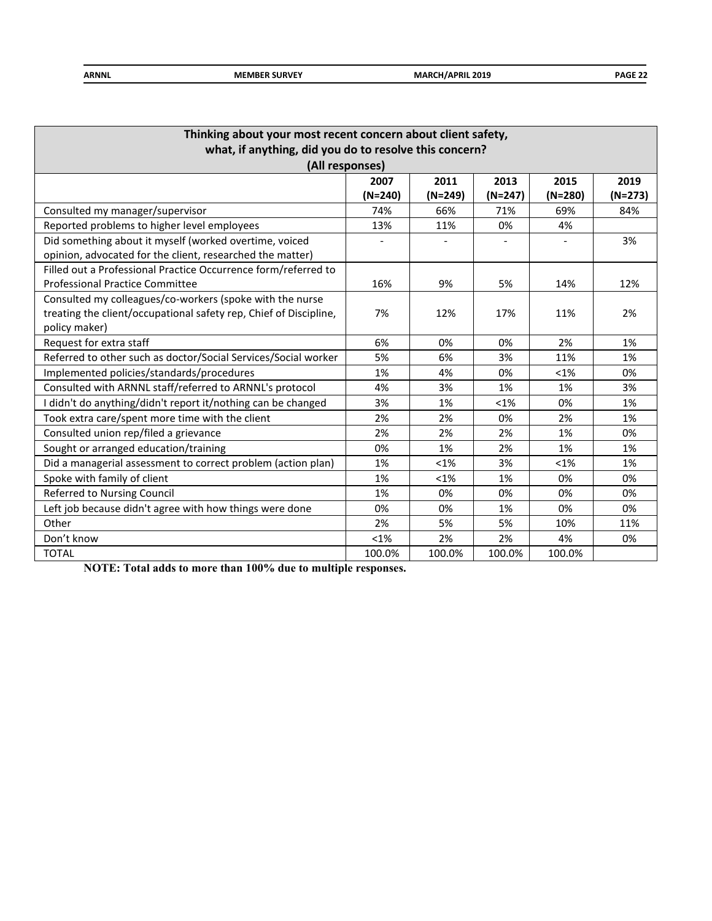| Thinking about your most recent concern about client safety, what, if anything, did you do to resolve this concern? (All responses) | | | | | |
|---|---|---|---|---|---|
| | 2007 (N=240) | 2011 (N=249) | 2013 (N=247) | 2015 (N=280) | 2019 (N=273) |
| Consulted my manager/supervisor | 74% | 66% | 71% | 69% | 84% |
| Reported problems to higher level employees | 13% | 11% | 0% | 4% | |
| Did something about it myself (worked overtime, voiced opinion, advocated for the client, researched the matter) | - | - | - | - | 3% |
| Filled out a Professional Practice Occurrence form/referred to Professional Practice Committee | 16% | 9% | 5% | 14% | 12% |
| Consulted my colleagues/co-workers (spoke with the nurse treating the client/occupational safety rep, Chief of Discipline, policy maker) | 7% | 12% | 17% | 11% | 2% |
| Request for extra staff | 6% | 0% | 0% | 2% | 1% |
| Referred to other such as doctor/Social Services/Social worker | 5% | 6% | 3% | 11% | 1% |
| Implemented policies/standards/procedures | 1% | 4% | 0% | <1% | 0% |
| Consulted with ARNNL staff/referred to ARNNL's protocol | 4% | 3% | 1% | 1% | 3% |
| I didn't do anything/didn't report it/nothing can be changed | 3% | 1% | <1% | 0% | 1% |
| Took extra care/spent more time with the client | 2% | 2% | 0% | 2% | 1% |
| Consulted union rep/filed a grievance | 2% | 2% | 2% | 1% | 0% |
| Sought or arranged education/training | 0% | 1% | 2% | 1% | 1% |
| Did a managerial assessment to correct problem (action plan) | 1% | <1% | 3% | <1% | 1% |
| Spoke with family of client | 1% | <1% | 1% | 0% | 0% |
| Referred to Nursing Council | 1% | 0% | 0% | 0% | 0% |
| Left job because didn't agree with how things were done | 0% | 0% | 1% | 0% | 0% |
| Other | 2% | 5% | 5% | 10% | 11% |
| Don't know | <1% | 2% | 2% | 4% | 0% |
| TOTAL | 100.0% | 100.0% | 100.0% | 100.0% | |

**NOTE: Total adds to more than 100% due to multiple responses.**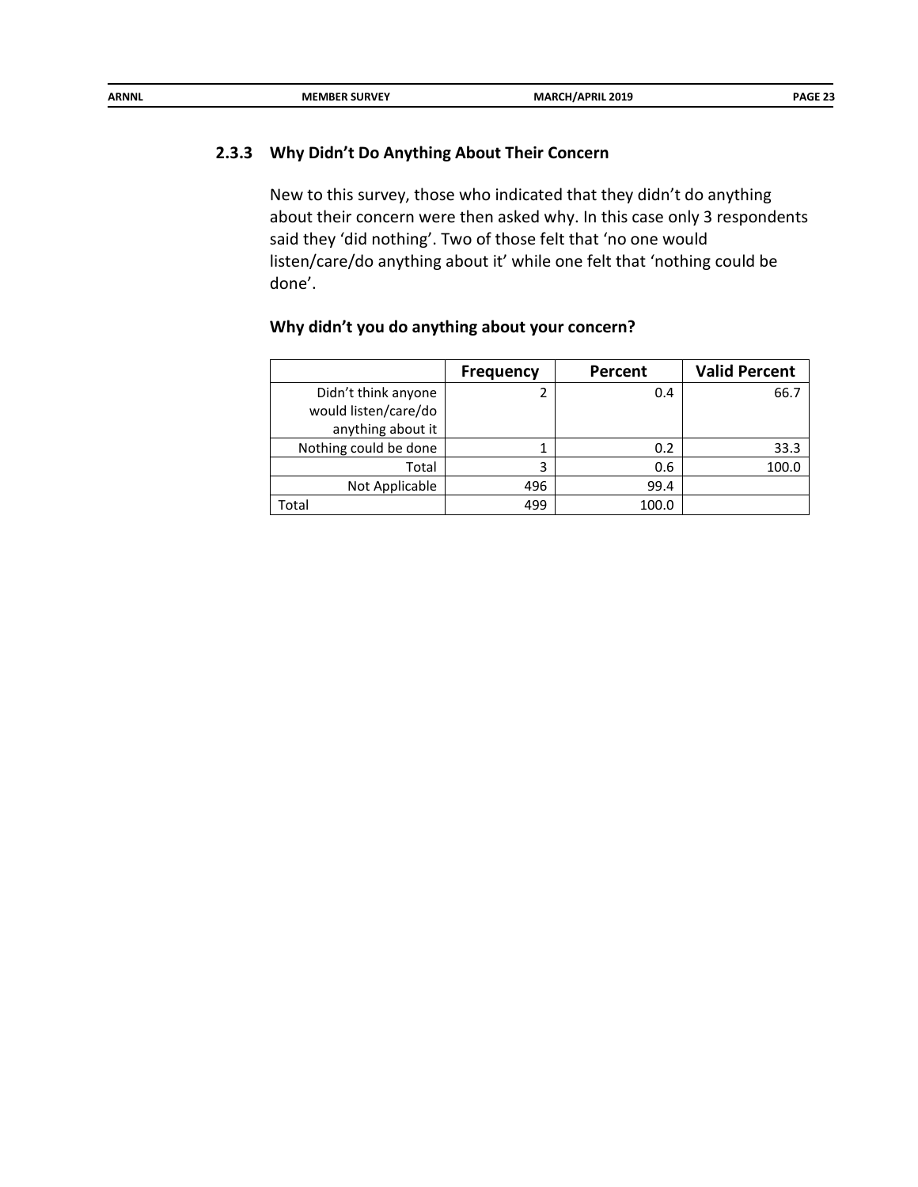### 2.3.3 Why Didn't Do Anything About Their Concern

New to this survey, those who indicated that they didn't do anything about their concern were then asked why. In this case only 3 respondents said they 'did nothing'. Two of those felt that 'no one would listen/care/do anything about it' while one felt that 'nothing could be done'.

**Why didn't you do anything about your concern?**

| | Frequency | Percent | Valid Percent |
|---|---|---|---|
| Didn't think anyone would listen/care/do anything about it | 2 | 0.4 | 66.7 |
| Nothing could be done | 1 | 0.2 | 33.3 |
| Total | 3 | 0.6 | 100.0 |
| Not Applicable | 496 | 99.4 | |
| Total | 499 | 100.0 | |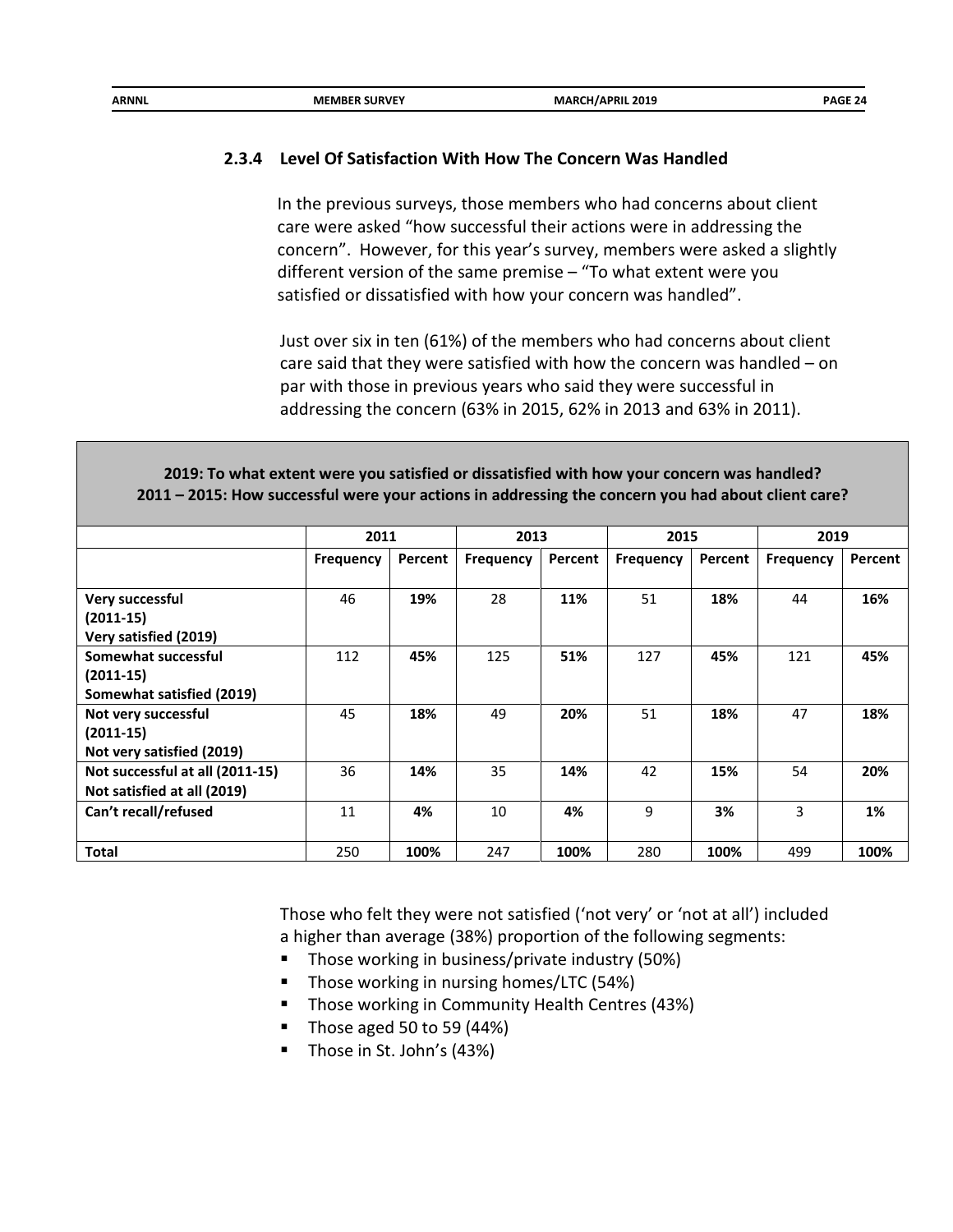### 2.3.4 Level Of Satisfaction With How The Concern Was Handled

In the previous surveys, those members who had concerns about client care were asked "how successful their actions were in addressing the concern". However, for this year's survey, members were asked a slightly different version of the same premise – "To what extent were you satisfied or dissatisfied with how your concern was handled".

Just over six in ten (61%) of the members who had concerns about client care said that they were satisfied with how the concern was handled – on par with those in previous years who said they were successful in addressing the concern (63% in 2015, 62% in 2013 and 63% in 2011).

**2019: To what extent were you satisfied or dissatisfied with how your concern was handled?**
**2011 – 2015: How successful were your actions in addressing the concern you had about client care?**

| | 2011 | | 2013 | | 2015 | | 2019 | |
|---|---|---|---|---|---|---|---|---|
| | **Frequency** | **Percent** | **Frequency** | **Percent** | **Frequency** | **Percent** | **Frequency** | **Percent** |
| **Very successful (2011-15) Very satisfied (2019)** | 46 | **19%** | 28 | **11%** | 51 | **18%** | 44 | **16%** |
| **Somewhat successful (2011-15) Somewhat satisfied (2019)** | 112 | **45%** | 125 | **51%** | 127 | **45%** | 121 | **45%** |
| **Not very successful (2011-15) Not very satisfied (2019)** | 45 | **18%** | 49 | **20%** | 51 | **18%** | 47 | **18%** |
| **Not successful at all (2011-15) Not satisfied at all (2019)** | 36 | **14%** | 35 | **14%** | 42 | **15%** | 54 | **20%** |
| **Can't recall/refused** | 11 | **4%** | 10 | **4%** | 9 | **3%** | 3 | **1%** |
| **Total** | 250 | **100%** | 247 | **100%** | 280 | **100%** | 499 | **100%** |

Those who felt they were not satisfied ('not very' or 'not at all') included a higher than average (38%) proportion of the following segments:

- Those working in business/private industry (50%)
- Those working in nursing homes/LTC (54%)
- Those working in Community Health Centres (43%)
- Those aged 50 to 59 (44%)
- Those in St. John's (43%)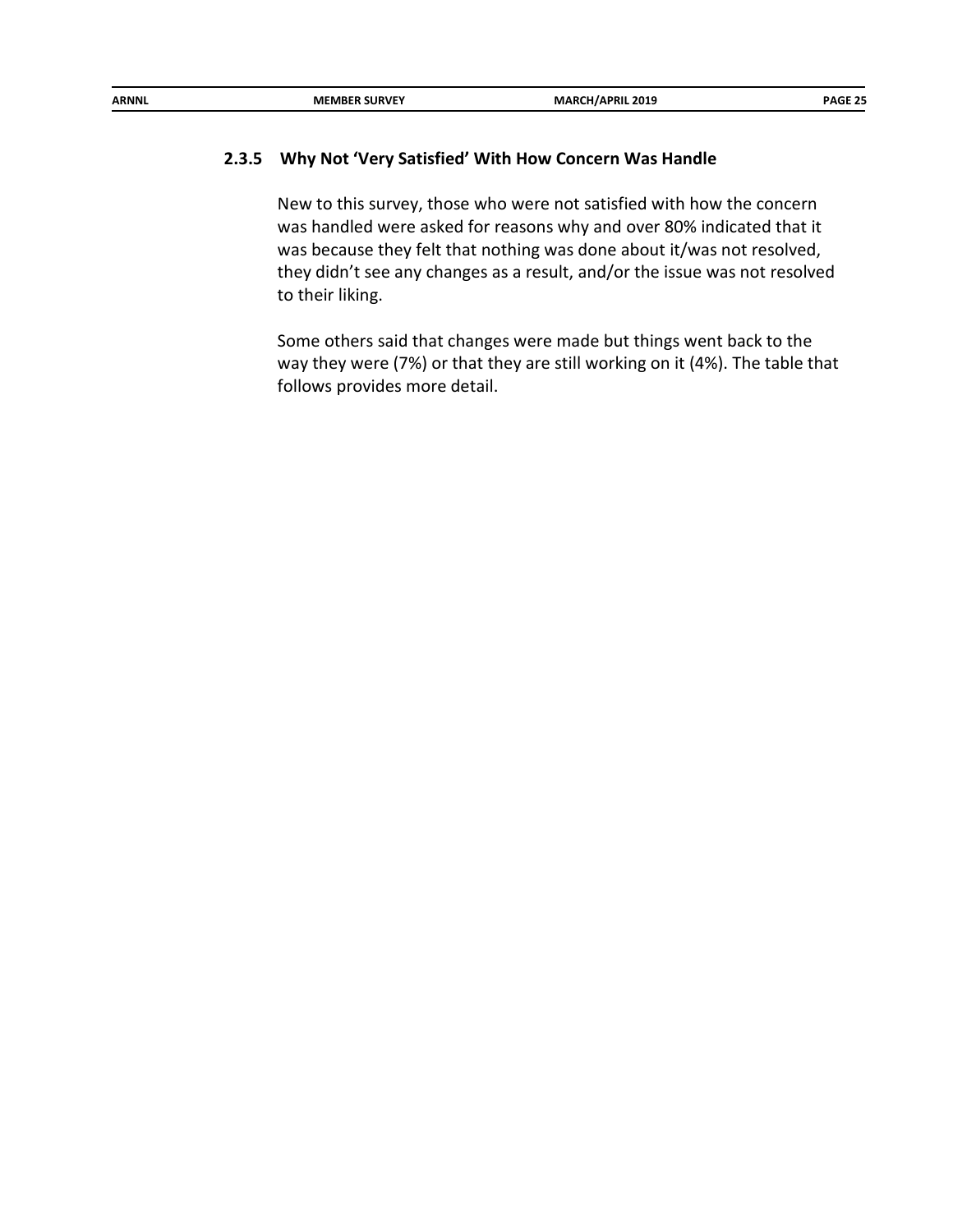### 2.3.5 Why Not 'Very Satisfied' With How Concern Was Handle

New to this survey, those who were not satisfied with how the concern was handled were asked for reasons why and over 80% indicated that it was because they felt that nothing was done about it/was not resolved, they didn't see any changes as a result, and/or the issue was not resolved to their liking.

Some others said that changes were made but things went back to the way they were (7%) or that they are still working on it (4%). The table that follows provides more detail.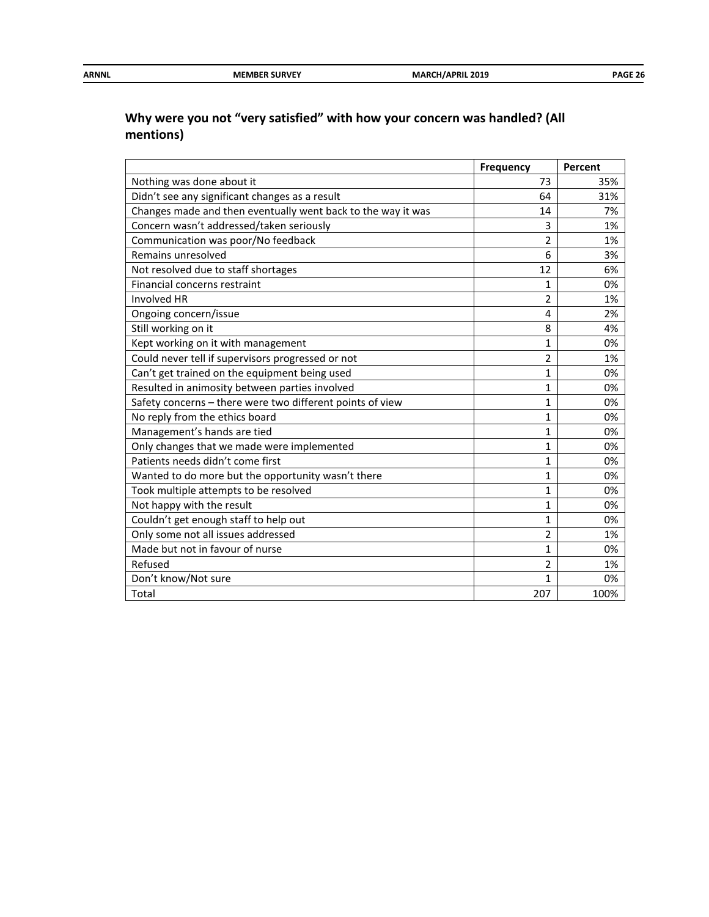## Why were you not "very satisfied" with how your concern was handled? (All mentions)

| | Frequency | Percent |
|---|---|---|
| Nothing was done about it | 73 | 35% |
| Didn't see any significant changes as a result | 64 | 31% |
| Changes made and then eventually went back to the way it was | 14 | 7% |
| Concern wasn't addressed/taken seriously | 3 | 1% |
| Communication was poor/No feedback | 2 | 1% |
| Remains unresolved | 6 | 3% |
| Not resolved due to staff shortages | 12 | 6% |
| Financial concerns restraint | 1 | 0% |
| Involved HR | 2 | 1% |
| Ongoing concern/issue | 4 | 2% |
| Still working on it | 8 | 4% |
| Kept working on it with management | 1 | 0% |
| Could never tell if supervisors progressed or not | 2 | 1% |
| Can't get trained on the equipment being used | 1 | 0% |
| Resulted in animosity between parties involved | 1 | 0% |
| Safety concerns – there were two different points of view | 1 | 0% |
| No reply from the ethics board | 1 | 0% |
| Management's hands are tied | 1 | 0% |
| Only changes that we made were implemented | 1 | 0% |
| Patients needs didn't come first | 1 | 0% |
| Wanted to do more but the opportunity wasn't there | 1 | 0% |
| Took multiple attempts to be resolved | 1 | 0% |
| Not happy with the result | 1 | 0% |
| Couldn't get enough staff to help out | 1 | 0% |
| Only some not all issues addressed | 2 | 1% |
| Made but not in favour of nurse | 1 | 0% |
| Refused | 2 | 1% |
| Don't know/Not sure | 1 | 0% |
| Total | 207 | 100% |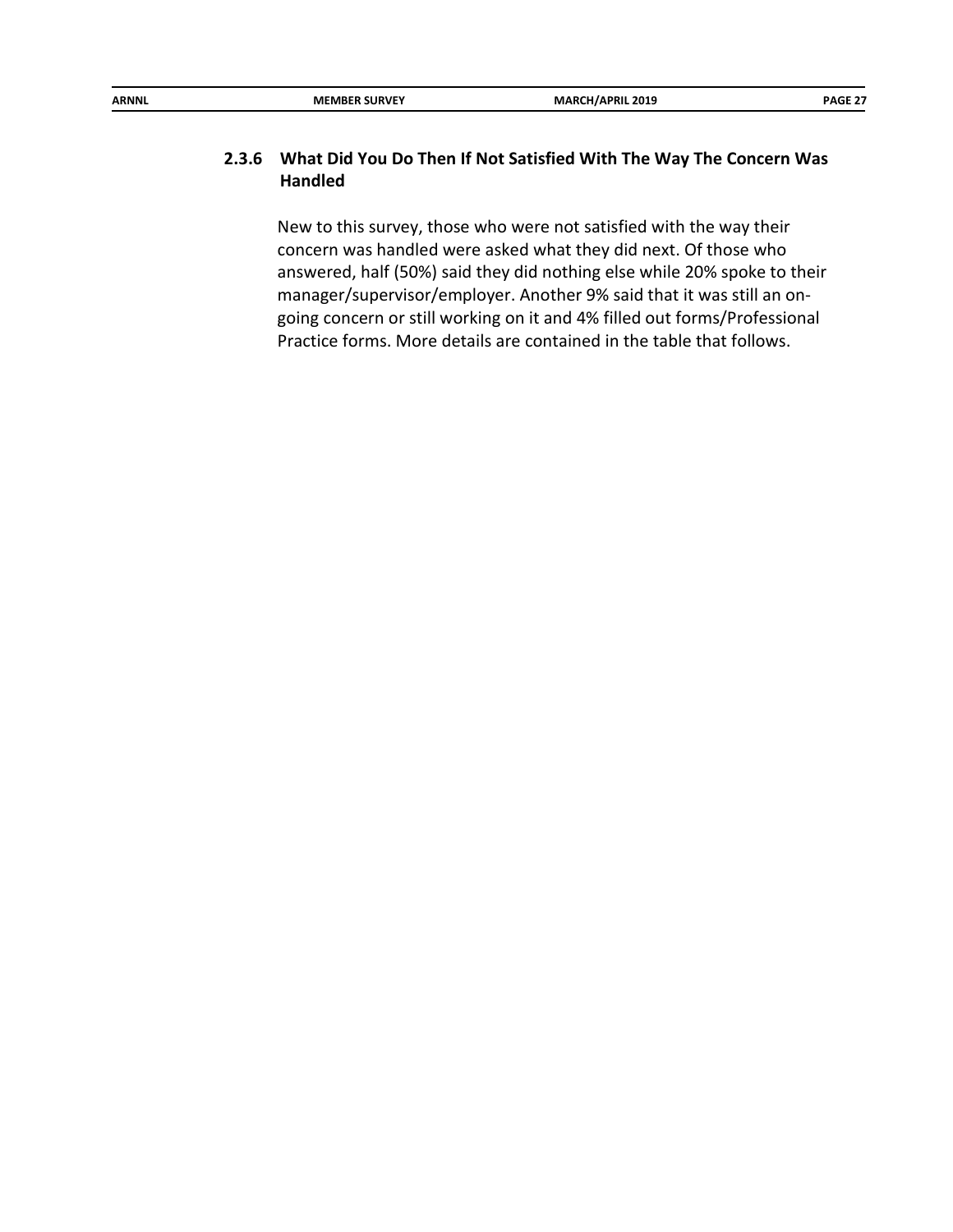### 2.3.6 What Did You Do Then If Not Satisfied With The Way The Concern Was Handled

New to this survey, those who were not satisfied with the way their concern was handled were asked what they did next. Of those who answered, half (50%) said they did nothing else while 20% spoke to their manager/supervisor/employer. Another 9% said that it was still an on-going concern or still working on it and 4% filled out forms/Professional Practice forms. More details are contained in the table that follows.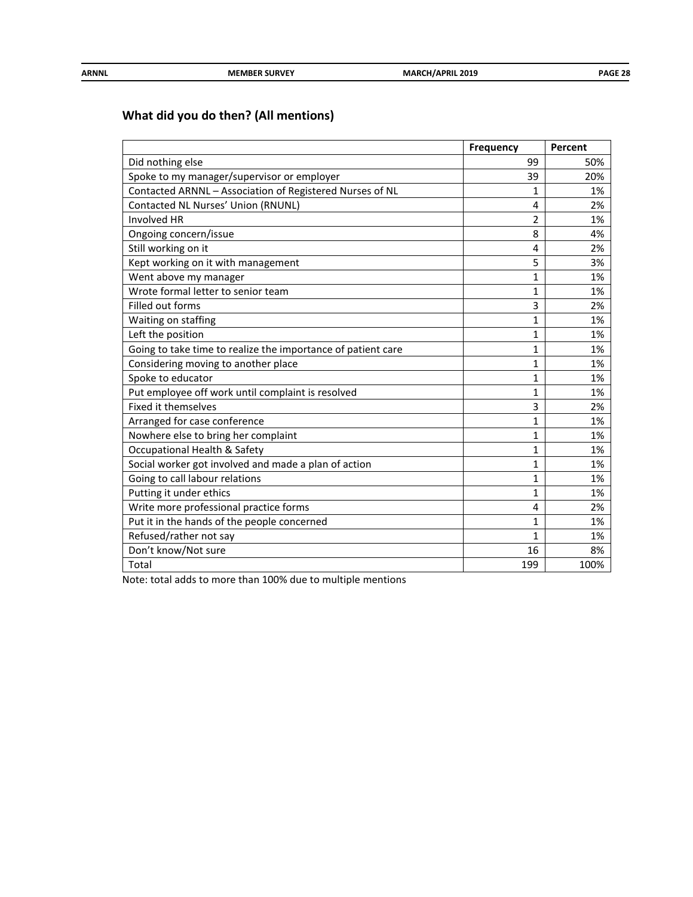## What did you do then? (All mentions)

| | Frequency | Percent |
|---|---|---|
| Did nothing else | 99 | 50% |
| Spoke to my manager/supervisor or employer | 39 | 20% |
| Contacted ARNNL – Association of Registered Nurses of NL | 1 | 1% |
| Contacted NL Nurses' Union (RNUNL) | 4 | 2% |
| Involved HR | 2 | 1% |
| Ongoing concern/issue | 8 | 4% |
| Still working on it | 4 | 2% |
| Kept working on it with management | 5 | 3% |
| Went above my manager | 1 | 1% |
| Wrote formal letter to senior team | 1 | 1% |
| Filled out forms | 3 | 2% |
| Waiting on staffing | 1 | 1% |
| Left the position | 1 | 1% |
| Going to take time to realize the importance of patient care | 1 | 1% |
| Considering moving to another place | 1 | 1% |
| Spoke to educator | 1 | 1% |
| Put employee off work until complaint is resolved | 1 | 1% |
| Fixed it themselves | 3 | 2% |
| Arranged for case conference | 1 | 1% |
| Nowhere else to bring her complaint | 1 | 1% |
| Occupational Health & Safety | 1 | 1% |
| Social worker got involved and made a plan of action | 1 | 1% |
| Going to call labour relations | 1 | 1% |
| Putting it under ethics | 1 | 1% |
| Write more professional practice forms | 4 | 2% |
| Put it in the hands of the people concerned | 1 | 1% |
| Refused/rather not say | 1 | 1% |
| Don't know/Not sure | 16 | 8% |
| Total | 199 | 100% |

Note: total adds to more than 100% due to multiple mentions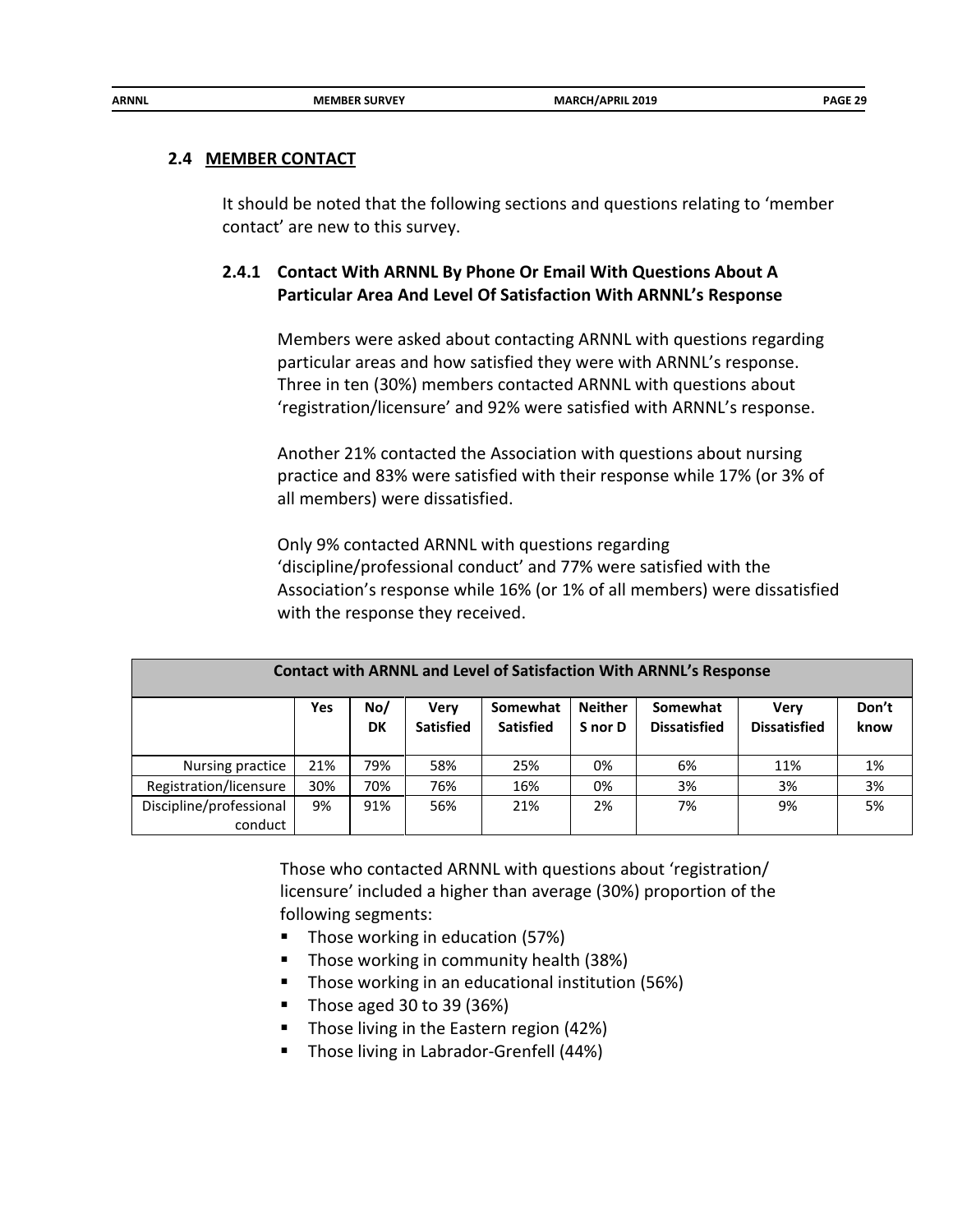## 2.4 MEMBER CONTACT

It should be noted that the following sections and questions relating to 'member contact' are new to this survey.

### 2.4.1 Contact With ARNNL By Phone Or Email With Questions About A Particular Area And Level Of Satisfaction With ARNNL's Response

Members were asked about contacting ARNNL with questions regarding particular areas and how satisfied they were with ARNNL's response. Three in ten (30%) members contacted ARNNL with questions about 'registration/licensure' and 92% were satisfied with ARNNL's response.

Another 21% contacted the Association with questions about nursing practice and 83% were satisfied with their response while 17% (or 3% of all members) were dissatisfied.

Only 9% contacted ARNNL with questions regarding 'discipline/professional conduct' and 77% were satisfied with the Association's response while 16% (or 1% of all members) were dissatisfied with the response they received.

**Contact with ARNNL and Level of Satisfaction With ARNNL's Response**

| | Yes | No/ DK | Very Satisfied | Somewhat Satisfied | Neither S nor D | Somewhat Dissatisfied | Very Dissatisfied | Don't know |
|---|---|---|---|---|---|---|---|---|
| Nursing practice | 21% | 79% | 58% | 25% | 0% | 6% | 11% | 1% |
| Registration/licensure | 30% | 70% | 76% | 16% | 0% | 3% | 3% | 3% |
| Discipline/professional conduct | 9% | 91% | 56% | 21% | 2% | 7% | 9% | 5% |

Those who contacted ARNNL with questions about 'registration/ licensure' included a higher than average (30%) proportion of the following segments:

- Those working in education (57%)
- Those working in community health (38%)
- Those working in an educational institution (56%)
- Those aged 30 to 39 (36%)
- Those living in the Eastern region (42%)
- Those living in Labrador-Grenfell (44%)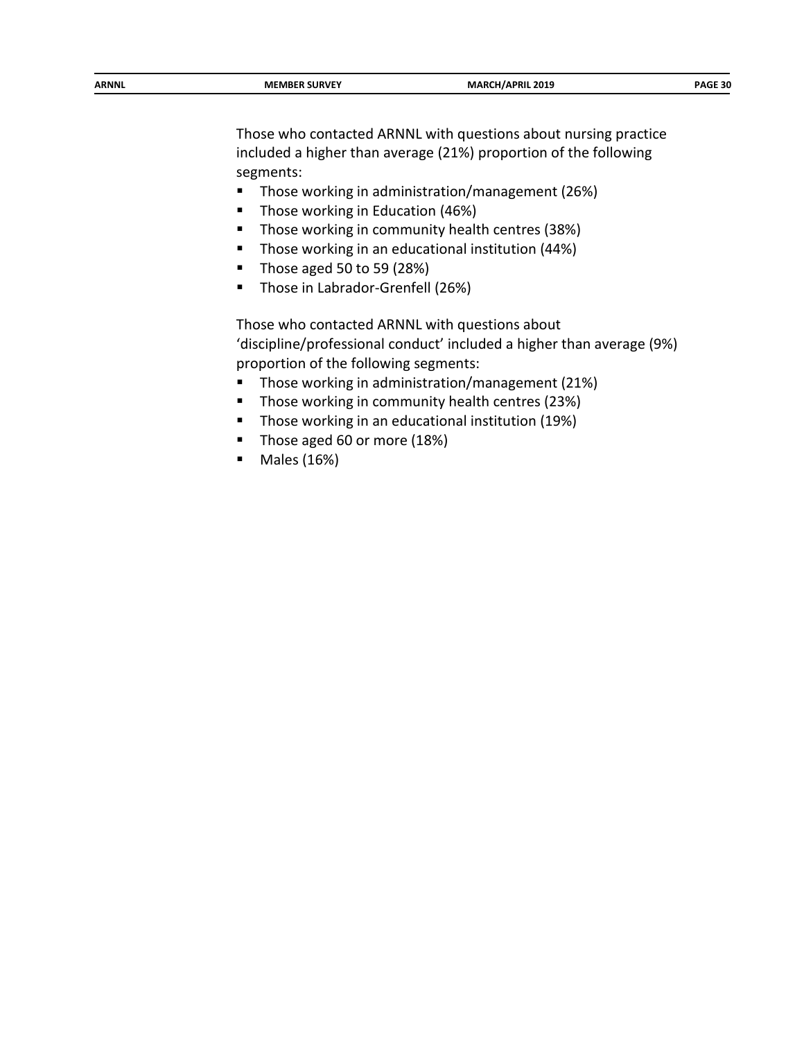Those who contacted ARNNL with questions about nursing practice included a higher than average (21%) proportion of the following segments:

- Those working in administration/management (26%)
- Those working in Education (46%)
- Those working in community health centres (38%)
- Those working in an educational institution (44%)
- Those aged 50 to 59 (28%)
- Those in Labrador-Grenfell (26%)

Those who contacted ARNNL with questions about 'discipline/professional conduct' included a higher than average (9%) proportion of the following segments:

- Those working in administration/management (21%)
- Those working in community health centres (23%)
- Those working in an educational institution (19%)
- Those aged 60 or more (18%)
- Males (16%)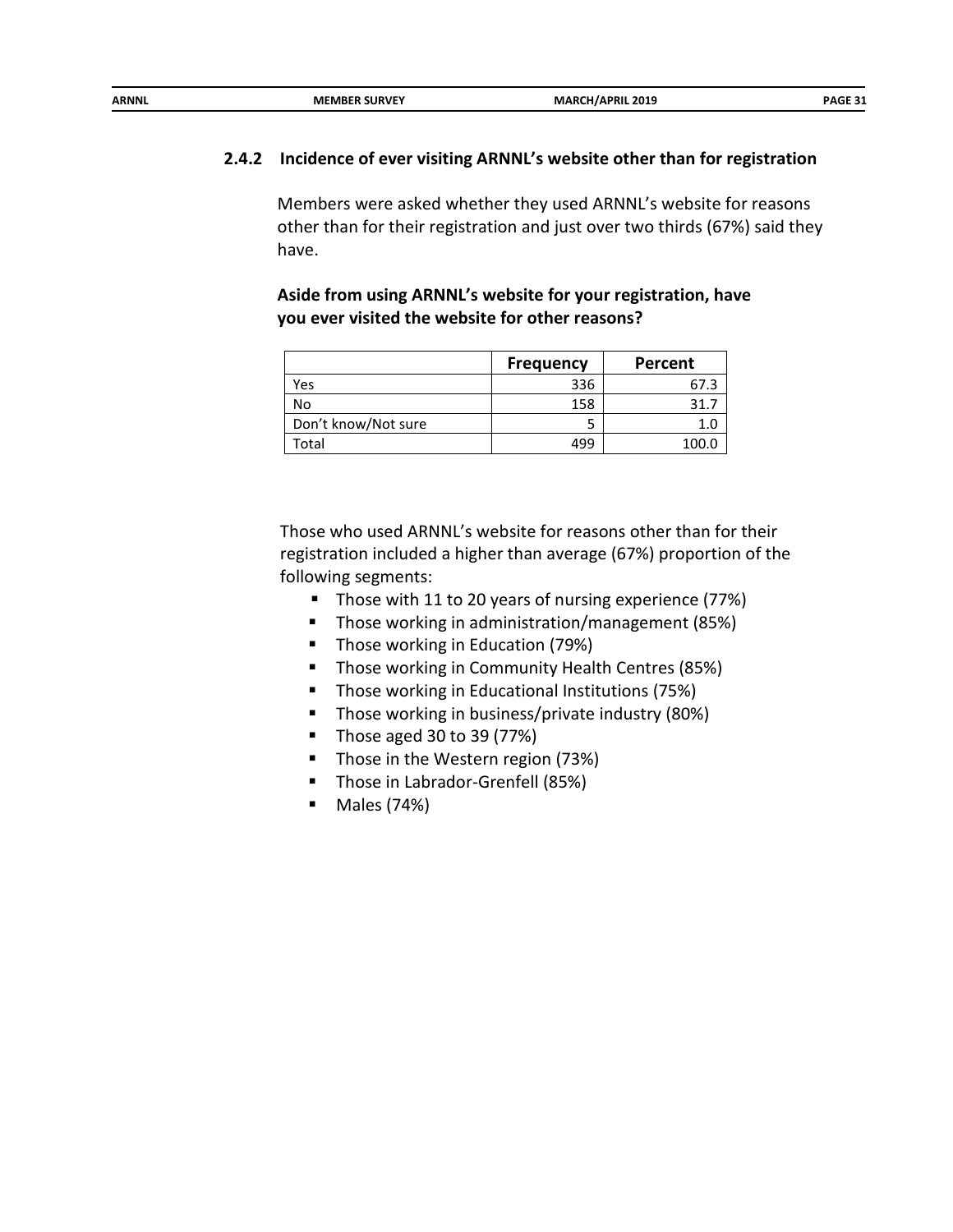### 2.4.2 Incidence of ever visiting ARNNL's website other than for registration

Members were asked whether they used ARNNL's website for reasons other than for their registration and just over two thirds (67%) said they have.

**Aside from using ARNNL's website for your registration, have you ever visited the website for other reasons?**

| | Frequency | Percent |
|---|---|---|
| Yes | 336 | 67.3 |
| No | 158 | 31.7 |
| Don't know/Not sure | 5 | 1.0 |
| Total | 499 | 100.0 |

Those who used ARNNL's website for reasons other than for their registration included a higher than average (67%) proportion of the following segments:

- Those with 11 to 20 years of nursing experience (77%)
- Those working in administration/management (85%)
- Those working in Education (79%)
- Those working in Community Health Centres (85%)
- Those working in Educational Institutions (75%)
- Those working in business/private industry (80%)
- Those aged 30 to 39 (77%)
- Those in the Western region (73%)
- Those in Labrador-Grenfell (85%)
- Males (74%)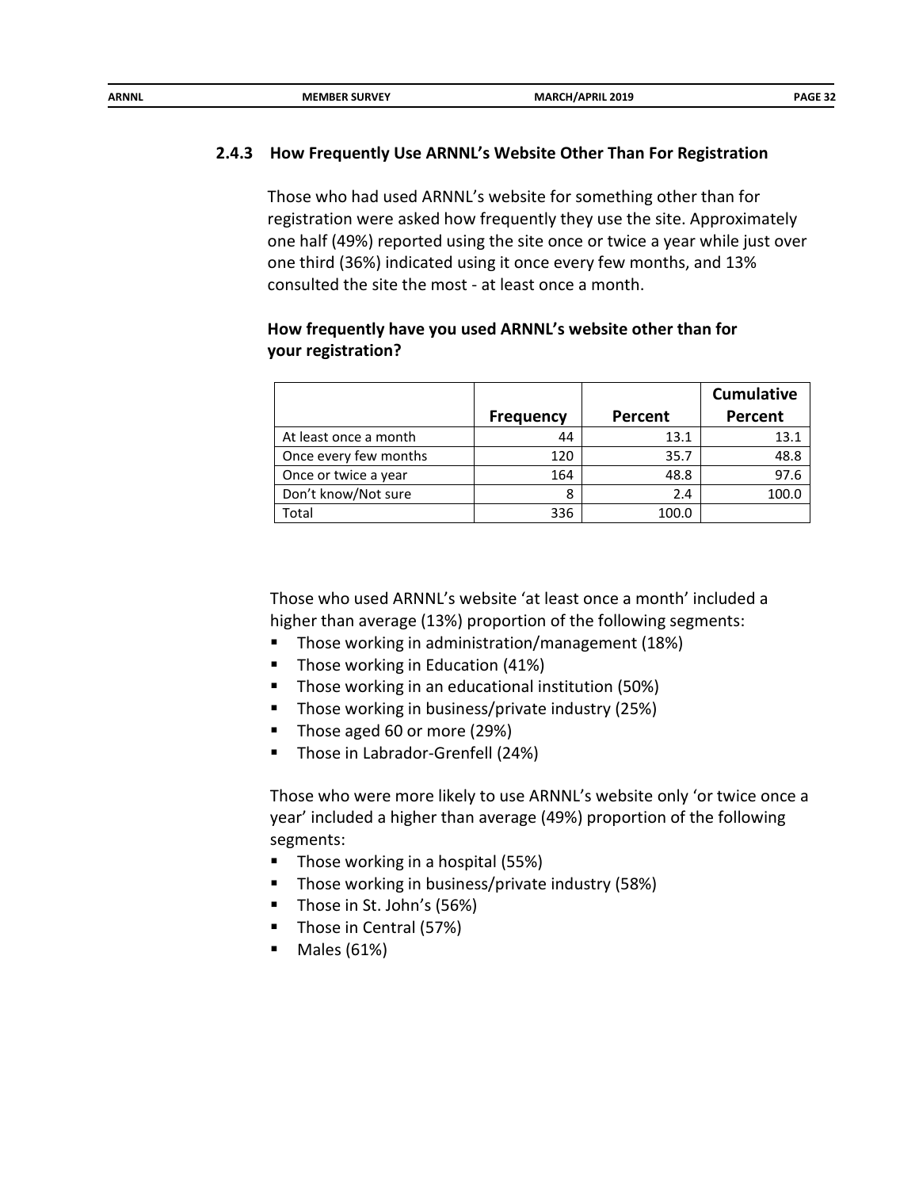### 2.4.3 How Frequently Use ARNNL's Website Other Than For Registration

Those who had used ARNNL's website for something other than for registration were asked how frequently they use the site. Approximately one half (49%) reported using the site once or twice a year while just over one third (36%) indicated using it once every few months, and 13% consulted the site the most - at least once a month.

**How frequently have you used ARNNL's website other than for your registration?**

| | Frequency | Percent | Cumulative Percent |
|---|---|---|---|
| At least once a month | 44 | 13.1 | 13.1 |
| Once every few months | 120 | 35.7 | 48.8 |
| Once or twice a year | 164 | 48.8 | 97.6 |
| Don't know/Not sure | 8 | 2.4 | 100.0 |
| Total | 336 | 100.0 | |

Those who used ARNNL's website 'at least once a month' included a higher than average (13%) proportion of the following segments:

- Those working in administration/management (18%)
- Those working in Education (41%)
- Those working in an educational institution (50%)
- Those working in business/private industry (25%)
- Those aged 60 or more (29%)
- Those in Labrador-Grenfell (24%)

Those who were more likely to use ARNNL's website only 'or twice once a year' included a higher than average (49%) proportion of the following segments:

- Those working in a hospital (55%)
- Those working in business/private industry (58%)
- Those in St. John's (56%)
- Those in Central (57%)
- Males (61%)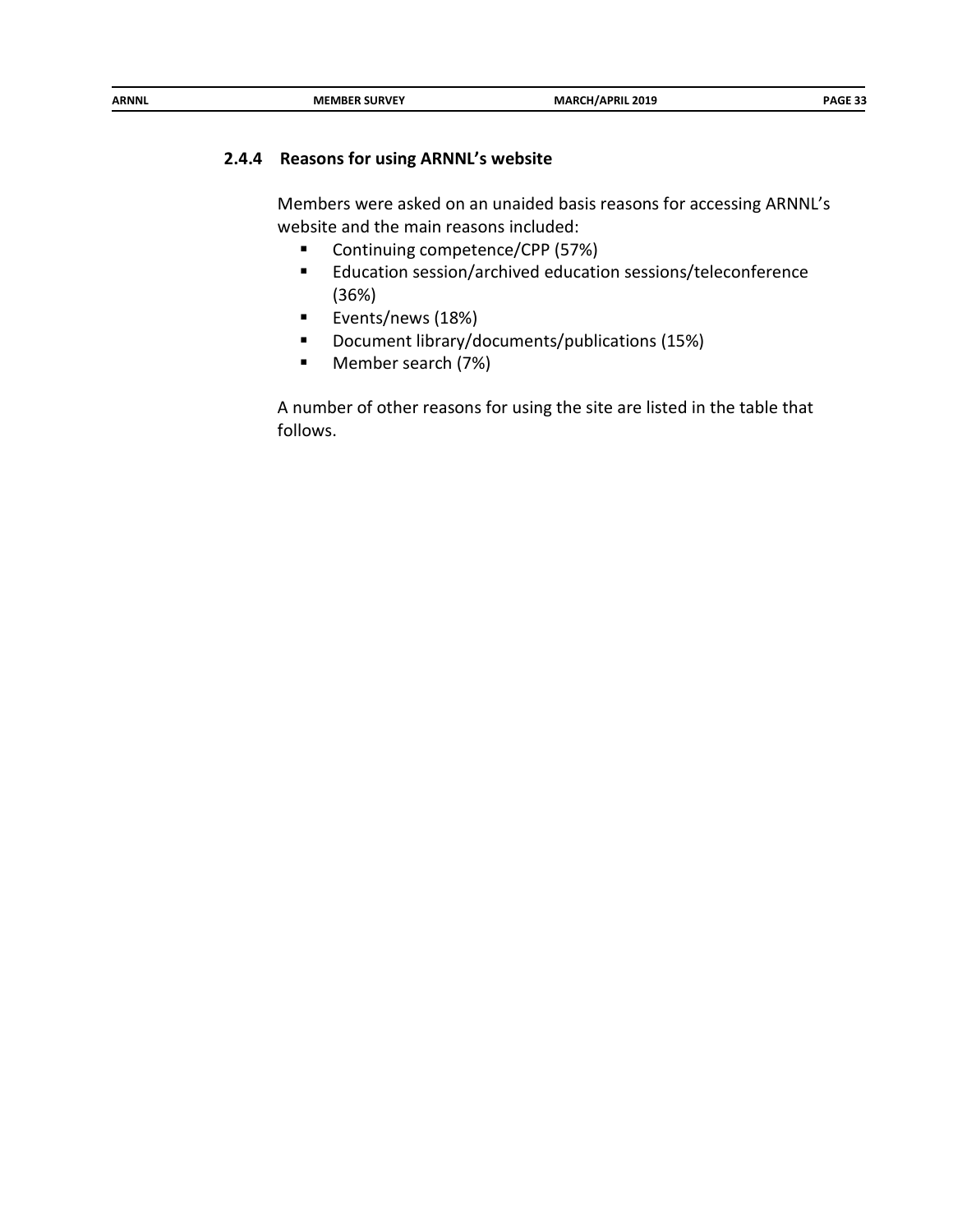### 2.4.4 Reasons for using ARNNL's website

Members were asked on an unaided basis reasons for accessing ARNNL's website and the main reasons included:

- Continuing competence/CPP (57%)
- Education session/archived education sessions/teleconference (36%)
- Events/news (18%)
- Document library/documents/publications (15%)
- Member search (7%)

A number of other reasons for using the site are listed in the table that follows.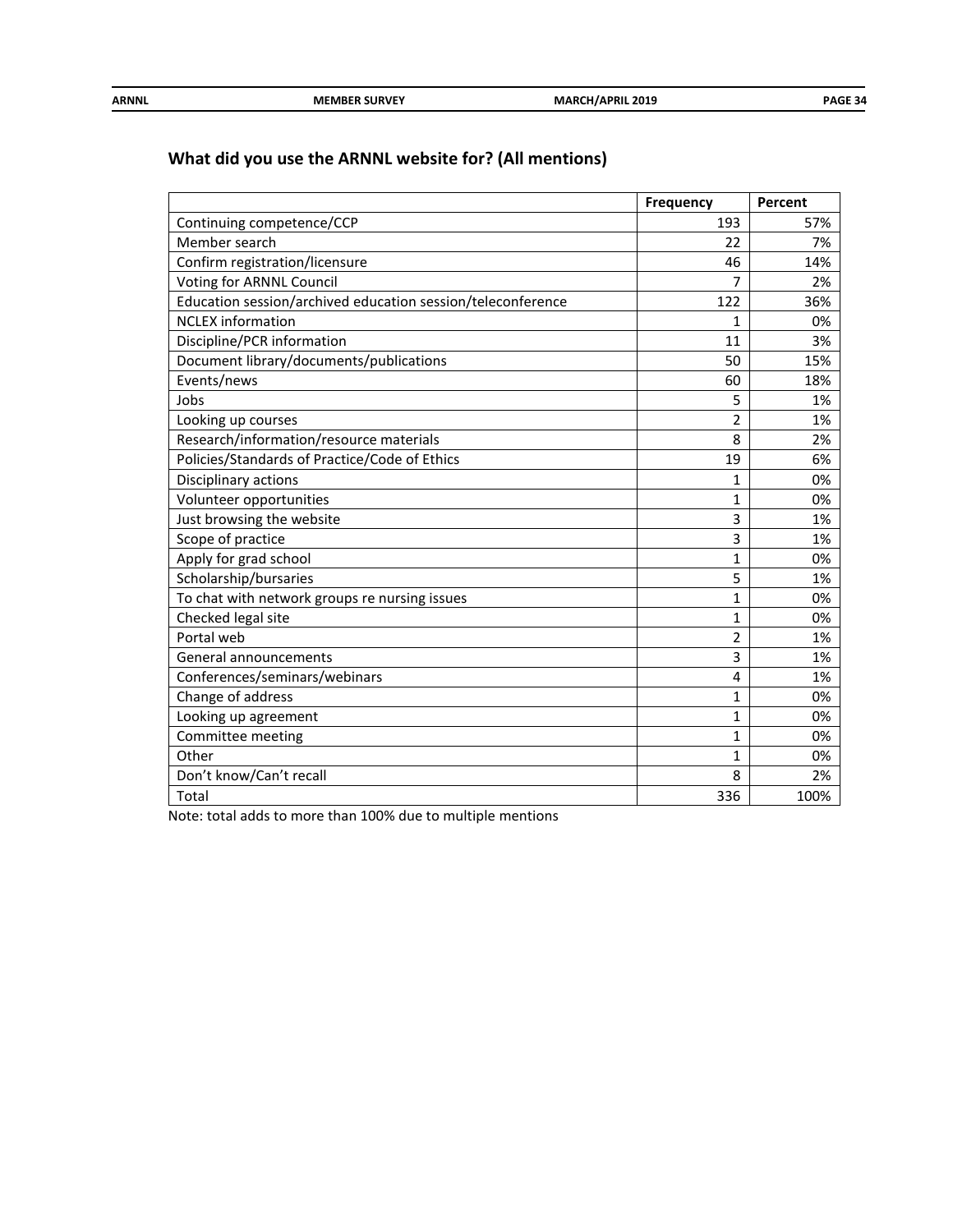## What did you use the ARNNL website for? (All mentions)

| | Frequency | Percent |
|---|---|---|
| Continuing competence/CCP | 193 | 57% |
| Member search | 22 | 7% |
| Confirm registration/licensure | 46 | 14% |
| Voting for ARNNL Council | 7 | 2% |
| Education session/archived education session/teleconference | 122 | 36% |
| NCLEX information | 1 | 0% |
| Discipline/PCR information | 11 | 3% |
| Document library/documents/publications | 50 | 15% |
| Events/news | 60 | 18% |
| Jobs | 5 | 1% |
| Looking up courses | 2 | 1% |
| Research/information/resource materials | 8 | 2% |
| Policies/Standards of Practice/Code of Ethics | 19 | 6% |
| Disciplinary actions | 1 | 0% |
| Volunteer opportunities | 1 | 0% |
| Just browsing the website | 3 | 1% |
| Scope of practice | 3 | 1% |
| Apply for grad school | 1 | 0% |
| Scholarship/bursaries | 5 | 1% |
| To chat with network groups re nursing issues | 1 | 0% |
| Checked legal site | 1 | 0% |
| Portal web | 2 | 1% |
| General announcements | 3 | 1% |
| Conferences/seminars/webinars | 4 | 1% |
| Change of address | 1 | 0% |
| Looking up agreement | 1 | 0% |
| Committee meeting | 1 | 0% |
| Other | 1 | 0% |
| Don't know/Can't recall | 8 | 2% |
| Total | 336 | 100% |

Note: total adds to more than 100% due to multiple mentions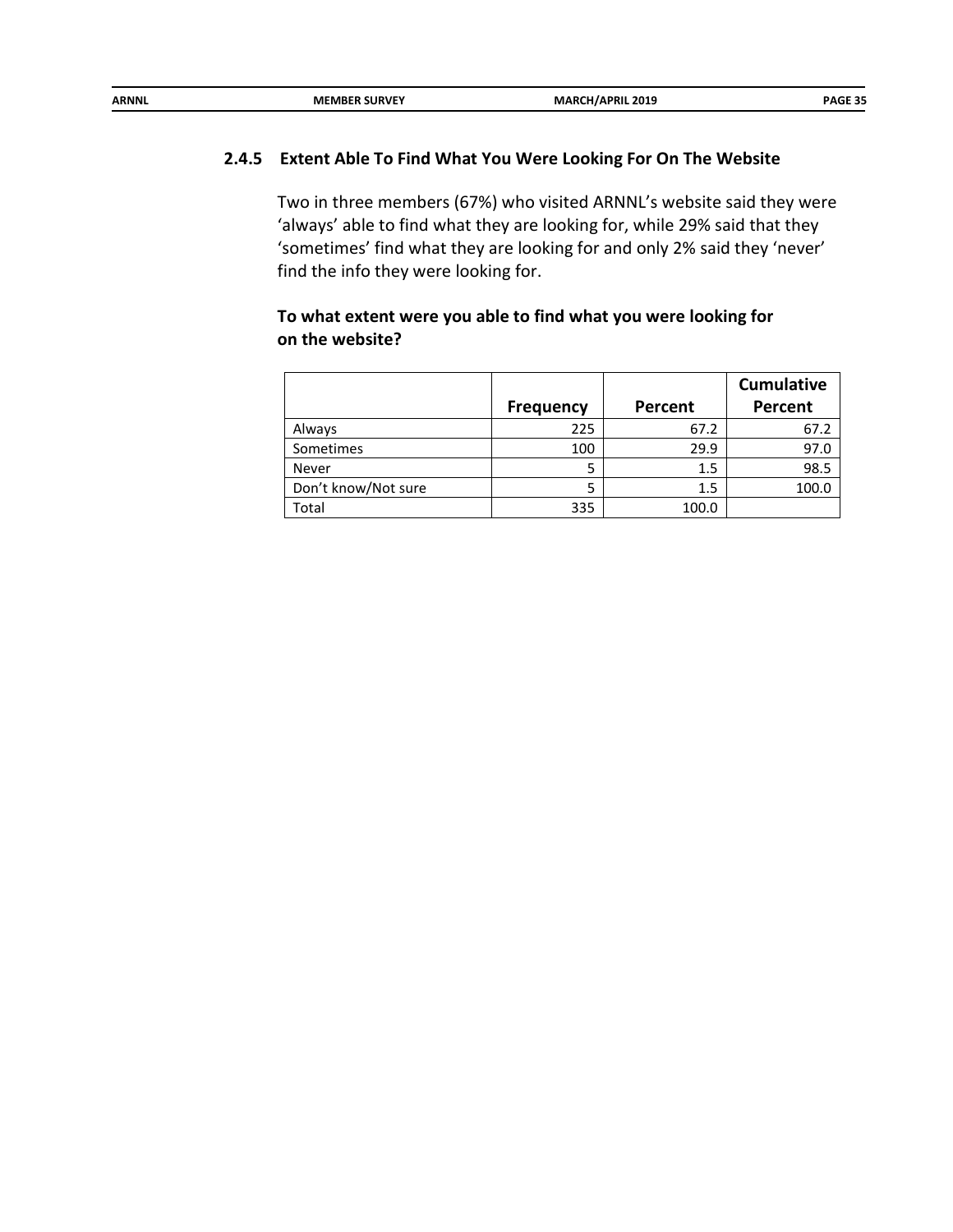### 2.4.5 Extent Able To Find What You Were Looking For On The Website

Two in three members (67%) who visited ARNNL's website said they were 'always' able to find what they are looking for, while 29% said that they 'sometimes' find what they are looking for and only 2% said they 'never' find the info they were looking for.

**To what extent were you able to find what you were looking for on the website?**

| | Frequency | Percent | Cumulative Percent |
|---|---|---|---|
| Always | 225 | 67.2 | 67.2 |
| Sometimes | 100 | 29.9 | 97.0 |
| Never | 5 | 1.5 | 98.5 |
| Don't know/Not sure | 5 | 1.5 | 100.0 |
| Total | 335 | 100.0 | |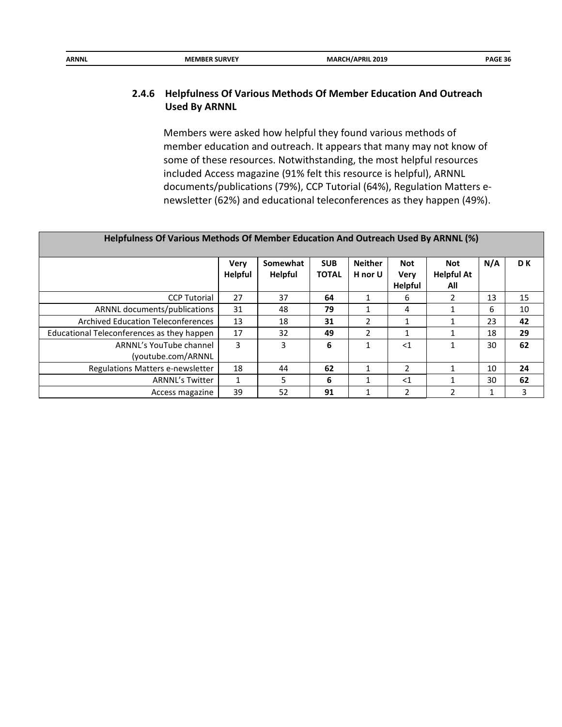### 2.4.6 Helpfulness Of Various Methods Of Member Education And Outreach Used By ARNNL

Members were asked how helpful they found various methods of member education and outreach. It appears that many may not know of some of these resources. Notwithstanding, the most helpful resources included Access magazine (91% felt this resource is helpful), ARNNL documents/publications (79%), CCP Tutorial (64%), Regulation Matters e-newsletter (62%) and educational teleconferences as they happen (49%).

**Helpfulness Of Various Methods Of Member Education And Outreach Used By ARNNL (%)**

| | Very Helpful | Somewhat Helpful | SUB TOTAL | Neither H nor U | Not Very Helpful | Not Helpful At All | N/A | D K |
|---|---|---|---|---|---|---|---|---|
| CCP Tutorial | 27 | 37 | **64** | 1 | 6 | 2 | 13 | 15 |
| ARNNL documents/publications | 31 | 48 | **79** | 1 | 4 | 1 | 6 | 10 |
| Archived Education Teleconferences | 13 | 18 | **31** | 2 | 1 | 1 | 23 | **42** |
| Educational Teleconferences as they happen | 17 | 32 | **49** | 2 | 1 | 1 | 18 | **29** |
| ARNNL's YouTube channel (youtube.com/ARNNL | 3 | 3 | **6** | 1 | <1 | 1 | 30 | **62** |
| Regulations Matters e-newsletter | 18 | 44 | **62** | 1 | 2 | 1 | 10 | **24** |
| ARNNL's Twitter | 1 | 5 | **6** | 1 | <1 | 1 | 30 | **62** |
| Access magazine | 39 | 52 | **91** | 1 | 2 | 2 | 1 | 3 |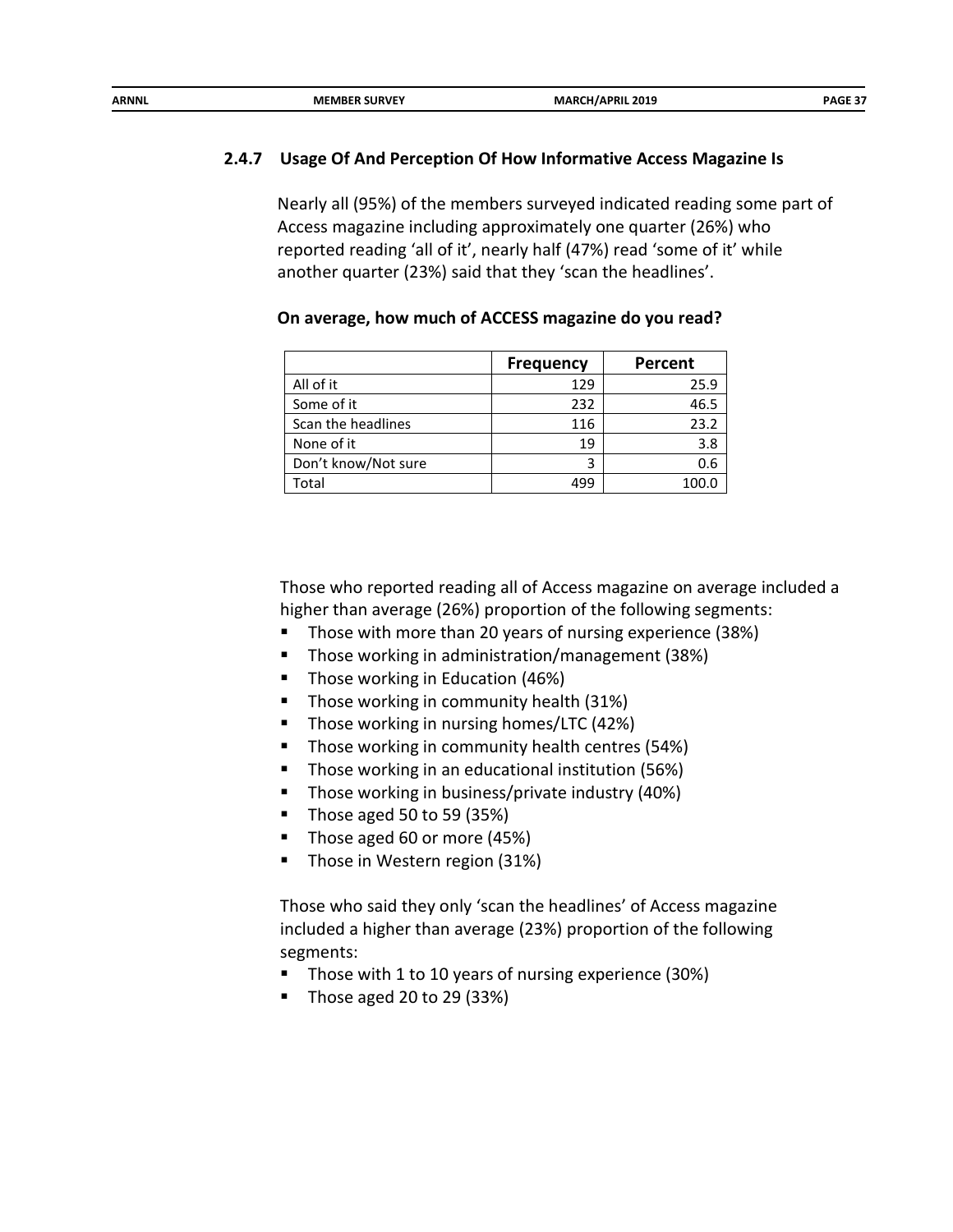### 2.4.7 Usage Of And Perception Of How Informative Access Magazine Is

Nearly all (95%) of the members surveyed indicated reading some part of Access magazine including approximately one quarter (26%) who reported reading 'all of it', nearly half (47%) read 'some of it' while another quarter (23%) said that they 'scan the headlines'.

**On average, how much of ACCESS magazine do you read?**

| | Frequency | Percent |
|---|---|---|
| All of it | 129 | 25.9 |
| Some of it | 232 | 46.5 |
| Scan the headlines | 116 | 23.2 |
| None of it | 19 | 3.8 |
| Don't know/Not sure | 3 | 0.6 |
| Total | 499 | 100.0 |

Those who reported reading all of Access magazine on average included a higher than average (26%) proportion of the following segments:

- Those with more than 20 years of nursing experience (38%)
- Those working in administration/management (38%)
- Those working in Education (46%)
- Those working in community health (31%)
- Those working in nursing homes/LTC (42%)
- Those working in community health centres (54%)
- Those working in an educational institution (56%)
- Those working in business/private industry (40%)
- Those aged 50 to 59 (35%)
- Those aged 60 or more (45%)
- Those in Western region (31%)

Those who said they only 'scan the headlines' of Access magazine included a higher than average (23%) proportion of the following segments:

- Those with 1 to 10 years of nursing experience (30%)
- Those aged 20 to 29 (33%)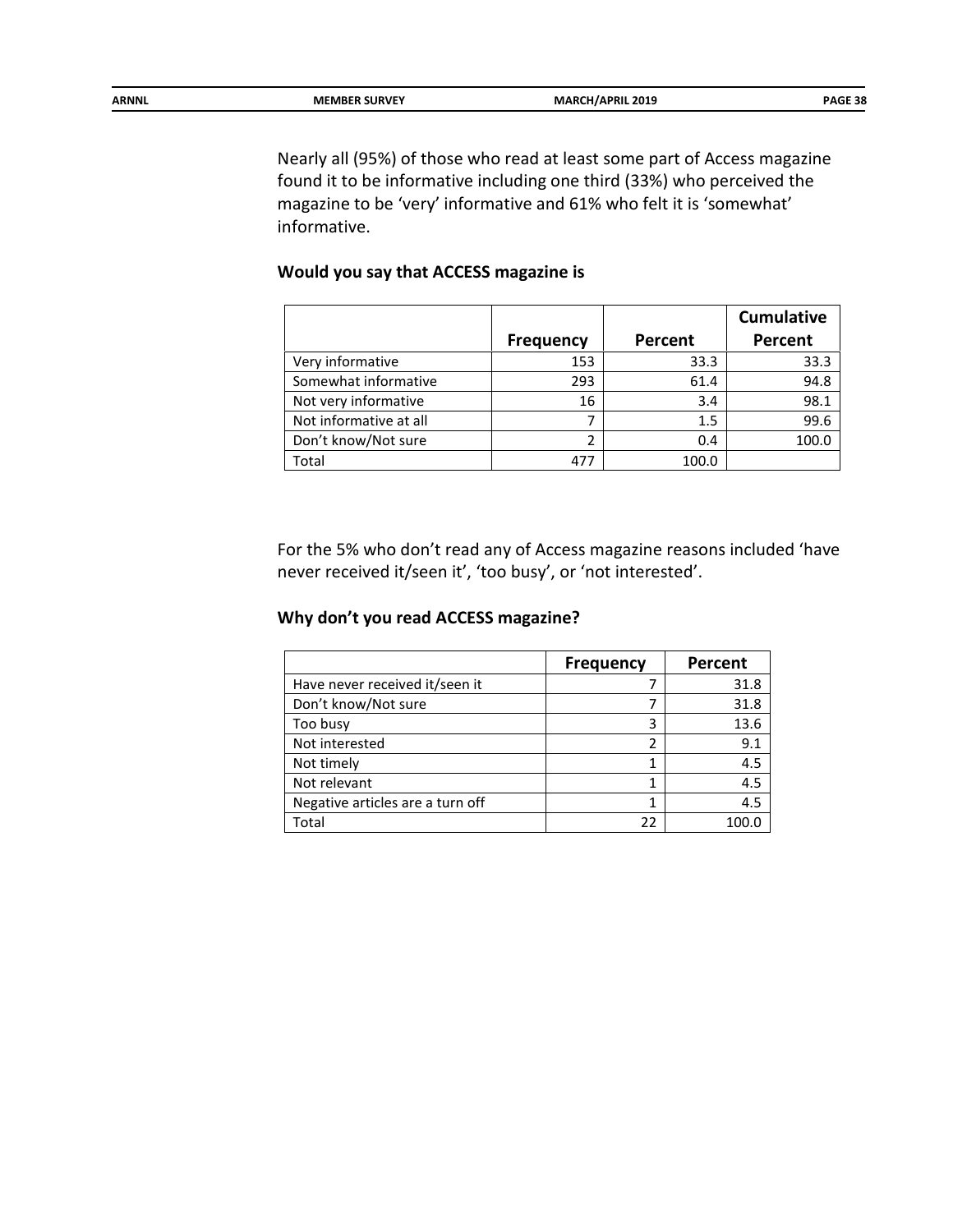Nearly all (95%) of those who read at least some part of Access magazine found it to be informative including one third (33%) who perceived the magazine to be 'very' informative and 61% who felt it is 'somewhat' informative.

**Would you say that ACCESS magazine is**

| | Frequency | Percent | Cumulative Percent |
|---|---|---|---|
| Very informative | 153 | 33.3 | 33.3 |
| Somewhat informative | 293 | 61.4 | 94.8 |
| Not very informative | 16 | 3.4 | 98.1 |
| Not informative at all | 7 | 1.5 | 99.6 |
| Don't know/Not sure | 2 | 0.4 | 100.0 |
| Total | 477 | 100.0 | |

For the 5% who don't read any of Access magazine reasons included 'have never received it/seen it', 'too busy', or 'not interested'.

**Why don't you read ACCESS magazine?**

| | Frequency | Percent |
|---|---|---|
| Have never received it/seen it | 7 | 31.8 |
| Don't know/Not sure | 7 | 31.8 |
| Too busy | 3 | 13.6 |
| Not interested | 2 | 9.1 |
| Not timely | 1 | 4.5 |
| Not relevant | 1 | 4.5 |
| Negative articles are a turn off | 1 | 4.5 |
| Total | 22 | 100.0 |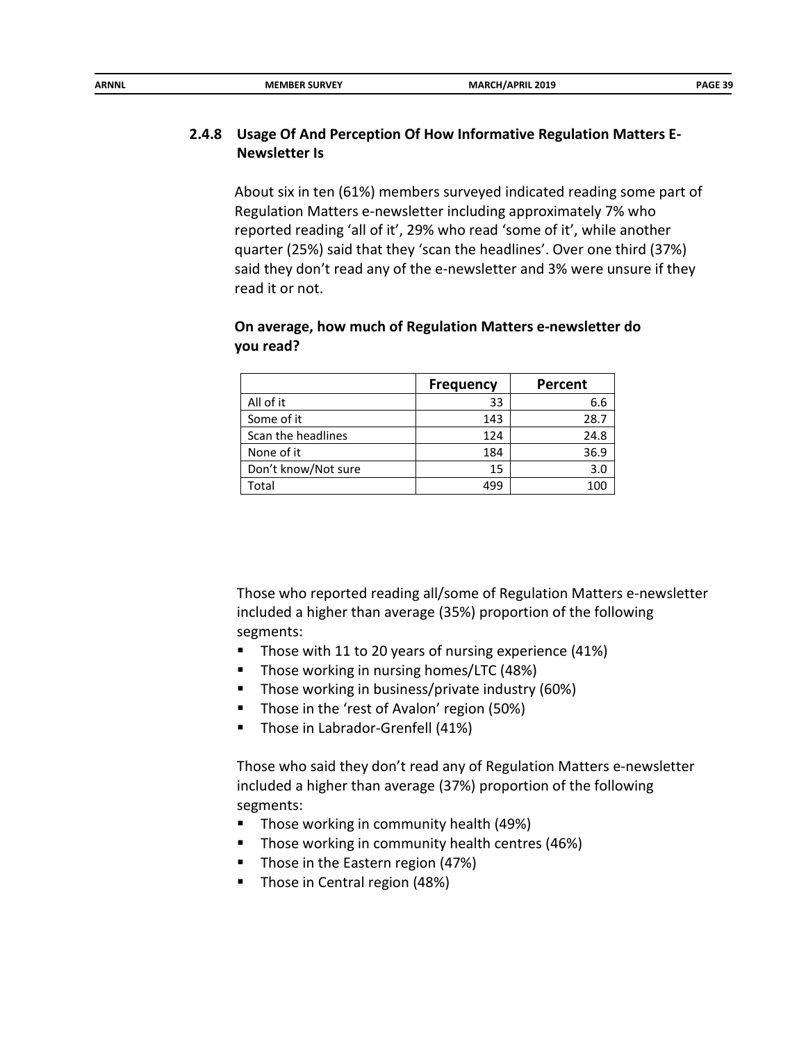### 2.4.8 Usage Of And Perception Of How Informative Regulation Matters E-Newsletter Is

About six in ten (61%) members surveyed indicated reading some part of Regulation Matters e-newsletter including approximately 7% who reported reading 'all of it', 29% who read 'some of it', while another quarter (25%) said that they 'scan the headlines'. Over one third (37%) said they don't read any of the e-newsletter and 3% were unsure if they read it or not.

**On average, how much of Regulation Matters e-newsletter do you read?**

| | Frequency | Percent |
|---|---|---|
| All of it | 33 | 6.6 |
| Some of it | 143 | 28.7 |
| Scan the headlines | 124 | 24.8 |
| None of it | 184 | 36.9 |
| Don't know/Not sure | 15 | 3.0 |
| Total | 499 | 100 |

Those who reported reading all/some of Regulation Matters e-newsletter included a higher than average (35%) proportion of the following segments:

- Those with 11 to 20 years of nursing experience (41%)
- Those working in nursing homes/LTC (48%)
- Those working in business/private industry (60%)
- Those in the 'rest of Avalon' region (50%)
- Those in Labrador-Grenfell (41%)

Those who said they don't read any of Regulation Matters e-newsletter included a higher than average (37%) proportion of the following segments:

- Those working in community health (49%)
- Those working in community health centres (46%)
- Those in the Eastern region (47%)
- Those in Central region (48%)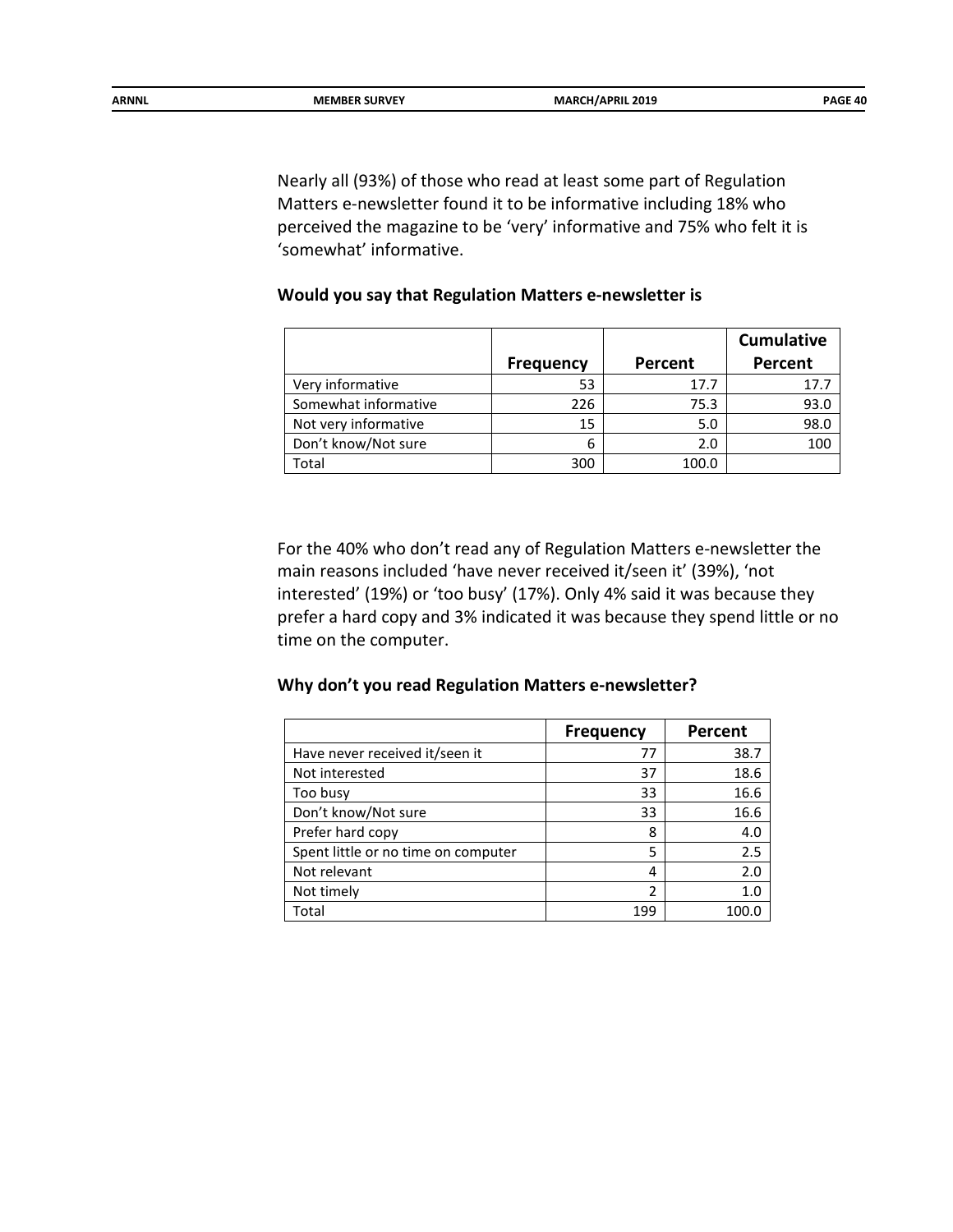Nearly all (93%) of those who read at least some part of Regulation Matters e-newsletter found it to be informative including 18% who perceived the magazine to be 'very' informative and 75% who felt it is 'somewhat' informative.

**Would you say that Regulation Matters e-newsletter is**

| | Frequency | Percent | Cumulative Percent |
|---|---|---|---|
| Very informative | 53 | 17.7 | 17.7 |
| Somewhat informative | 226 | 75.3 | 93.0 |
| Not very informative | 15 | 5.0 | 98.0 |
| Don't know/Not sure | 6 | 2.0 | 100 |
| Total | 300 | 100.0 | |

For the 40% who don't read any of Regulation Matters e-newsletter the main reasons included 'have never received it/seen it' (39%), 'not interested' (19%) or 'too busy' (17%). Only 4% said it was because they prefer a hard copy and 3% indicated it was because they spend little or no time on the computer.

**Why don't you read Regulation Matters e-newsletter?**

| | Frequency | Percent |
|---|---|---|
| Have never received it/seen it | 77 | 38.7 |
| Not interested | 37 | 18.6 |
| Too busy | 33 | 16.6 |
| Don't know/Not sure | 33 | 16.6 |
| Prefer hard copy | 8 | 4.0 |
| Spent little or no time on computer | 5 | 2.5 |
| Not relevant | 4 | 2.0 |
| Not timely | 2 | 1.0 |
| Total | 199 | 100.0 |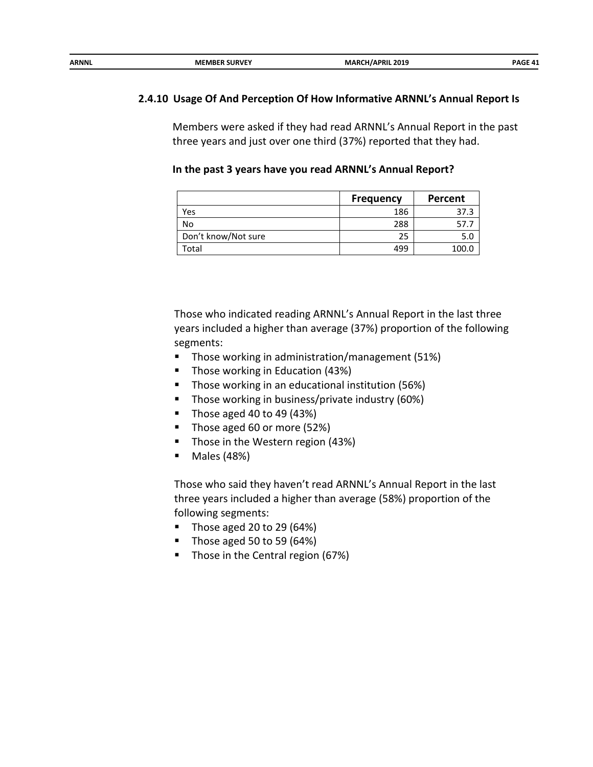### 2.4.10 Usage Of And Perception Of How Informative ARNNL's Annual Report Is

Members were asked if they had read ARNNL's Annual Report in the past three years and just over one third (37%) reported that they had.

**In the past 3 years have you read ARNNL's Annual Report?**

| | Frequency | Percent |
|---|---|---|
| Yes | 186 | 37.3 |
| No | 288 | 57.7 |
| Don't know/Not sure | 25 | 5.0 |
| Total | 499 | 100.0 |

Those who indicated reading ARNNL's Annual Report in the last three years included a higher than average (37%) proportion of the following segments:

- Those working in administration/management (51%)
- Those working in Education (43%)
- Those working in an educational institution (56%)
- Those working in business/private industry (60%)
- Those aged 40 to 49 (43%)
- Those aged 60 or more (52%)
- Those in the Western region (43%)
- Males (48%)

Those who said they haven't read ARNNL's Annual Report in the last three years included a higher than average (58%) proportion of the following segments:

- Those aged 20 to 29 (64%)
- Those aged 50 to 59 (64%)
- Those in the Central region (67%)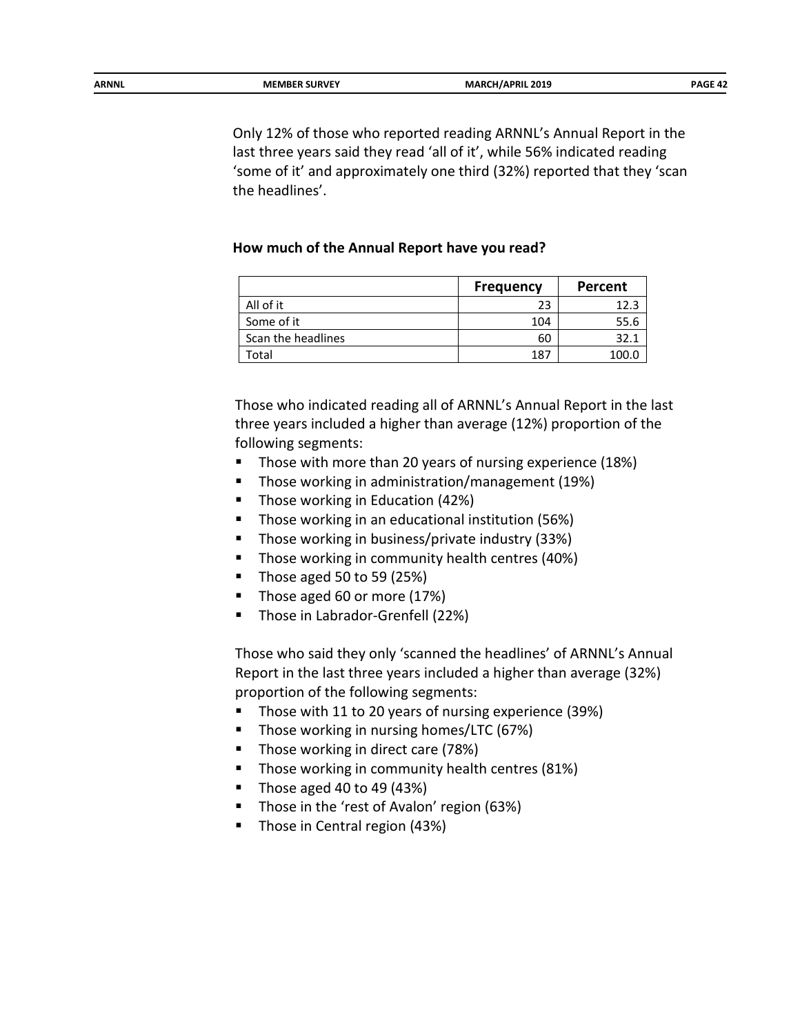Only 12% of those who reported reading ARNNL's Annual Report in the last three years said they read 'all of it', while 56% indicated reading 'some of it' and approximately one third (32%) reported that they 'scan the headlines'.

**How much of the Annual Report have you read?**

| | Frequency | Percent |
|---|---|---|
| All of it | 23 | 12.3 |
| Some of it | 104 | 55.6 |
| Scan the headlines | 60 | 32.1 |
| Total | 187 | 100.0 |

Those who indicated reading all of ARNNL's Annual Report in the last three years included a higher than average (12%) proportion of the following segments:

- Those with more than 20 years of nursing experience (18%)
- Those working in administration/management (19%)
- Those working in Education (42%)
- Those working in an educational institution (56%)
- Those working in business/private industry (33%)
- Those working in community health centres (40%)
- Those aged 50 to 59 (25%)
- Those aged 60 or more (17%)
- Those in Labrador-Grenfell (22%)

Those who said they only 'scanned the headlines' of ARNNL's Annual Report in the last three years included a higher than average (32%) proportion of the following segments:

- Those with 11 to 20 years of nursing experience (39%)
- Those working in nursing homes/LTC (67%)
- Those working in direct care (78%)
- Those working in community health centres (81%)
- Those aged 40 to 49 (43%)
- Those in the 'rest of Avalon' region (63%)
- Those in Central region (43%)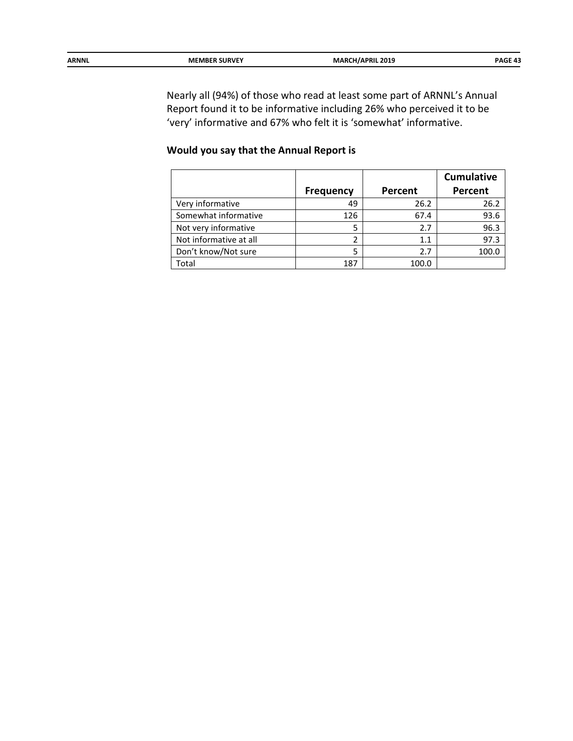Nearly all (94%) of those who read at least some part of ARNNL's Annual Report found it to be informative including 26% who perceived it to be 'very' informative and 67% who felt it is 'somewhat' informative.

**Would you say that the Annual Report is**

| | Frequency | Percent | Cumulative Percent |
|---|---|---|---|
| Very informative | 49 | 26.2 | 26.2 |
| Somewhat informative | 126 | 67.4 | 93.6 |
| Not very informative | 5 | 2.7 | 96.3 |
| Not informative at all | 2 | 1.1 | 97.3 |
| Don't know/Not sure | 5 | 2.7 | 100.0 |
| Total | 187 | 100.0 | |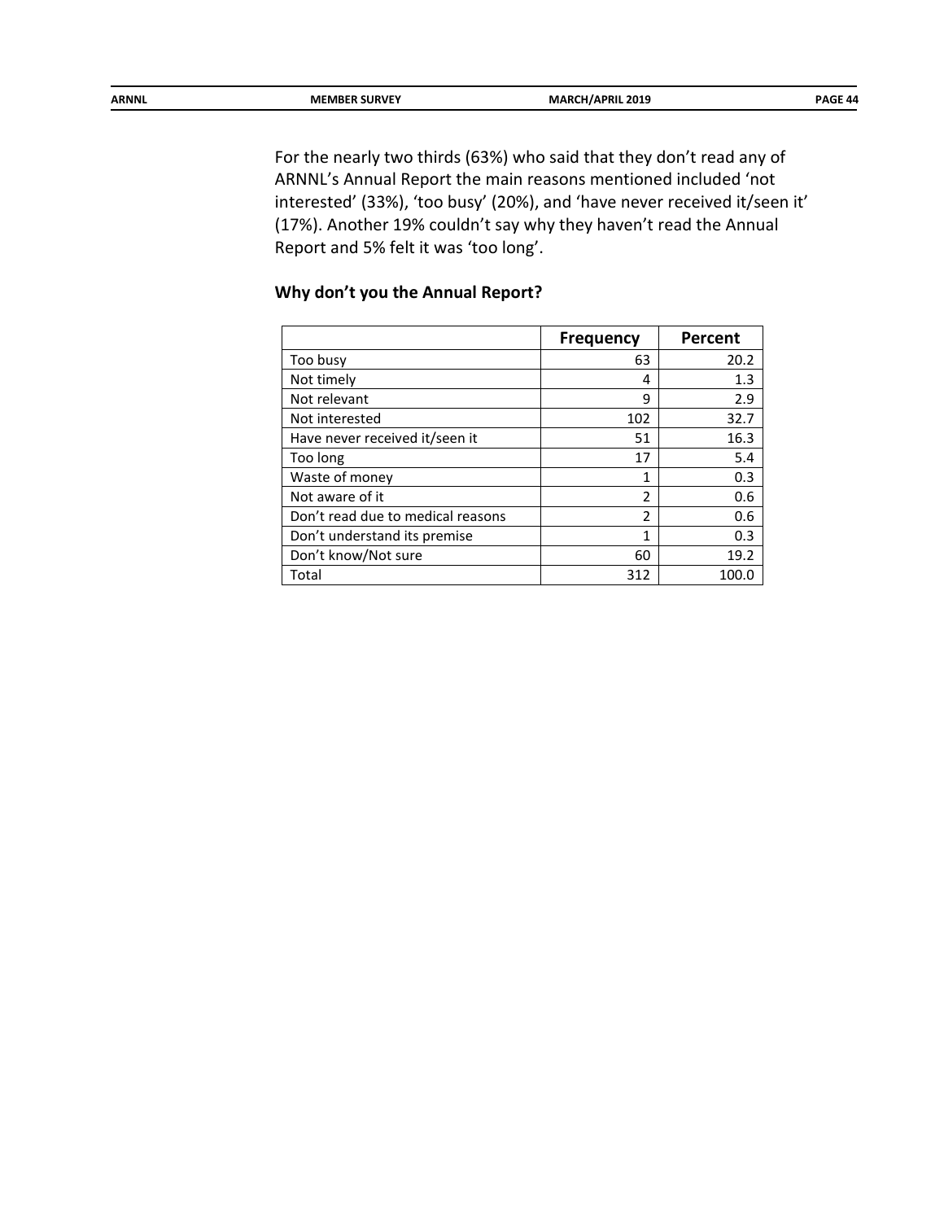For the nearly two thirds (63%) who said that they don't read any of ARNNL's Annual Report the main reasons mentioned included 'not interested' (33%), 'too busy' (20%), and 'have never received it/seen it' (17%). Another 19% couldn't say why they haven't read the Annual Report and 5% felt it was 'too long'.

### Why don't you the Annual Report?

| | Frequency | Percent |
|---|---|---|
| Too busy | 63 | 20.2 |
| Not timely | 4 | 1.3 |
| Not relevant | 9 | 2.9 |
| Not interested | 102 | 32.7 |
| Have never received it/seen it | 51 | 16.3 |
| Too long | 17 | 5.4 |
| Waste of money | 1 | 0.3 |
| Not aware of it | 2 | 0.6 |
| Don't read due to medical reasons | 2 | 0.6 |
| Don't understand its premise | 1 | 0.3 |
| Don't know/Not sure | 60 | 19.2 |
| Total | 312 | 100.0 |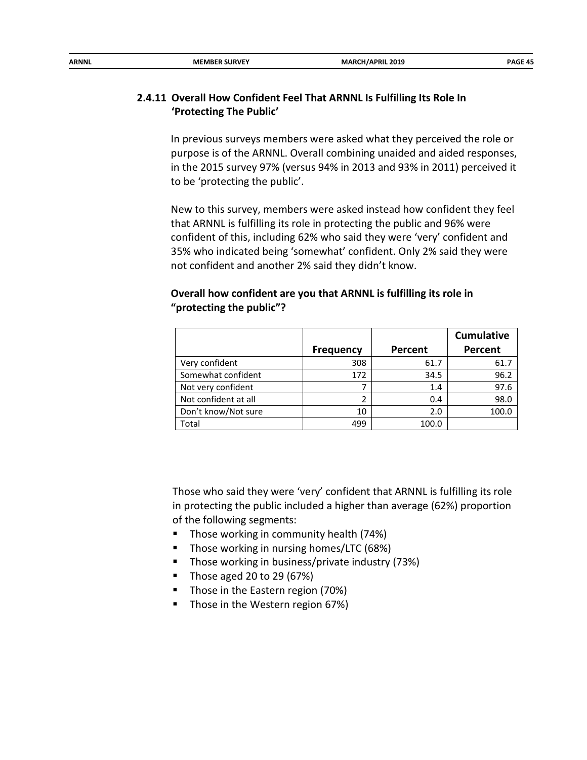### 2.4.11 Overall How Confident Feel That ARNNL Is Fulfilling Its Role In 'Protecting The Public'

In previous surveys members were asked what they perceived the role or purpose is of the ARNNL. Overall combining unaided and aided responses, in the 2015 survey 97% (versus 94% in 2013 and 93% in 2011) perceived it to be 'protecting the public'.

New to this survey, members were asked instead how confident they feel that ARNNL is fulfilling its role in protecting the public and 96% were confident of this, including 62% who said they were 'very' confident and 35% who indicated being 'somewhat' confident. Only 2% said they were not confident and another 2% said they didn't know.

**Overall how confident are you that ARNNL is fulfilling its role in "protecting the public"?**

| | Frequency | Percent | Cumulative Percent |
|---|---|---|---|
| Very confident | 308 | 61.7 | 61.7 |
| Somewhat confident | 172 | 34.5 | 96.2 |
| Not very confident | 7 | 1.4 | 97.6 |
| Not confident at all | 2 | 0.4 | 98.0 |
| Don't know/Not sure | 10 | 2.0 | 100.0 |
| Total | 499 | 100.0 | |

Those who said they were 'very' confident that ARNNL is fulfilling its role in protecting the public included a higher than average (62%) proportion of the following segments:

- Those working in community health (74%)
- Those working in nursing homes/LTC (68%)
- Those working in business/private industry (73%)
- Those aged 20 to 29 (67%)
- Those in the Eastern region (70%)
- Those in the Western region 67%)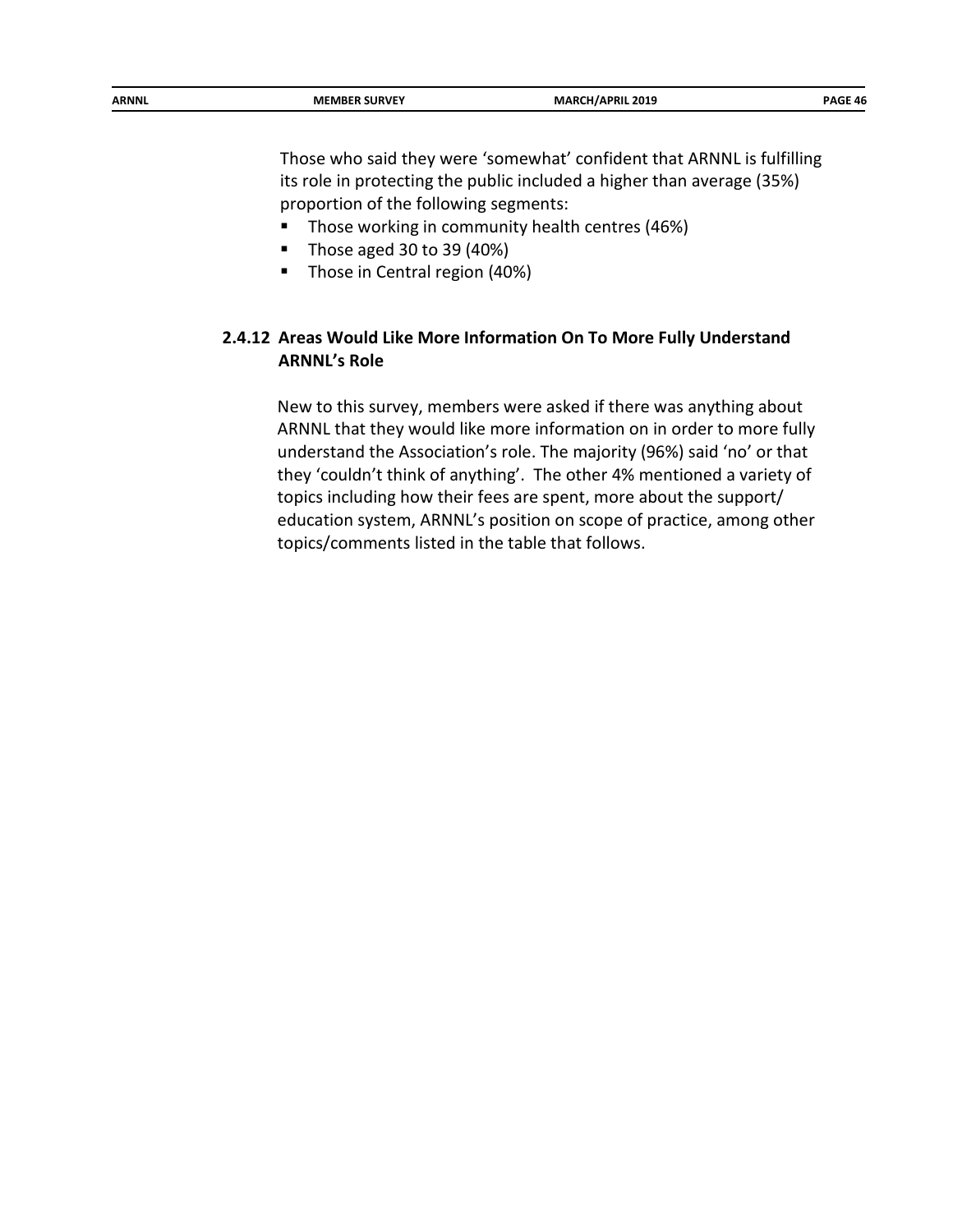Those who said they were 'somewhat' confident that ARNNL is fulfilling its role in protecting the public included a higher than average (35%) proportion of the following segments:

- Those working in community health centres (46%)
- Those aged 30 to 39 (40%)
- Those in Central region (40%)

### 2.4.12 Areas Would Like More Information On To More Fully Understand ARNNL's Role

New to this survey, members were asked if there was anything about ARNNL that they would like more information on in order to more fully understand the Association's role. The majority (96%) said 'no' or that they 'couldn't think of anything'. The other 4% mentioned a variety of topics including how their fees are spent, more about the support/ education system, ARNNL's position on scope of practice, among other topics/comments listed in the table that follows.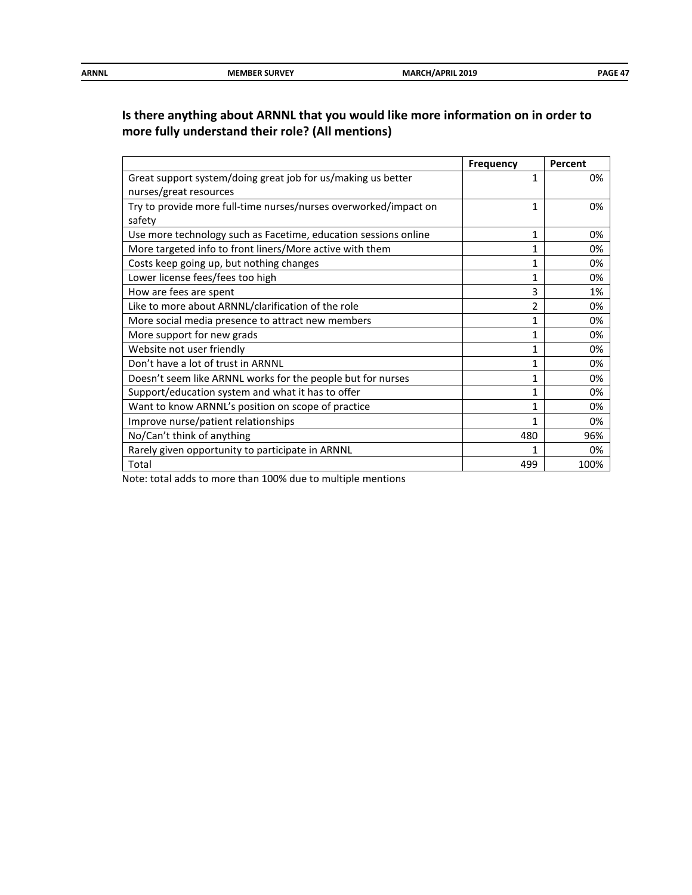**Is there anything about ARNNL that you would like more information on in order to more fully understand their role? (All mentions)**

| | Frequency | Percent |
|---|---|---|
| Great support system/doing great job for us/making us better nurses/great resources | 1 | 0% |
| Try to provide more full-time nurses/nurses overworked/impact on safety | 1 | 0% |
| Use more technology such as Facetime, education sessions online | 1 | 0% |
| More targeted info to front liners/More active with them | 1 | 0% |
| Costs keep going up, but nothing changes | 1 | 0% |
| Lower license fees/fees too high | 1 | 0% |
| How are fees are spent | 3 | 1% |
| Like to more about ARNNL/clarification of the role | 2 | 0% |
| More social media presence to attract new members | 1 | 0% |
| More support for new grads | 1 | 0% |
| Website not user friendly | 1 | 0% |
| Don't have a lot of trust in ARNNL | 1 | 0% |
| Doesn't seem like ARNNL works for the people but for nurses | 1 | 0% |
| Support/education system and what it has to offer | 1 | 0% |
| Want to know ARNNL's position on scope of practice | 1 | 0% |
| Improve nurse/patient relationships | 1 | 0% |
| No/Can't think of anything | 480 | 96% |
| Rarely given opportunity to participate in ARNNL | 1 | 0% |
| Total | 499 | 100% |

Note: total adds to more than 100% due to multiple mentions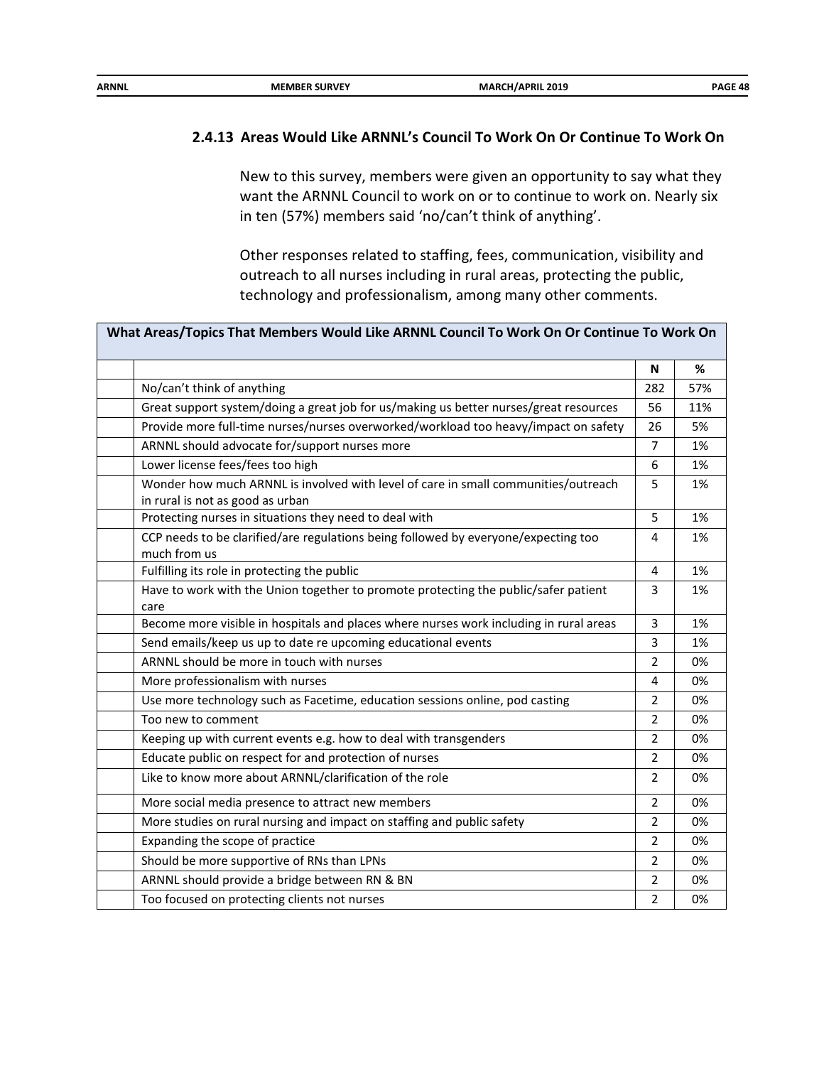### 2.4.13 Areas Would Like ARNNL's Council To Work On Or Continue To Work On

New to this survey, members were given an opportunity to say what they want the ARNNL Council to work on or to continue to work on. Nearly six in ten (57%) members said 'no/can't think of anything'.

Other responses related to staffing, fees, communication, visibility and outreach to all nurses including in rural areas, protecting the public, technology and professionalism, among many other comments.

| What Areas/Topics That Members Would Like ARNNL Council To Work On Or Continue To Work On | | | |
|---|---|---|---|
| | | N | % |
| | No/can't think of anything | 282 | 57% |
| | Great support system/doing a great job for us/making us better nurses/great resources | 56 | 11% |
| | Provide more full-time nurses/nurses overworked/workload too heavy/impact on safety | 26 | 5% |
| | ARNNL should advocate for/support nurses more | 7 | 1% |
| | Lower license fees/fees too high | 6 | 1% |
| | Wonder how much ARNNL is involved with level of care in small communities/outreach in rural is not as good as urban | 5 | 1% |
| | Protecting nurses in situations they need to deal with | 5 | 1% |
| | CCP needs to be clarified/are regulations being followed by everyone/expecting too much from us | 4 | 1% |
| | Fulfilling its role in protecting the public | 4 | 1% |
| | Have to work with the Union together to promote protecting the public/safer patient care | 3 | 1% |
| | Become more visible in hospitals and places where nurses work including in rural areas | 3 | 1% |
| | Send emails/keep us up to date re upcoming educational events | 3 | 1% |
| | ARNNL should be more in touch with nurses | 2 | 0% |
| | More professionalism with nurses | 4 | 0% |
| | Use more technology such as Facetime, education sessions online, pod casting | 2 | 0% |
| | Too new to comment | 2 | 0% |
| | Keeping up with current events e.g. how to deal with transgenders | 2 | 0% |
| | Educate public on respect for and protection of nurses | 2 | 0% |
| | Like to know more about ARNNL/clarification of the role | 2 | 0% |
| | More social media presence to attract new members | 2 | 0% |
| | More studies on rural nursing and impact on staffing and public safety | 2 | 0% |
| | Expanding the scope of practice | 2 | 0% |
| | Should be more supportive of RNs than LPNs | 2 | 0% |
| | ARNNL should provide a bridge between RN & BN | 2 | 0% |
| | Too focused on protecting clients not nurses | 2 | 0% |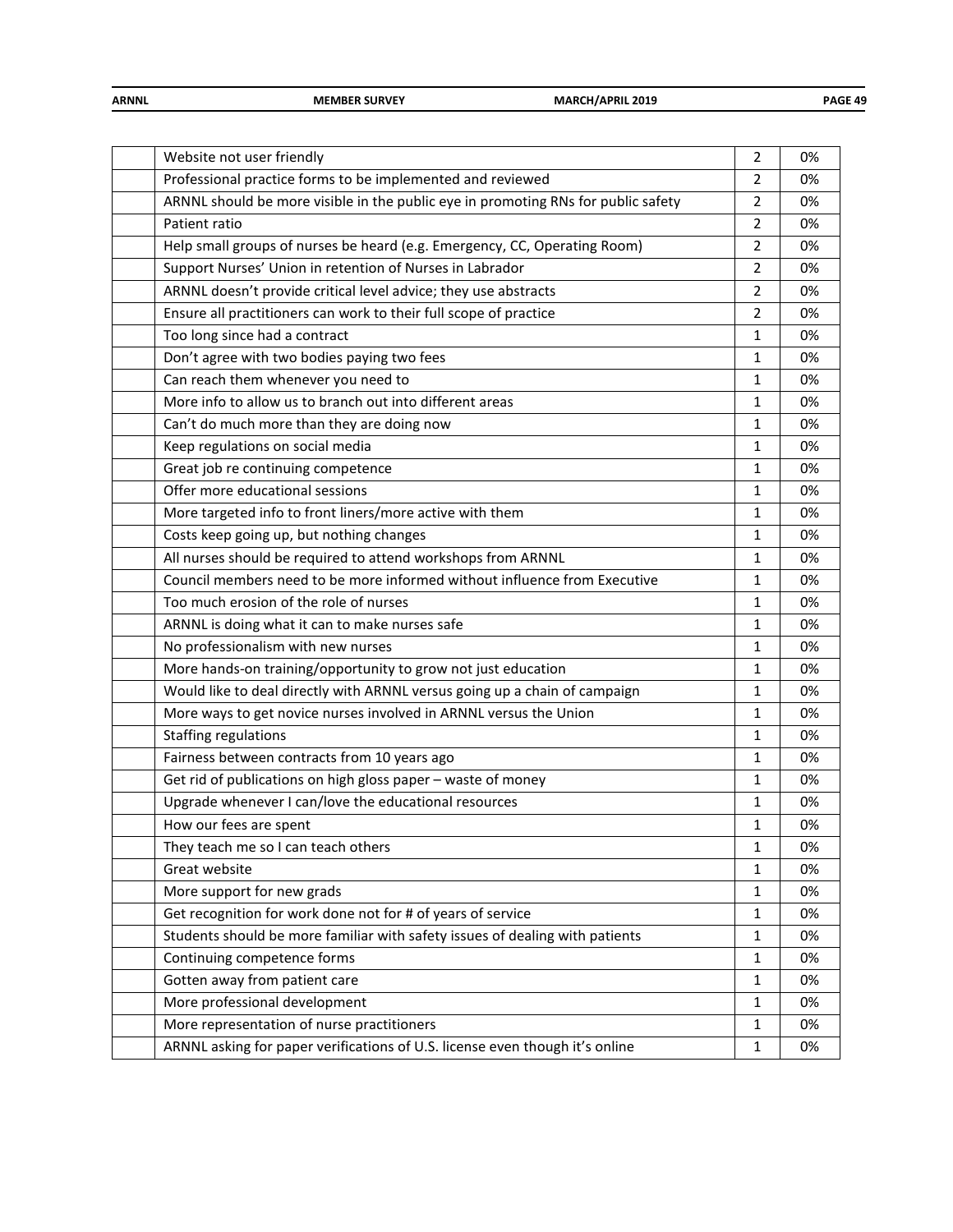| | | | |
|---|---|---|---|
| | Website not user friendly | 2 | 0% |
| | Professional practice forms to be implemented and reviewed | 2 | 0% |
| | ARNNL should be more visible in the public eye in promoting RNs for public safety | 2 | 0% |
| | Patient ratio | 2 | 0% |
| | Help small groups of nurses be heard (e.g. Emergency, CC, Operating Room) | 2 | 0% |
| | Support Nurses' Union in retention of Nurses in Labrador | 2 | 0% |
| | ARNNL doesn't provide critical level advice; they use abstracts | 2 | 0% |
| | Ensure all practitioners can work to their full scope of practice | 2 | 0% |
| | Too long since had a contract | 1 | 0% |
| | Don't agree with two bodies paying two fees | 1 | 0% |
| | Can reach them whenever you need to | 1 | 0% |
| | More info to allow us to branch out into different areas | 1 | 0% |
| | Can't do much more than they are doing now | 1 | 0% |
| | Keep regulations on social media | 1 | 0% |
| | Great job re continuing competence | 1 | 0% |
| | Offer more educational sessions | 1 | 0% |
| | More targeted info to front liners/more active with them | 1 | 0% |
| | Costs keep going up, but nothing changes | 1 | 0% |
| | All nurses should be required to attend workshops from ARNNL | 1 | 0% |
| | Council members need to be more informed without influence from Executive | 1 | 0% |
| | Too much erosion of the role of nurses | 1 | 0% |
| | ARNNL is doing what it can to make nurses safe | 1 | 0% |
| | No professionalism with new nurses | 1 | 0% |
| | More hands-on training/opportunity to grow not just education | 1 | 0% |
| | Would like to deal directly with ARNNL versus going up a chain of campaign | 1 | 0% |
| | More ways to get novice nurses involved in ARNNL versus the Union | 1 | 0% |
| | Staffing regulations | 1 | 0% |
| | Fairness between contracts from 10 years ago | 1 | 0% |
| | Get rid of publications on high gloss paper – waste of money | 1 | 0% |
| | Upgrade whenever I can/love the educational resources | 1 | 0% |
| | How our fees are spent | 1 | 0% |
| | They teach me so I can teach others | 1 | 0% |
| | Great website | 1 | 0% |
| | More support for new grads | 1 | 0% |
| | Get recognition for work done not for # of years of service | 1 | 0% |
| | Students should be more familiar with safety issues of dealing with patients | 1 | 0% |
| | Continuing competence forms | 1 | 0% |
| | Gotten away from patient care | 1 | 0% |
| | More professional development | 1 | 0% |
| | More representation of nurse practitioners | 1 | 0% |
| | ARNNL asking for paper verifications of U.S. license even though it's online | 1 | 0% |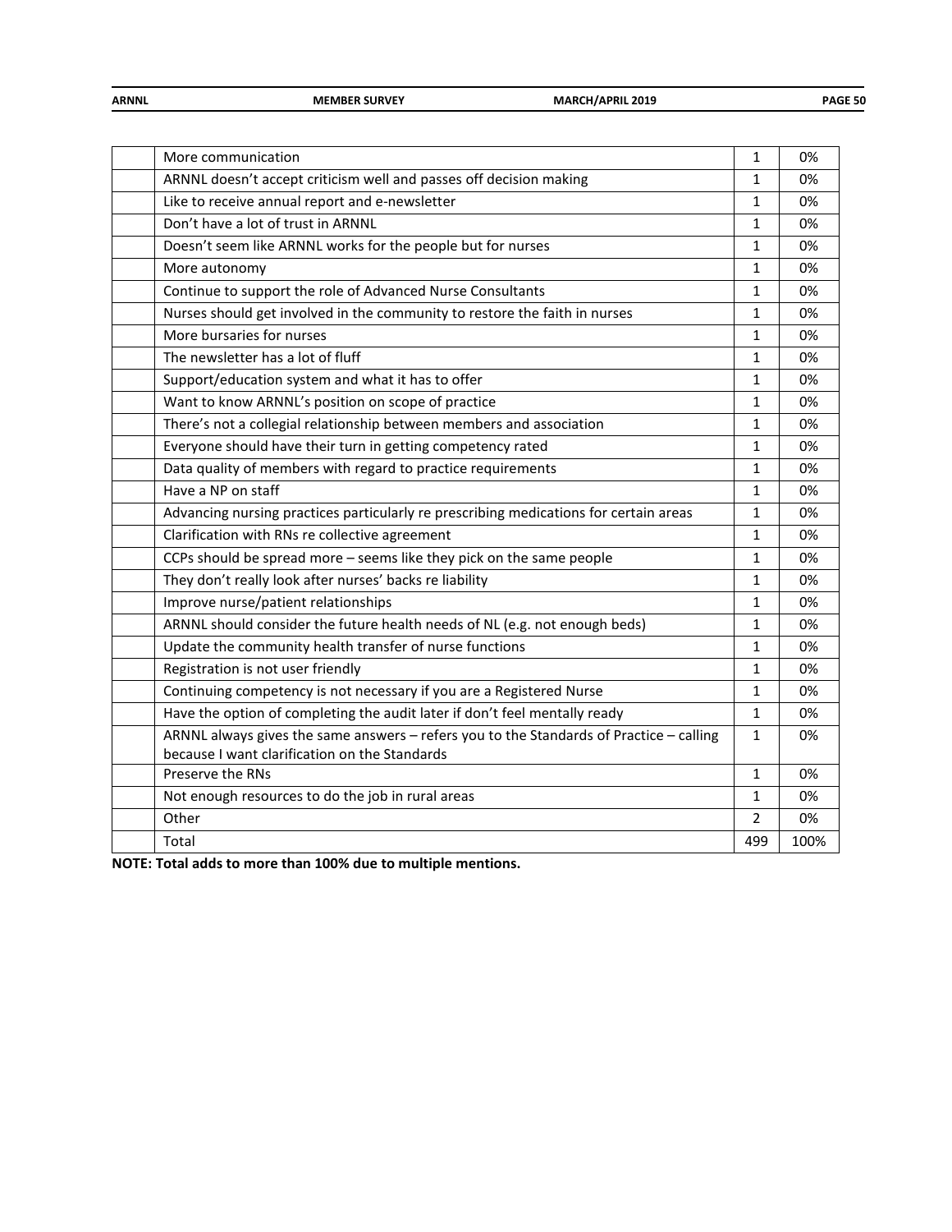|  |  |  |  |
|---|---|---|---|
|  | More communication | 1 | 0% |
|  | ARNNL doesn't accept criticism well and passes off decision making | 1 | 0% |
|  | Like to receive annual report and e-newsletter | 1 | 0% |
|  | Don't have a lot of trust in ARNNL | 1 | 0% |
|  | Doesn't seem like ARNNL works for the people but for nurses | 1 | 0% |
|  | More autonomy | 1 | 0% |
|  | Continue to support the role of Advanced Nurse Consultants | 1 | 0% |
|  | Nurses should get involved in the community to restore the faith in nurses | 1 | 0% |
|  | More bursaries for nurses | 1 | 0% |
|  | The newsletter has a lot of fluff | 1 | 0% |
|  | Support/education system and what it has to offer | 1 | 0% |
|  | Want to know ARNNL's position on scope of practice | 1 | 0% |
|  | There's not a collegial relationship between members and association | 1 | 0% |
|  | Everyone should have their turn in getting competency rated | 1 | 0% |
|  | Data quality of members with regard to practice requirements | 1 | 0% |
|  | Have a NP on staff | 1 | 0% |
|  | Advancing nursing practices particularly re prescribing medications for certain areas | 1 | 0% |
|  | Clarification with RNs re collective agreement | 1 | 0% |
|  | CCPs should be spread more – seems like they pick on the same people | 1 | 0% |
|  | They don't really look after nurses' backs re liability | 1 | 0% |
|  | Improve nurse/patient relationships | 1 | 0% |
|  | ARNNL should consider the future health needs of NL (e.g. not enough beds) | 1 | 0% |
|  | Update the community health transfer of nurse functions | 1 | 0% |
|  | Registration is not user friendly | 1 | 0% |
|  | Continuing competency is not necessary if you are a Registered Nurse | 1 | 0% |
|  | Have the option of completing the audit later if don't feel mentally ready | 1 | 0% |
|  | ARNNL always gives the same answers – refers you to the Standards of Practice – calling because I want clarification on the Standards | 1 | 0% |
|  | Preserve the RNs | 1 | 0% |
|  | Not enough resources to do the job in rural areas | 1 | 0% |
|  | Other | 2 | 0% |
|  | Total | 499 | 100% |

**NOTE: Total adds to more than 100% due to multiple mentions.**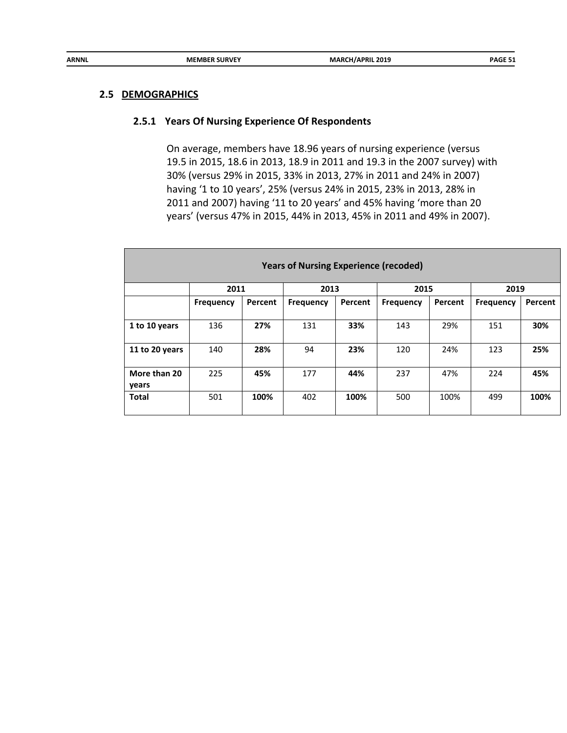## 2.5 DEMOGRAPHICS

### 2.5.1 Years Of Nursing Experience Of Respondents

On average, members have 18.96 years of nursing experience (versus 19.5 in 2015, 18.6 in 2013, 18.9 in 2011 and 19.3 in the 2007 survey) with 30% (versus 29% in 2015, 33% in 2013, 27% in 2011 and 24% in 2007) having '1 to 10 years', 25% (versus 24% in 2015, 23% in 2013, 28% in 2011 and 2007) having '11 to 20 years' and 45% having 'more than 20 years' (versus 47% in 2015, 44% in 2013, 45% in 2011 and 49% in 2007).

| Years of Nursing Experience (recoded) | | | | | | | | |
|---|---|---|---|---|---|---|---|---|
| | 2011 | | 2013 | | 2015 | | 2019 | |
| | **Frequency** | **Percent** | **Frequency** | **Percent** | **Frequency** | **Percent** | **Frequency** | **Percent** |
| **1 to 10 years** | 136 | **27%** | 131 | **33%** | 143 | 29% | 151 | **30%** |
| **11 to 20 years** | 140 | **28%** | 94 | **23%** | 120 | 24% | 123 | **25%** |
| **More than 20 years** | 225 | **45%** | 177 | **44%** | 237 | 47% | 224 | **45%** |
| **Total** | 501 | **100%** | 402 | **100%** | 500 | 100% | 499 | **100%** |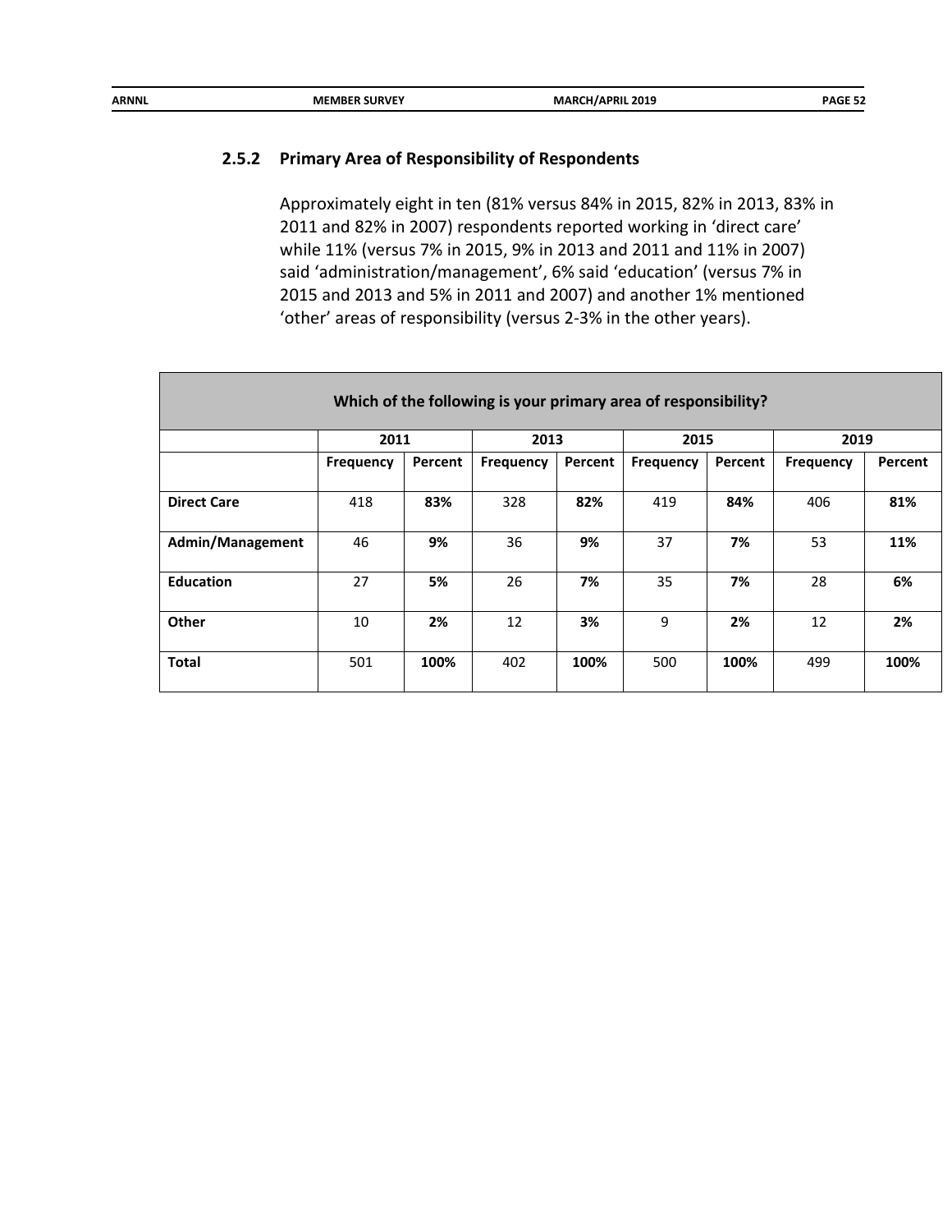### 2.5.2 Primary Area of Responsibility of Respondents

Approximately eight in ten (81% versus 84% in 2015, 82% in 2013, 83% in 2011 and 82% in 2007) respondents reported working in 'direct care' while 11% (versus 7% in 2015, 9% in 2013 and 2011 and 11% in 2007) said 'administration/management', 6% said 'education' (versus 7% in 2015 and 2013 and 5% in 2011 and 2007) and another 1% mentioned 'other' areas of responsibility (versus 2-3% in the other years).

| Which of the following is your primary area of responsibility? | | | | | | | | |
|---|---|---|---|---|---|---|---|---|
| | 2011 | | 2013 | | 2015 | | 2019 | |
| | **Frequency** | **Percent** | **Frequency** | **Percent** | **Frequency** | **Percent** | **Frequency** | **Percent** |
| **Direct Care** | 418 | **83%** | 328 | **82%** | 419 | **84%** | 406 | **81%** |
| **Admin/Management** | 46 | **9%** | 36 | **9%** | 37 | **7%** | 53 | **11%** |
| **Education** | 27 | **5%** | 26 | **7%** | 35 | **7%** | 28 | **6%** |
| **Other** | 10 | **2%** | 12 | **3%** | 9 | **2%** | 12 | **2%** |
| **Total** | 501 | **100%** | 402 | **100%** | 500 | **100%** | 499 | **100%** |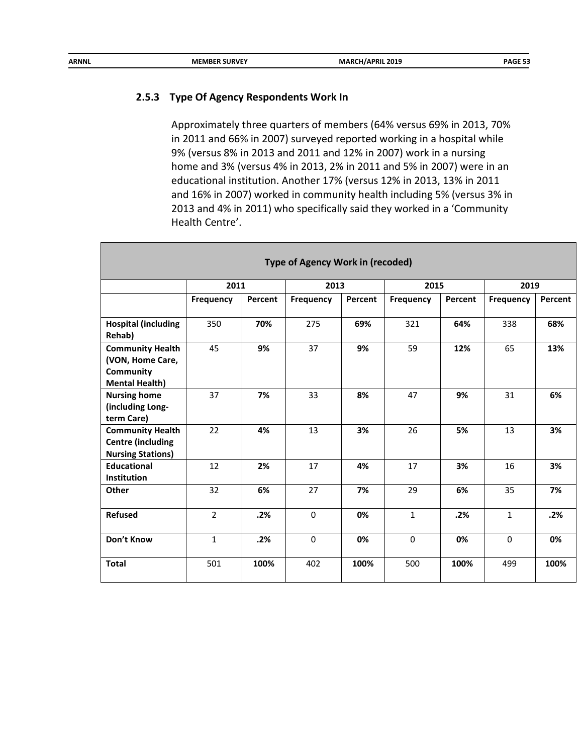### 2.5.3 Type Of Agency Respondents Work In

Approximately three quarters of members (64% versus 69% in 2013, 70% in 2011 and 66% in 2007) surveyed reported working in a hospital while 9% (versus 8% in 2013 and 2011 and 12% in 2007) work in a nursing home and 3% (versus 4% in 2013, 2% in 2011 and 5% in 2007) were in an educational institution. Another 17% (versus 12% in 2013, 13% in 2011 and 16% in 2007) worked in community health including 5% (versus 3% in 2013 and 4% in 2011) who specifically said they worked in a 'Community Health Centre'.

| Type of Agency Work in (recoded) | | | | | | | | |
|---|---|---|---|---|---|---|---|---|
| | 2011 | | 2013 | | 2015 | | 2019 | |
| | **Frequency** | **Percent** | **Frequency** | **Percent** | **Frequency** | **Percent** | **Frequency** | **Percent** |
| **Hospital (including Rehab)** | 350 | **70%** | 275 | **69%** | 321 | **64%** | 338 | **68%** |
| **Community Health (VON, Home Care, Community Mental Health)** | 45 | **9%** | 37 | **9%** | 59 | **12%** | 65 | **13%** |
| **Nursing home (including Long-term Care)** | 37 | **7%** | 33 | **8%** | 47 | **9%** | 31 | **6%** |
| **Community Health Centre (including Nursing Stations)** | 22 | **4%** | 13 | **3%** | 26 | **5%** | 13 | **3%** |
| **Educational Institution** | 12 | **2%** | 17 | **4%** | 17 | **3%** | 16 | **3%** |
| **Other** | 32 | **6%** | 27 | **7%** | 29 | **6%** | 35 | **7%** |
| **Refused** | 2 | **.2%** | 0 | **0%** | 1 | **.2%** | 1 | **.2%** |
| **Don't Know** | 1 | **.2%** | 0 | **0%** | 0 | **0%** | 0 | **0%** |
| **Total** | 501 | **100%** | 402 | **100%** | 500 | **100%** | 499 | **100%** |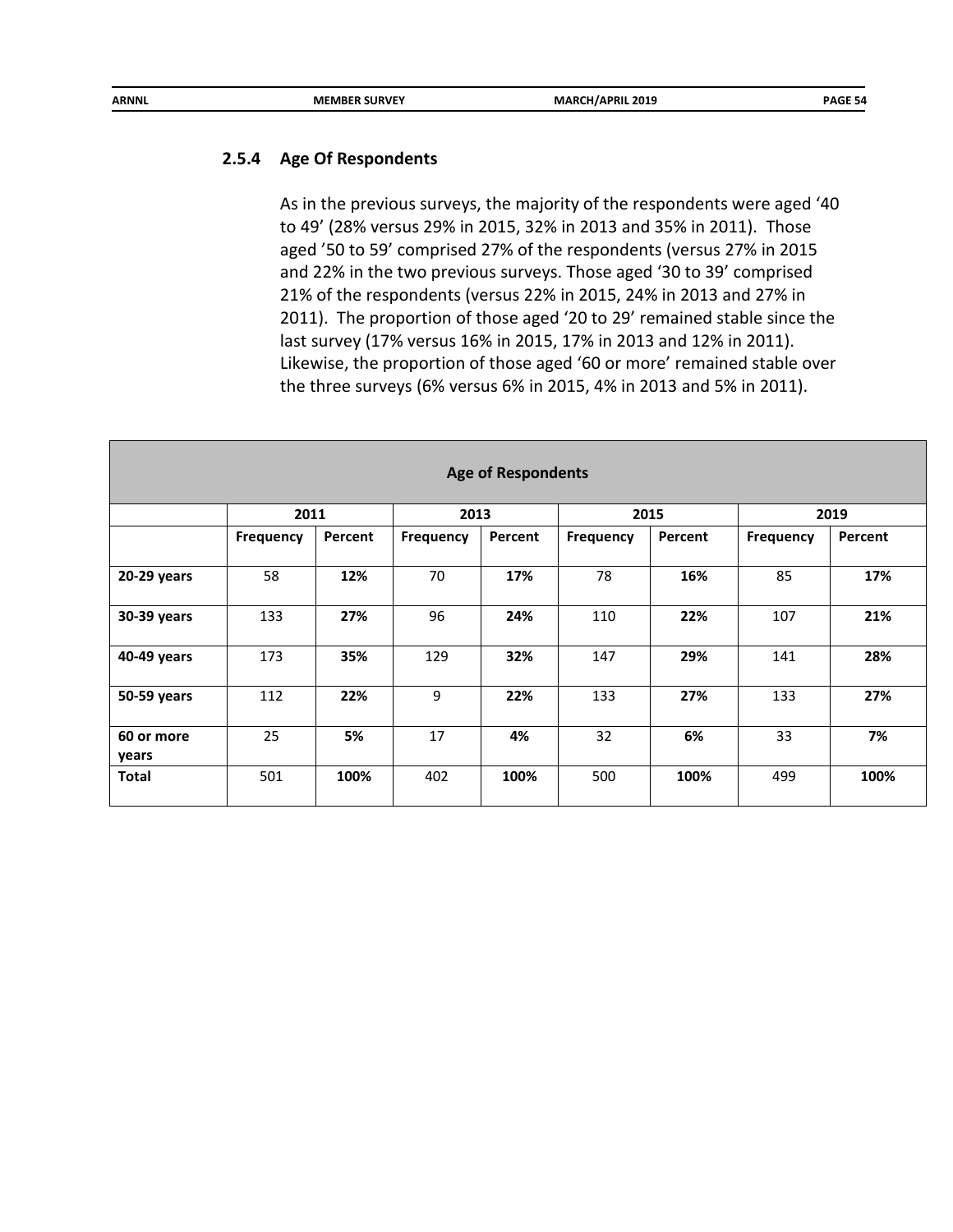### 2.5.4 Age Of Respondents

As in the previous surveys, the majority of the respondents were aged '40 to 49' (28% versus 29% in 2015, 32% in 2013 and 35% in 2011). Those aged '50 to 59' comprised 27% of the respondents (versus 27% in 2015 and 22% in the two previous surveys. Those aged '30 to 39' comprised 21% of the respondents (versus 22% in 2015, 24% in 2013 and 27% in 2011). The proportion of those aged '20 to 29' remained stable since the last survey (17% versus 16% in 2015, 17% in 2013 and 12% in 2011). Likewise, the proportion of those aged '60 or more' remained stable over the three surveys (6% versus 6% in 2015, 4% in 2013 and 5% in 2011).

| Age of Respondents | | | | | | | | |
|---|---|---|---|---|---|---|---|---|
| | 2011 | | 2013 | | 2015 | | 2019 | |
| | Frequency | Percent | Frequency | Percent | Frequency | Percent | Frequency | Percent |
| **20-29 years** | 58 | **12%** | 70 | **17%** | 78 | **16%** | 85 | **17%** |
| **30-39 years** | 133 | **27%** | 96 | **24%** | 110 | **22%** | 107 | **21%** |
| **40-49 years** | 173 | **35%** | 129 | **32%** | 147 | **29%** | 141 | **28%** |
| **50-59 years** | 112 | **22%** | 9 | **22%** | 133 | **27%** | 133 | **27%** |
| **60 or more years** | 25 | **5%** | 17 | **4%** | 32 | **6%** | 33 | **7%** |
| **Total** | 501 | **100%** | 402 | **100%** | 500 | **100%** | 499 | **100%** |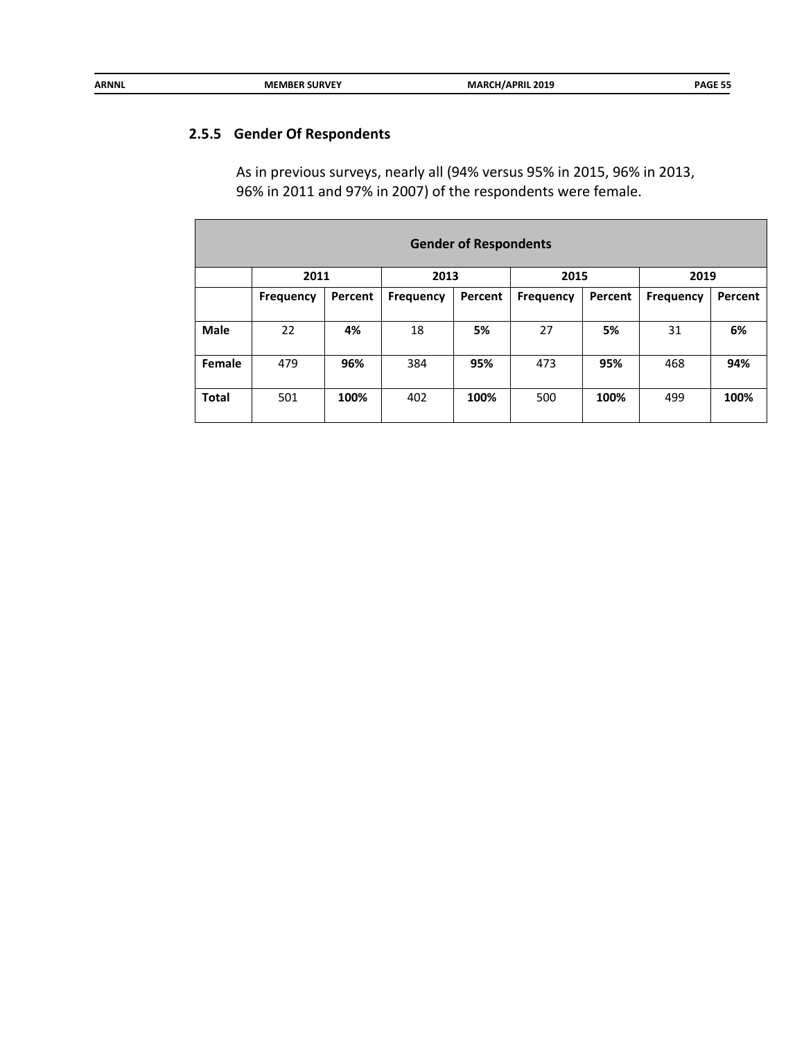### 2.5.5 Gender Of Respondents

As in previous surveys, nearly all (94% versus 95% in 2015, 96% in 2013, 96% in 2011 and 97% in 2007) of the respondents were female.

| Gender of Respondents | | | | | | | | |
|---|---|---|---|---|---|---|---|---|
| | 2011 | | 2013 | | 2015 | | 2019 | |
| | Frequency | Percent | Frequency | Percent | Frequency | Percent | Frequency | Percent |
| **Male** | 22 | **4%** | 18 | **5%** | 27 | **5%** | 31 | **6%** |
| **Female** | 479 | **96%** | 384 | **95%** | 473 | **95%** | 468 | **94%** |
| **Total** | 501 | **100%** | 402 | **100%** | 500 | **100%** | 499 | **100%** |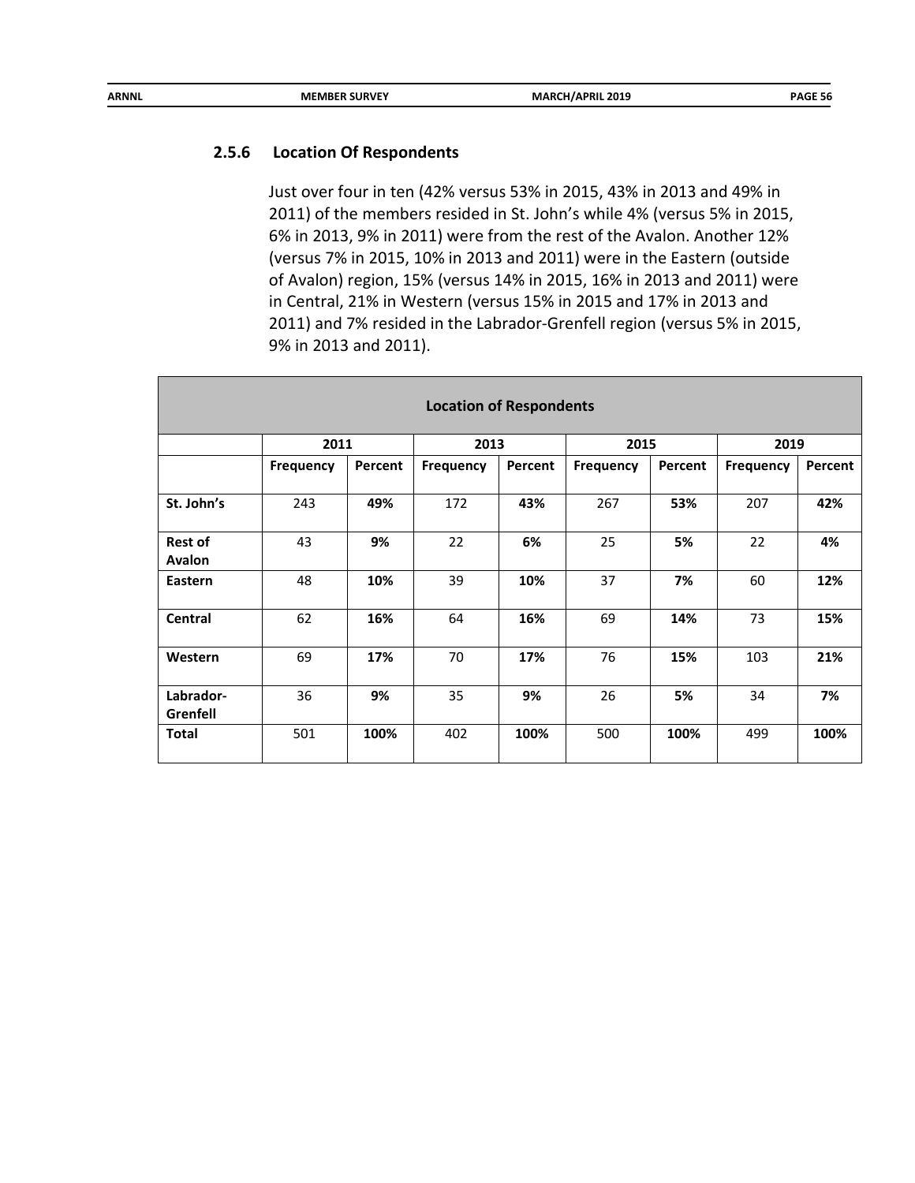### 2.5.6 Location Of Respondents

Just over four in ten (42% versus 53% in 2015, 43% in 2013 and 49% in 2011) of the members resided in St. John's while 4% (versus 5% in 2015, 6% in 2013, 9% in 2011) were from the rest of the Avalon. Another 12% (versus 7% in 2015, 10% in 2013 and 2011) were in the Eastern (outside of Avalon) region, 15% (versus 14% in 2015, 16% in 2013 and 2011) were in Central, 21% in Western (versus 15% in 2015 and 17% in 2013 and 2011) and 7% resided in the Labrador-Grenfell region (versus 5% in 2015, 9% in 2013 and 2011).

**Location of Respondents**

| | 2011 | | 2013 | | 2015 | | 2019 | |
|---|---|---|---|---|---|---|---|---|
| | **Frequency** | **Percent** | **Frequency** | **Percent** | **Frequency** | **Percent** | **Frequency** | **Percent** |
| **St. John's** | 243 | **49%** | 172 | **43%** | 267 | **53%** | 207 | **42%** |
| **Rest of Avalon** | 43 | **9%** | 22 | **6%** | 25 | **5%** | 22 | **4%** |
| **Eastern** | 48 | **10%** | 39 | **10%** | 37 | **7%** | 60 | **12%** |
| **Central** | 62 | **16%** | 64 | **16%** | 69 | **14%** | 73 | **15%** |
| **Western** | 69 | **17%** | 70 | **17%** | 76 | **15%** | 103 | **21%** |
| **Labrador-Grenfell** | 36 | **9%** | 35 | **9%** | 26 | **5%** | 34 | **7%** |
| **Total** | 501 | **100%** | 402 | **100%** | 500 | **100%** | 499 | **100%** |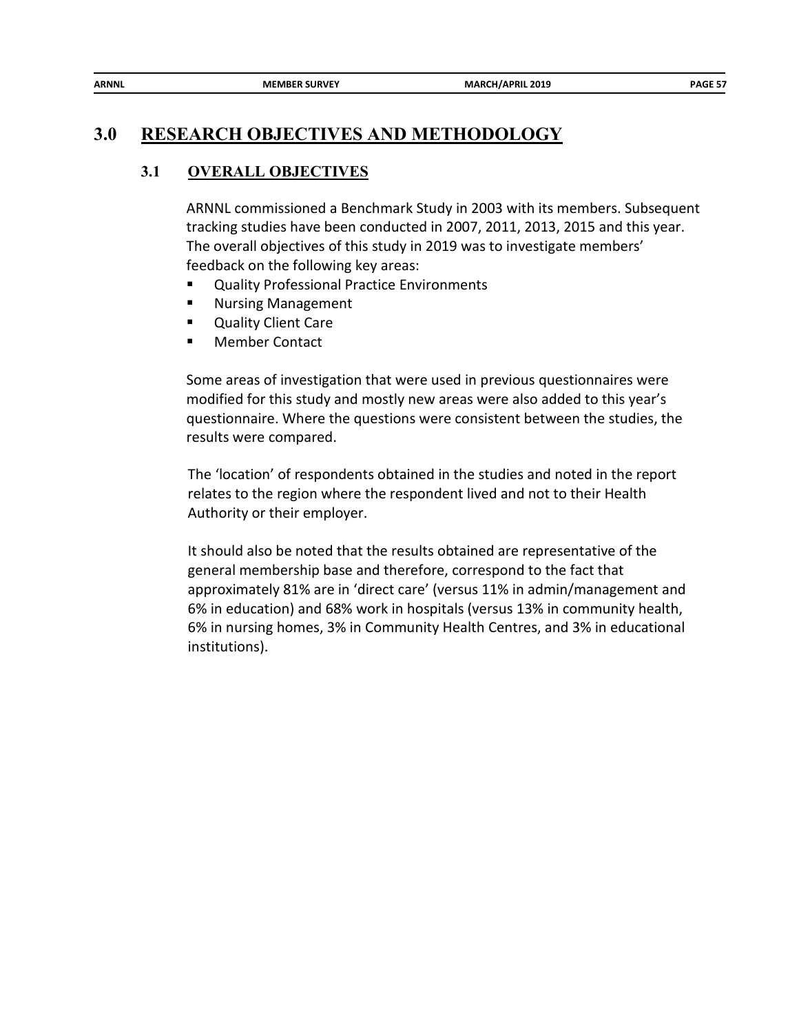# 3.0 RESEARCH OBJECTIVES AND METHODOLOGY

## 3.1 OVERALL OBJECTIVES

ARNNL commissioned a Benchmark Study in 2003 with its members. Subsequent tracking studies have been conducted in 2007, 2011, 2013, 2015 and this year. The overall objectives of this study in 2019 was to investigate members' feedback on the following key areas:

- Quality Professional Practice Environments
- Nursing Management
- Quality Client Care
- Member Contact

Some areas of investigation that were used in previous questionnaires were modified for this study and mostly new areas were also added to this year's questionnaire. Where the questions were consistent between the studies, the results were compared.

The 'location' of respondents obtained in the studies and noted in the report relates to the region where the respondent lived and not to their Health Authority or their employer.

It should also be noted that the results obtained are representative of the general membership base and therefore, correspond to the fact that approximately 81% are in 'direct care' (versus 11% in admin/management and 6% in education) and 68% work in hospitals (versus 13% in community health, 6% in nursing homes, 3% in Community Health Centres, and 3% in educational institutions).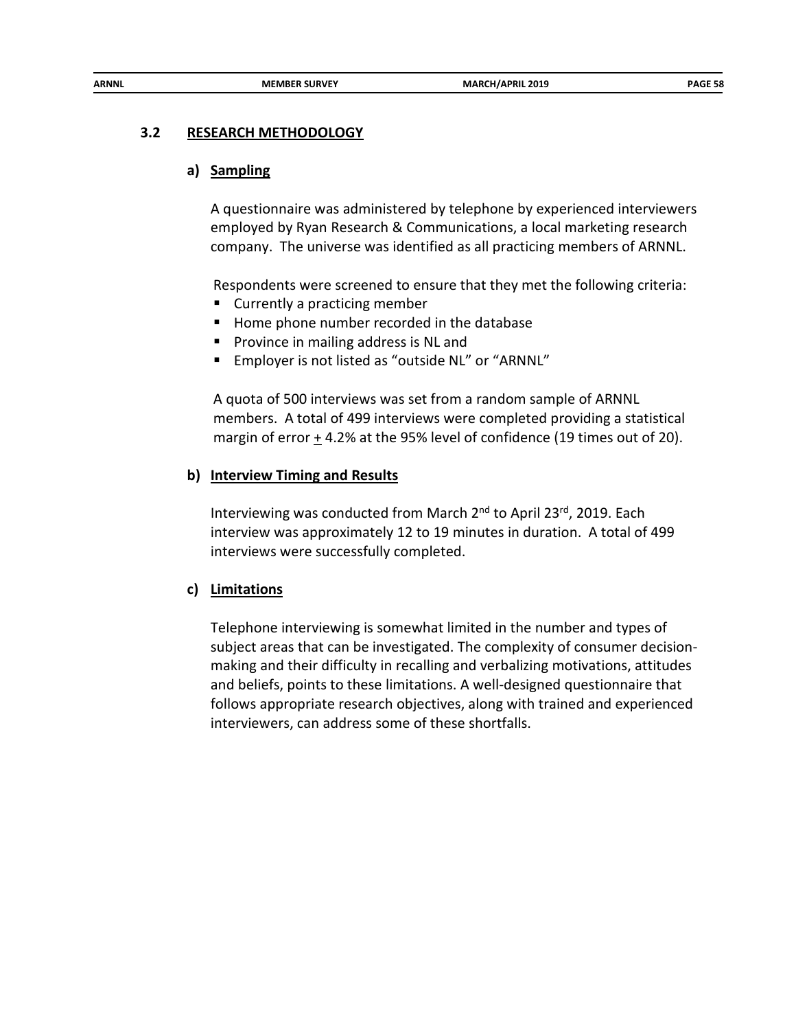## 3.2 RESEARCH METHODOLOGY

### a) Sampling

A questionnaire was administered by telephone by experienced interviewers employed by Ryan Research & Communications, a local marketing research company. The universe was identified as all practicing members of ARNNL.

Respondents were screened to ensure that they met the following criteria:

- Currently a practicing member
- Home phone number recorded in the database
- Province in mailing address is NL and
- Employer is not listed as "outside NL" or "ARNNL"

A quota of 500 interviews was set from a random sample of ARNNL members. A total of 499 interviews were completed providing a statistical margin of error $\pm$ 4.2% at the 95% level of confidence (19 times out of 20).

### b) Interview Timing and Results

Interviewing was conducted from March 2nd to April 23rd, 2019. Each interview was approximately 12 to 19 minutes in duration. A total of 499 interviews were successfully completed.

### c) Limitations

Telephone interviewing is somewhat limited in the number and types of subject areas that can be investigated. The complexity of consumer decision-making and their difficulty in recalling and verbalizing motivations, attitudes and beliefs, points to these limitations. A well-designed questionnaire that follows appropriate research objectives, along with trained and experienced interviewers, can address some of these shortfalls.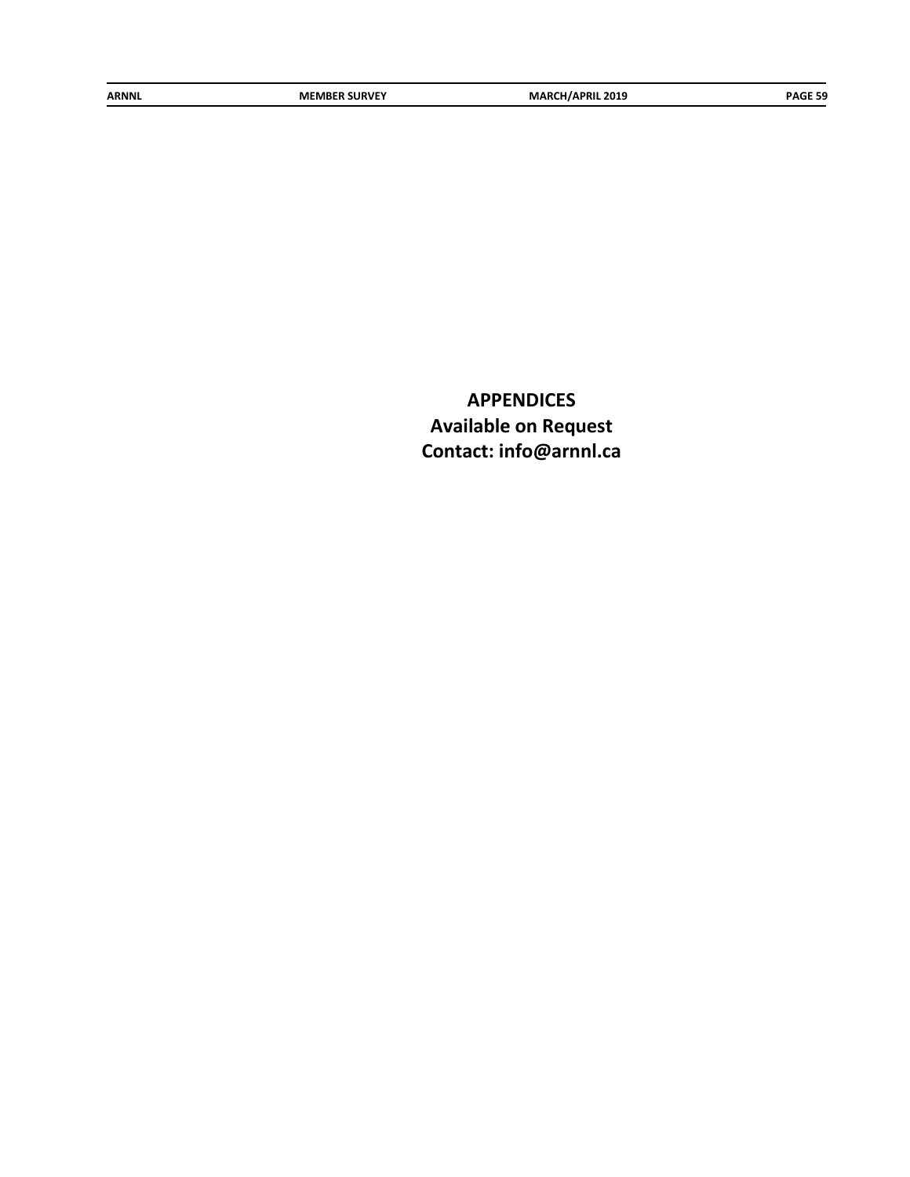**APPENDICES**

**Available on Request**

**Contact: info@arnnl.ca**